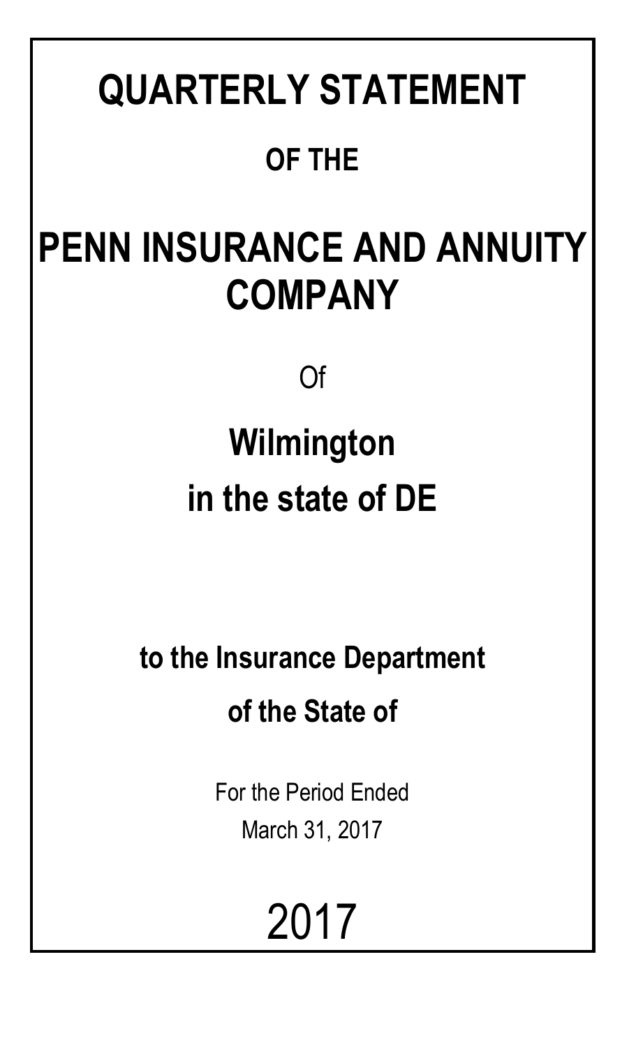# QUARTERLY STATEMENT

## OF THE

# PENN INSURANCE AND ANNUITY COMPANY

Of

## Wilmington

## in the state of DE

### to the Insurance Department

### of the State of

For the Period Ended

March 31, 2017

2017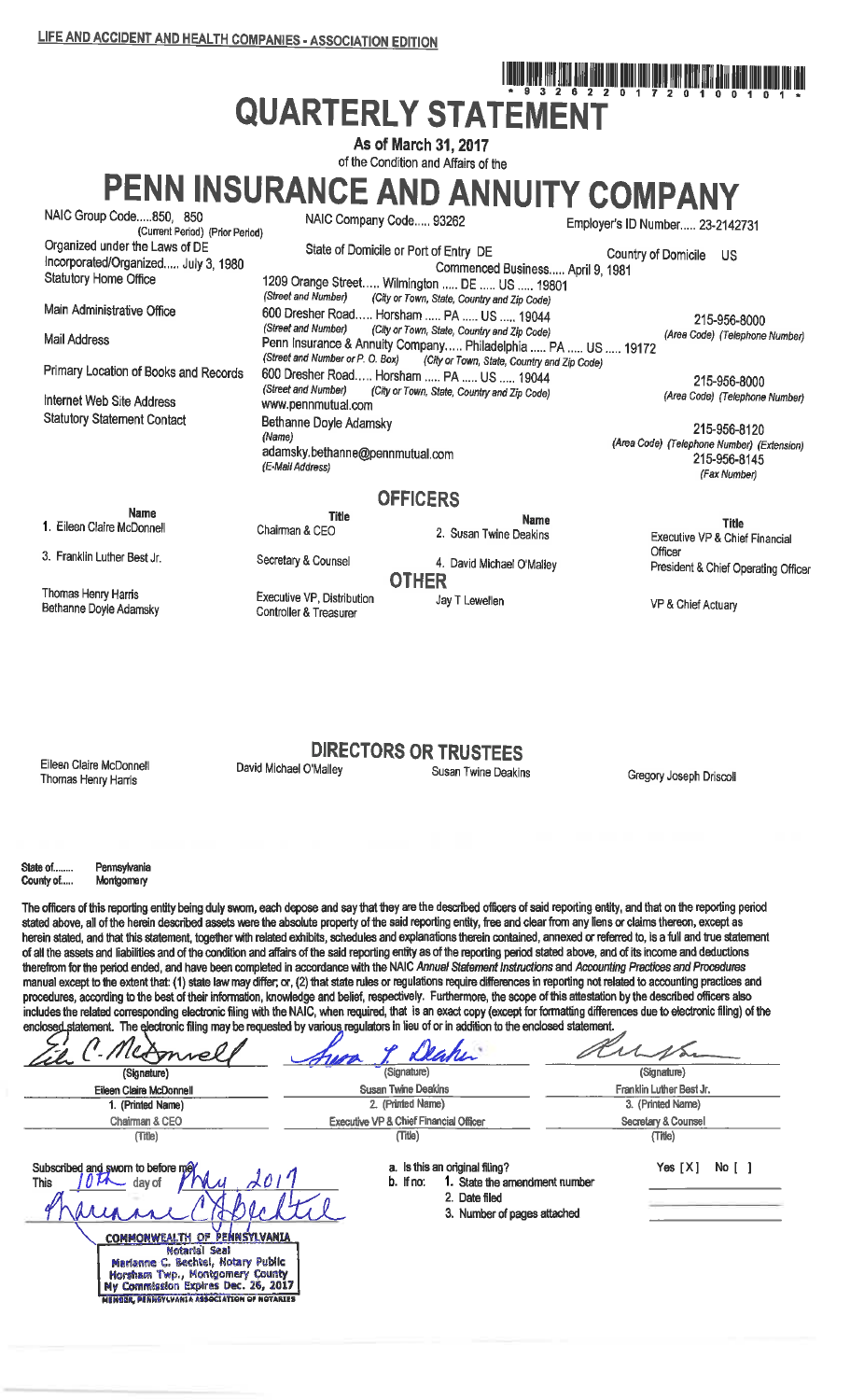LIFE AND ACCIDENT AND HEALTH COMPANIES - ASSOCIATION EDITION

\* 9 3 2 6 2 2 0 1 7 2 0 1 0 0 1 0 1 \*

# QUARTERLY STATEMENT

**As of March 31, 2017**

of the Condition and Affairs of the

# PENN INSURANCE AND ANNUITY COMPANY

| | | |
|---|---|---|
| NAIC Group Code.....850, 850 (Current Period) (Prior Period) | NAIC Company Code..... 93262 | Employer's ID Number..... 23-2142731 |
| Organized under the Laws of DE | State of Domicile or Port of Entry DE | Country of Domicile US |
| Incorporated/Organized..... July 3, 1980 | Commenced Business..... April 9, 1981 | |
| Statutory Home Office | 1209 Orange Street..... Wilmington ..... DE ..... US ..... 19801 (Street and Number) (City or Town, State, Country and Zip Code) | |
| Main Administrative Office | 600 Dresher Road..... Horsham ..... PA ..... US ..... 19044 (Street and Number) (City or Town, State, Country and Zip Code) | 215-956-8000 (Area Code) (Telephone Number) |
| Mail Address | Penn Insurance & Annuity Company..... Philadelphia ..... PA ..... US ..... 19172 (Street and Number or P. O. Box) (City or Town, State, Country and Zip Code) | |
| Primary Location of Books and Records | 600 Dresher Road..... Horsham ..... PA ..... US ..... 19044 (Street and Number) (City or Town, State, Country and Zip Code) | 215-956-8000 (Area Code) (Telephone Number) |
| Internet Web Site Address | www.pennmutual.com | |
| Statutory Statement Contact | Bethanne Doyle Adamsky (Name) | 215-956-8120 (Area Code) (Telephone Number) (Extension) |
| | adamsky.bethanne@pennmutual.com (E-Mail Address) | 215-956-8145 (Fax Number) |

## OFFICERS

| Name | Title | Name | Title |
|---|---|---|---|
| 1. Eileen Claire McDonnell | Chairman & CEO | 2. Susan Twine Deakins | Executive VP & Chief Financial Officer |
| 3. Franklin Luther Best Jr. | Secretary & Counsel | 4. David Michael O'Malley | President & Chief Operating Officer |

## OTHER

| | | | |
|---|---|---|---|
| Thomas Henry Harris | Executive VP, Distribution | Jay T Lewellen | VP & Chief Actuary |
| Bethanne Doyle Adamsky | Controller & Treasurer | | |

## DIRECTORS OR TRUSTEES

| | | | |
|---|---|---|---|
| Eileen Claire McDonnell | David Michael O'Malley | Susan Twine Deakins | Gregory Joseph Driscoll |
| Thomas Henry Harris | | | |

State of....... Pennsylvania
County of..... Montgomery

The officers of this reporting entity being duly sworn, each depose and say that they are the described officers of said reporting entity, and that on the reporting period stated above, all of the herein described assets were the absolute property of the said reporting entity, free and clear from any liens or claims thereon, except as herein stated, and that this statement, together with related exhibits, schedules and explanations therein contained, annexed or referred to, is a full and true statement of all the assets and liabilities and of the condition and affairs of the said reporting entity as of the reporting period stated above, and of its income and deductions therefrom for the period ended, and have been completed in accordance with the NAIC *Annual Statement Instructions* and *Accounting Practices and Procedures* manual except to the extent that: (1) state law may differ; or, (2) that state rules or regulations require differences in reporting not related to accounting practices and procedures, according to the best of their information, knowledge and belief, respectively. Furthermore, the scope of this attestation by the described officers also includes the related corresponding electronic filing with the NAIC, when required, that is an exact copy (except for formatting differences due to electronic filing) of the enclosed statement. The electronic filing may be requested by various regulators in lieu of or in addition to the enclosed statement.

| | | |
|---|---|---|
| (Signature) | (Signature) | (Signature) |
| Eileen Claire McDonnell | Susan Twine Deakins | Franklin Luther Best Jr. |
| 1. (Printed Name) | 2. (Printed Name) | 3. (Printed Name) |
| Chairman & CEO | Executive VP & Chief Financial Officer | Secretary & Counsel |
| (Title) | (Title) | (Title) |

Subscribed and sworn to before me
This 10th day of May 2017

COMMONWEALTH OF PENNSYLVANIA
Notarial Seal
Marianne C. Bechtel, Notary Public
Horsham Twp., Montgomery County
My Commission Expires Dec. 26, 2017
MEMBER, PENNSYLVANIA ASSOCIATION OF NOTARIES

a. Is this an original filing? Yes [X] No [ ]

b. If no: 1. State the amendment number
2. Date filed
3. Number of pages attached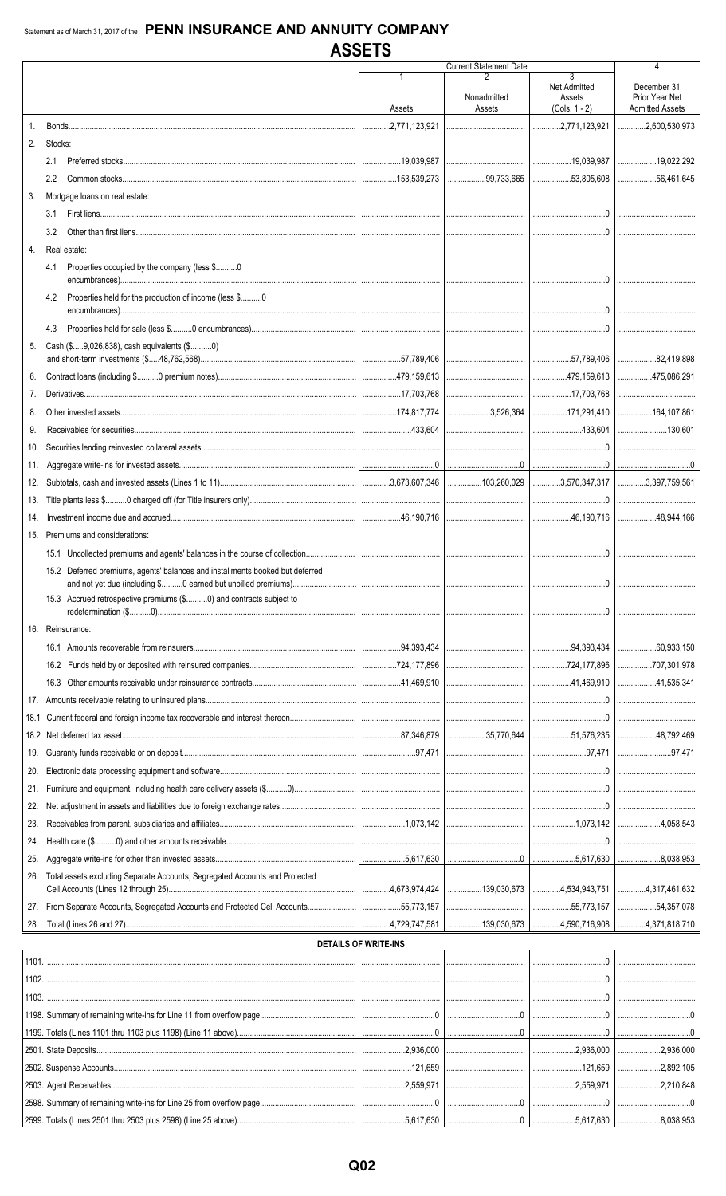Statement as of March 31, 2017 of the **PENN INSURANCE AND ANNUITY COMPANY**

# ASSETS

| | Current Statement Date 1 Assets | 2 Nonadmitted Assets | 3 Net Admitted Assets (Cols. 1 - 2) | 4 December 31 Prior Year Net Admitted Assets |
|---|---|---|---|---|
| 1. Bonds | 2,771,123,921 | | 2,771,123,921 | 2,600,530,973 |
| 2. Stocks: | | | | |
| 2.1 Preferred stocks | 19,039,987 | | 19,039,987 | 19,022,292 |
| 2.2 Common stocks | 153,539,273 | 99,733,665 | 53,805,608 | 56,461,645 |
| 3. Mortgage loans on real estate: | | | | |
| 3.1 First liens | | | 0 | |
| 3.2 Other than first liens | | | 0 | |
| 4. Real estate: | | | | |
| 4.1 Properties occupied by the company (less $..........0 encumbrances) | | | 0 | |
| 4.2 Properties held for the production of income (less $..........0 encumbrances) | | | 0 | |
| 4.3 Properties held for sale (less $..........0 encumbrances) | | | 0 | |
| 5. Cash ($.....9,026,838), cash equivalents ($..........0) and short-term investments ($.....48,762,568) | 57,789,406 | | 57,789,406 | 82,419,898 |
| 6. Contract loans (including $..........0 premium notes) | 479,159,613 | | 479,159,613 | 475,086,291 |
| 7. Derivatives | 17,703,768 | | 17,703,768 | |
| 8. Other invested assets | 174,817,774 | 3,526,364 | 171,291,410 | 164,107,861 |
| 9. Receivables for securities | 433,604 | | 433,604 | 130,601 |
| 10. Securities lending reinvested collateral assets | | | 0 | |
| 11. Aggregate write-ins for invested assets | 0 | 0 | 0 | 0 |
| 12. Subtotals, cash and invested assets (Lines 1 to 11) | 3,673,607,346 | 103,260,029 | 3,570,347,317 | 3,397,759,561 |
| 13. Title plants less $..........0 charged off (for Title insurers only) | | | 0 | |
| 14. Investment income due and accrued | 46,190,716 | | 46,190,716 | 48,944,166 |
| 15. Premiums and considerations: | | | | |
| 15.1 Uncollected premiums and agents' balances in the course of collection | | | 0 | |
| 15.2 Deferred premiums, agents' balances and installments booked but deferred and not yet due (including $..........0 earned but unbilled premiums) | | | 0 | |
| 15.3 Accrued retrospective premiums ($..........0) and contracts subject to redetermination ($..........0) | | | 0 | |
| 16. Reinsurance: | | | | |
| 16.1 Amounts recoverable from reinsurers | 94,393,434 | | 94,393,434 | 60,933,150 |
| 16.2 Funds held by or deposited with reinsured companies | 724,177,896 | | 724,177,896 | 707,301,978 |
| 16.3 Other amounts receivable under reinsurance contracts | 41,469,910 | | 41,469,910 | 41,535,341 |
| 17. Amounts receivable relating to uninsured plans | | | 0 | |
| 18.1 Current federal and foreign income tax recoverable and interest thereon | | | 0 | |
| 18.2 Net deferred tax asset | 87,346,879 | 35,770,644 | 51,576,235 | 48,792,469 |
| 19. Guaranty funds receivable or on deposit | 97,471 | | 97,471 | 97,471 |
| 20. Electronic data processing equipment and software | | | 0 | |
| 21. Furniture and equipment, including health care delivery assets ($..........0) | | | 0 | |
| 22. Net adjustment in assets and liabilities due to foreign exchange rates | | | 0 | |
| 23. Receivables from parent, subsidiaries and affiliates | 1,073,142 | | 1,073,142 | 4,058,543 |
| 24. Health care ($..........0) and other amounts receivable | | | 0 | |
| 25. Aggregate write-ins for other than invested assets | 5,617,630 | 0 | 5,617,630 | 8,038,953 |
| 26. Total assets excluding Separate Accounts, Segregated Accounts and Protected Cell Accounts (Lines 12 through 25) | 4,673,974,424 | 139,030,673 | 4,534,943,751 | 4,317,461,632 |
| 27. From Separate Accounts, Segregated Accounts and Protected Cell Accounts | 55,773,157 | | 55,773,157 | 54,357,078 |
| 28. Total (Lines 26 and 27) | 4,729,747,581 | 139,030,673 | 4,590,716,908 | 4,371,818,710 |

## DETAILS OF WRITE-INS

| | 1 | 2 | 3 | 4 |
|---|---|---|---|---|
| 1101. | | | 0 | |
| 1102. | | | 0 | |
| 1103. | | | 0 | |
| 1198. Summary of remaining write-ins for Line 11 from overflow page | 0 | 0 | 0 | 0 |
| 1199. Totals (Lines 1101 thru 1103 plus 1198) (Line 11 above) | 0 | 0 | 0 | 0 |
| 2501. State Deposits | 2,936,000 | | 2,936,000 | 2,936,000 |
| 2502. Suspense Accounts | 121,659 | | 121,659 | 2,892,105 |
| 2503. Agent Receivables | 2,559,971 | | 2,559,971 | 2,210,848 |
| 2598. Summary of remaining write-ins for Line 25 from overflow page | 0 | 0 | 0 | 0 |
| 2599. Totals (Lines 2501 thru 2503 plus 2598) (Line 25 above) | 5,617,630 | 0 | 5,617,630 | 8,038,953 |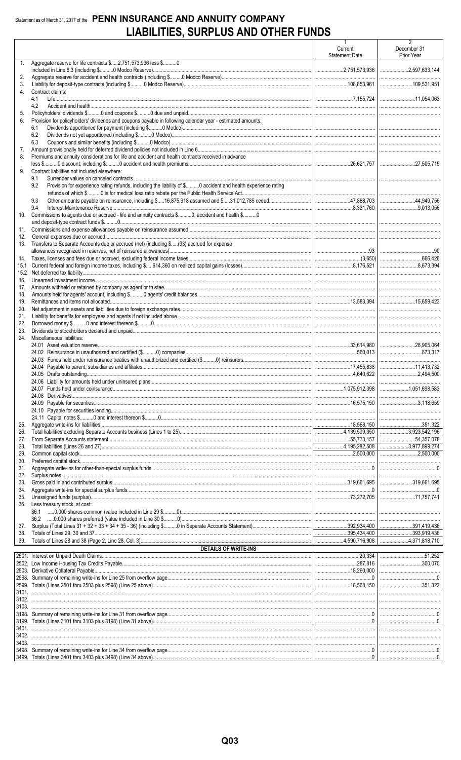Statement as of March 31, 2017 of the **PENN INSURANCE AND ANNUITY COMPANY**

# LIABILITIES, SURPLUS AND OTHER FUNDS

| | | 1 Current Statement Date | 2 December 31 Prior Year |
|---|---|---|---|
| 1. | Aggregate reserve for life contracts $.....2,751,573,936 less $..........0 included in Line 6.3 (including $..........0 Modco Reserve) | 2,751,573,936 | 2,597,633,144 |
| 2. | Aggregate reserve for accident and health contracts (including $..........0 Modco Reserve) | | |
| 3. | Liability for deposit-type contracts (including $..........0 Modco Reserve) | 108,853,961 | 109,531,951 |
| 4. | Contract claims: | | |
| | 4.1 Life | 7,155,724 | 11,054,063 |
| | 4.2 Accident and health | | |
| 5. | Policyholders' dividends $..........0 and coupons $..........0 due and unpaid | | |
| 6. | Provision for policyholders' dividends and coupons payable in following calendar year - estimated amounts: | | |
| | 6.1 Dividends apportioned for payment (including $..........0 Modco) | | |
| | 6.2 Dividends not yet apportioned (including $..........0 Modco) | | |
| | 6.3 Coupons and similar benefits (including $..........0 Modco) | | |
| 7. | Amount provisionally held for deferred dividend policies not included in Line 6 | | |
| 8. | Premiums and annuity considerations for life and accident and health contracts received in advance less $..........0 discount; including $..........0 accident and health premiums | 26,621,757 | 27,505,715 |
| 9. | Contract liabilities not included elsewhere: | | |
| | 9.1 Surrender values on canceled contracts | | |
| | 9.2 Provision for experience rating refunds, including the liability of $..........0 accident and health experience rating refunds of which $..........0 is for medical loss ratio rebate per the Public Health Service Act | | |
| | 9.3 Other amounts payable on reinsurance, including $.....16,875,918 assumed and $.....31,012,785 ceded | 47,888,703 | 44,949,756 |
| | 9.4 Interest Maintenance Reserve | 8,331,760 | 9,013,056 |
| 10. | Commissions to agents due or accrued - life and annuity contracts $..........0, accident and health $..........0 and deposit-type contract funds $..........0 | | |
| 11. | Commissions and expense allowances payable on reinsurance assumed | | |
| 12. | General expenses due or accrued | | |
| 13. | Transfers to Separate Accounts due or accrued (net) (including $.....(93) accrued for expense allowances recognized in reserves, net of reinsured allowances) | 93 | 90 |
| 14. | Taxes, licenses and fees due or accrued, excluding federal income taxes | (3,650) | 666,426 |
| 15.1 | Current federal and foreign income taxes, including $.....614,360 on realized capital gains (losses) | 8,176,521 | 8,673,394 |
| 15.2 | Net deferred tax liability | | |
| 16. | Unearned investment income | | |
| 17. | Amounts withheld or retained by company as agent or trustee | | |
| 18. | Amounts held for agents' account, including $..........0 agents' credit balances | | |
| 19. | Remittances and items not allocated | 13,583,394 | 15,659,423 |
| 20. | Net adjustment in assets and liabilities due to foreign exchange rates | | |
| 21. | Liability for benefits for employees and agents if not included above | | |
| 22. | Borrowed money $..........0 and interest thereon $..........0 | | |
| 23. | Dividends to stockholders declared and unpaid | | |
| 24. | Miscellaneous liabilities: | | |
| | 24.01 Asset valuation reserve | 33,614,980 | 28,905,064 |
| | 24.02 Reinsurance in unauthorized and certified ($..........0) companies | 560,013 | 873,317 |
| | 24.03 Funds held under reinsurance treaties with unauthorized and certified ($..........0) reinsurers | | |
| | 24.04 Payable to parent, subsidiaries and affiliates | 17,455,838 | 11,413,732 |
| | 24.05 Drafts outstanding | 4,640,622 | 2,494,500 |
| | 24.06 Liability for amounts held under uninsured plans | | |
| | 24.07 Funds held under coinsurance | 1,075,912,398 | 1,051,698,583 |
| | 24.08 Derivatives | | |
| | 24.09 Payable for securities | 16,575,150 | 3,118,659 |
| | 24.10 Payable for securities lending | | |
| | 24.11 Capital notes $..........0 and interest thereon $..........0 | | |
| 25. | Aggregate write-ins for liabilities | 18,568,150 | 351,322 |
| 26. | Total liabilities excluding Separate Accounts business (Lines 1 to 25) | 4,139,509,350 | 3,923,542,196 |
| 27. | From Separate Accounts statement | 55,773,157 | 54,357,078 |
| 28. | Total liabilities (Lines 26 and 27) | 4,195,282,508 | 3,977,899,274 |
| 29. | Common capital stock | 2,500,000 | 2,500,000 |
| 30. | Preferred capital stock | | |
| 31. | Aggregate write-ins for other-than-special surplus funds | 0 | 0 |
| 32. | Surplus notes | | |
| 33. | Gross paid in and contributed surplus | 319,661,695 | 319,661,695 |
| 34. | Aggregate write-ins for special surplus funds | 0 | 0 |
| 35. | Unassigned funds (surplus) | 73,272,705 | 71,757,741 |
| 36. | Less treasury stock, at cost: | | |
| | 36.1 .....0.000 shares common (value included in Line 29 $..........0) | | |
| | 36.2 .....0.000 shares preferred (value included in Line 30 $..........0) | | |
| 37. | Surplus (Total Lines 31 + 32 + 33 + 34 + 35 - 36) (including $..........0 in Separate Accounts Statement) | 392,934,400 | 391,419,436 |
| 38. | Totals of Lines 29, 30 and 37 | 395,434,400 | 393,919,436 |
| 39. | Totals of Lines 28 and 38 (Page 2, Line 28, Col. 3) | 4,590,716,908 | 4,371,818,710 |
| | **DETAILS OF WRITE-INS** | | |
| 2501. | Interest on Unpaid Death Claims | 20,334 | 51,252 |
| 2502. | Low Income Housing Tax Credits Payable | 287,816 | 300,070 |
| 2503. | Derivative Collateral Payable | 18,260,000 | |
| 2598. | Summary of remaining write-ins for Line 25 from overflow page | 0 | 0 |
| 2599. | Totals (Lines 2501 thru 2503 plus 2598) (Line 25 above) | 18,568,150 | 351,322 |
| 3101. | | | |
| 3102. | | | |
| 3103. | | | |
| 3198. | Summary of remaining write-ins for Line 31 from overflow page | 0 | 0 |
| 3199. | Totals (Lines 3101 thru 3103 plus 3198) (Line 31 above) | 0 | 0 |
| 3401. | | | |
| 3402. | | | |
| 3403. | | | |
| 3498. | Summary of remaining write-ins for Line 34 from overflow page | 0 | 0 |
| 3499. | Totals (Lines 3401 thru 3403 plus 3498) (Line 34 above) | 0 | 0 |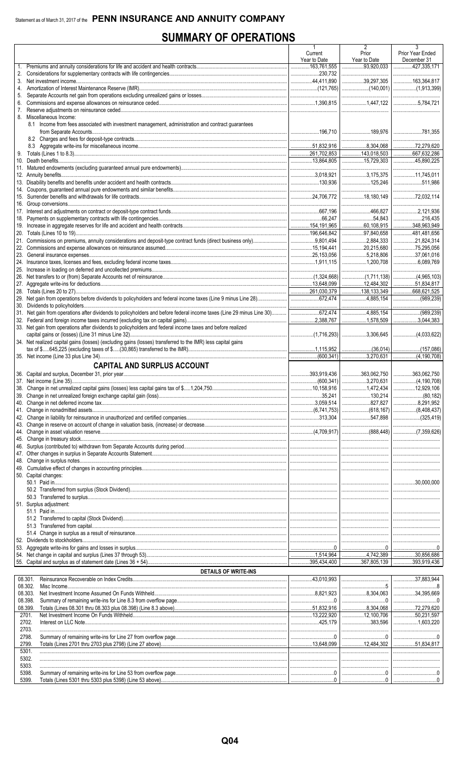Statement as of March 31, 2017 of the **PENN INSURANCE AND ANNUITY COMPANY**

# SUMMARY OF OPERATIONS

| | | 1 Current Year to Date | 2 Prior Year to Date | 3 Prior Year Ended December 31 |
|---|---|---|---|---|
| 1. | Premiums and annuity considerations for life and accident and health contracts | 163,761,555 | 93,920,033 | 427,335,171 |
| 2. | Considerations for supplementary contracts with life contingencies | 230,732 | | |
| 3. | Net investment income | 44,411,890 | 39,297,305 | 163,364,817 |
| 4. | Amortization of Interest Maintenance Reserve (IMR) | (121,765) | (140,001) | (1,913,399) |
| 5. | Separate Accounts net gain from operations excluding unrealized gains or losses | | | |
| 6. | Commissions and expense allowances on reinsurance ceded | 1,390,815 | 1,447,122 | 5,784,721 |
| 7. | Reserve adjustments on reinsurance ceded | | | |
| 8. | Miscellaneous Income: | | | |
| | 8.1 Income from fees associated with investment management, administration and contract guarantees from Separate Accounts | 196,710 | 189,976 | 781,355 |
| | 8.2 Charges and fees for deposit-type contracts | | | |
| | 8.3 Aggregate write-ins for miscellaneous income | 51,832,916 | 8,304,068 | 72,279,620 |
| 9. | Totals (Lines 1 to 8.3) | 261,702,853 | 143,018,503 | 667,632,286 |
| 10. | Death benefits | 13,864,805 | 15,729,303 | 45,890,225 |
| 11. | Matured endowments (excluding guaranteed annual pure endowments) | | | |
| 12. | Annuity benefits | 3,018,921 | 3,175,375 | 11,745,011 |
| 13. | Disability benefits and benefits under accident and health contracts | 130,936 | 125,246 | 511,986 |
| 14. | Coupons, guaranteed annual pure endowments and similar benefits | | | |
| 15. | Surrender benefits and withdrawals for life contracts | 24,706,772 | 18,180,149 | 72,032,114 |
| 16. | Group conversions | | | |
| 17. | Interest and adjustments on contract or deposit-type contract funds | 667,196 | 466,827 | 2,121,936 |
| 18. | Payments on supplementary contracts with life contingencies | 66,247 | 54,843 | 216,435 |
| 19. | Increase in aggregate reserves for life and accident and health contracts | 154,191,965 | 60,108,915 | 348,963,949 |
| 20. | Totals (Lines 10 to 19) | 196,646,842 | 97,840,658 | 481,481,656 |
| 21. | Commissions on premiums, annuity considerations and deposit-type contract funds (direct business only) | 9,801,494 | 2,884,333 | 21,824,314 |
| 22. | Commissions and expense allowances on reinsurance assumed | 15,194,441 | 20,215,680 | 75,295,056 |
| 23. | General insurance expenses | 25,153,056 | 5,218,806 | 37,061,016 |
| 24. | Insurance taxes, licenses and fees, excluding federal income taxes | 1,911,115 | 1,200,708 | 6,089,769 |
| 25. | Increase in loading on deferred and uncollected premiums | | | |
| 26. | Net transfers to or (from) Separate Accounts net of reinsurance | (1,324,668) | (1,711,138) | (4,965,103) |
| 27. | Aggregate write-ins for deductions | 13,648,099 | 12,484,302 | 51,834,817 |
| 28. | Totals (Lines 20 to 27) | 261,030,379 | 138,133,349 | 668,621,525 |
| 29. | Net gain from operations before dividends to policyholders and federal income taxes (Line 9 minus Line 28) | 672,474 | 4,885,154 | (989,239) |
| 30. | Dividends to policyholders | | | |
| 31. | Net gain from operations after dividends to policyholders and before federal income taxes (Line 29 minus Line 30) | 672,474 | 4,885,154 | (989,239) |
| 32. | Federal and foreign income taxes incurred (excluding tax on capital gains) | 2,388,767 | 1,578,509 | 3,044,383 |
| 33. | Net gain from operations after dividends to policyholders and federal income taxes and before realized capital gains or (losses) (Line 31 minus Line 32) | (1,716,293) | 3,306,645 | (4,033,622) |
| 34. | Net realized capital gains (losses) (excluding gains (losses) transferred to the IMR) less capital gains tax of $.....645,225 (excluding taxes of $.....(30,865) transferred to the IMR) | 1,115,952 | (36,014) | (157,086) |
| 35. | Net income (Line 33 plus Line 34) | (600,341) | 3,270,631 | (4,190,708) |
| | **CAPITAL AND SURPLUS ACCOUNT** | | | |
| 36. | Capital and surplus, December 31, prior year | 393,919,436 | 363,062,750 | 363,062,750 |
| 37. | Net income (Line 35) | (600,341) | 3,270,631 | (4,190,708) |
| 38. | Change in net unrealized capital gains (losses) less capital gains tax of $.....1,204,750 | 10,158,916 | 1,472,434 | 12,929,106 |
| 39. | Change in net unrealized foreign exchange capital gain (loss) | 35,241 | 130,214 | (80,182) |
| 40. | Change in net deferred income tax | 3,059,514 | 827,827 | 8,291,952 |
| 41. | Change in nonadmitted assets | (6,741,753) | (618,167) | (8,408,437) |
| 42. | Change in liability for reinsurance in unauthorized and certified companies | 313,304 | 547,898 | (325,419) |
| 43. | Change in reserve on account of change in valuation basis, (increase) or decrease | | | |
| 44. | Change in asset valuation reserve | (4,709,917) | (888,448) | (7,359,626) |
| 45. | Change in treasury stock | | | |
| 46. | Surplus (contributed to) withdrawn from Separate Accounts during period | | | |
| 47. | Other changes in surplus in Separate Accounts Statement | | | |
| 48. | Change in surplus notes | | | |
| 49. | Cumulative effect of changes in accounting principles | | | |
| 50. | Capital changes: | | | |
| | 50.1 Paid in | | | 30,000,000 |
| | 50.2 Transferred from surplus (Stock Dividend) | | | |
| | 50.3 Transferred to surplus | | | |
| 51. | Surplus adjustment: | | | |
| | 51.1 Paid in | | | |
| | 51.2 Transferred to capital (Stock Dividend) | | | |
| | 51.3 Transferred from capital | | | |
| | 51.4 Change in surplus as a result of reinsurance | | | |
| 52. | Dividends to stockholders | | | |
| 53. | Aggregate write-ins for gains and losses in surplus | 0 | 0 | 0 |
| 54. | Net change in capital and surplus (Lines 37 through 53) | 1,514,964 | 4,742,389 | 30,856,686 |
| 55. | Capital and surplus as of statement date (Lines 36 + 54) | 395,434,400 | 367,805,139 | 393,919,436 |
| | **DETAILS OF WRITE-INS** | | | |
| 08.301. | Reinsurance Recoverable on Index Credits | 43,010,993 | | 37,883,944 |
| 08.302. | Misc Income | | 5 | 8 |
| 08.303. | Net Investment Income Assumed On Funds Withheld | 8,821,923 | 8,304,063 | 34,395,669 |
| 08.398. | Summary of remaining write-ins for Line 8.3 from overflow page | 0 | 0 | 0 |
| 08.399. | Totals (Lines 08.301 thru 08.303 plus 08.398) (Line 8.3 above) | 51,832,916 | 8,304,068 | 72,279,620 |
| 2701. | Net Investment Income On Funds Withheld | 13,222,920 | 12,100,706 | 50,231,597 |
| 2702. | Interest on LLC Note | 425,179 | 383,596 | 1,603,220 |
| 2703. | | | | |
| 2798. | Summary of remaining write-ins for Line 27 from overflow page | 0 | 0 | 0 |
| 2799. | Totals (Lines 2701 thru 2703 plus 2798) (Line 27 above) | 13,648,099 | 12,484,302 | 51,834,817 |
| 5301. | | | | |
| 5302. | | | | |
| 5303. | | | | |
| 5398. | Summary of remaining write-ins for Line 53 from overflow page | 0 | 0 | 0 |
| 5399. | Totals (Lines 5301 thru 5303 plus 5398) (Line 53 above) | 0 | 0 | 0 |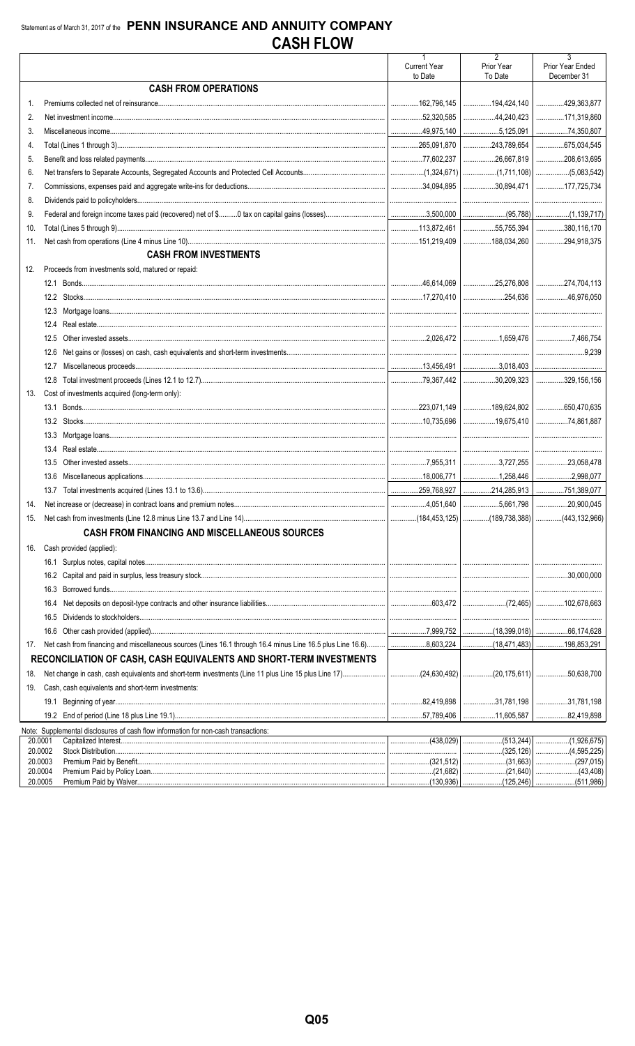Statement as of March 31, 2017 of the **PENN INSURANCE AND ANNUITY COMPANY**

# CASH FLOW

| | | 1<br>Current Year to Date | 2<br>Prior Year To Date | 3<br>Prior Year Ended December 31 |
|---|---|---|---|---|
| | **CASH FROM OPERATIONS** | | | |
| 1. | Premiums collected net of reinsurance | 162,796,145 | 194,424,140 | 429,363,877 |
| 2. | Net investment income | 52,320,585 | 44,240,423 | 171,319,860 |
| 3. | Miscellaneous income | 49,975,140 | 5,125,091 | 74,350,807 |
| 4. | Total (Lines 1 through 3) | 265,091,870 | 243,789,654 | 675,034,545 |
| 5. | Benefit and loss related payments | 77,602,237 | 26,667,819 | 208,613,695 |
| 6. | Net transfers to Separate Accounts, Segregated Accounts and Protected Cell Accounts | (1,324,671) | (1,711,108) | (5,083,542) |
| 7. | Commissions, expenses paid and aggregate write-ins for deductions | 34,094,895 | 30,894,471 | 177,725,734 |
| 8. | Dividends paid to policyholders | | | |
| 9. | Federal and foreign income taxes paid (recovered) net of $..........0 tax on capital gains (losses) | 3,500,000 | (95,788) | (1,139,717) |
| 10. | Total (Lines 5 through 9) | 113,872,461 | 55,755,394 | 380,116,170 |
| 11. | Net cash from operations (Line 4 minus Line 10) | 151,219,409 | 188,034,260 | 294,918,375 |
| | **CASH FROM INVESTMENTS** | | | |
| 12. | Proceeds from investments sold, matured or repaid: | | | |
| | 12.1 Bonds | 46,614,069 | 25,276,808 | 274,704,113 |
| | 12.2 Stocks | 17,270,410 | 254,636 | 46,976,050 |
| | 12.3 Mortgage loans | | | |
| | 12.4 Real estate | | | |
| | 12.5 Other invested assets | 2,026,472 | 1,659,476 | 7,466,754 |
| | 12.6 Net gains or (losses) on cash, cash equivalents and short-term investments | | | 9,239 |
| | 12.7 Miscellaneous proceeds | 13,456,491 | 3,018,403 | |
| | 12.8 Total investment proceeds (Lines 12.1 to 12.7) | 79,367,442 | 30,209,323 | 329,156,156 |
| 13. | Cost of investments acquired (long-term only): | | | |
| | 13.1 Bonds | 223,071,149 | 189,624,802 | 650,470,635 |
| | 13.2 Stocks | 10,735,696 | 19,675,410 | 74,861,887 |
| | 13.3 Mortgage loans | | | |
| | 13.4 Real estate | | | |
| | 13.5 Other invested assets | 7,955,311 | 3,727,255 | 23,058,478 |
| | 13.6 Miscellaneous applications | 18,006,771 | 1,258,446 | 2,998,077 |
| | 13.7 Total investments acquired (Lines 13.1 to 13.6) | 259,768,927 | 214,285,913 | 751,389,077 |
| 14. | Net increase or (decrease) in contract loans and premium notes | 4,051,640 | 5,661,798 | 20,900,045 |
| 15. | Net cash from investments (Line 12.8 minus Line 13.7 and Line 14) | (184,453,125) | (189,738,388) | (443,132,966) |
| | **CASH FROM FINANCING AND MISCELLANEOUS SOURCES** | | | |
| 16. | Cash provided (applied): | | | |
| | 16.1 Surplus notes, capital notes | | | |
| | 16.2 Capital and paid in surplus, less treasury stock | | | 30,000,000 |
| | 16.3 Borrowed funds | | | |
| | 16.4 Net deposits on deposit-type contracts and other insurance liabilities | 603,472 | (72,465) | 102,678,663 |
| | 16.5 Dividends to stockholders | | | |
| | 16.6 Other cash provided (applied) | 7,999,752 | (18,399,018) | 66,174,628 |
| 17. | Net cash from financing and miscellaneous sources (Lines 16.1 through 16.4 minus Line 16.5 plus Line 16.6) | 8,603,224 | (18,471,483) | 198,853,291 |
| | **RECONCILIATION OF CASH, CASH EQUIVALENTS AND SHORT-TERM INVESTMENTS** | | | |
| 18. | Net change in cash, cash equivalents and short-term investments (Line 11 plus Line 15 plus Line 17) | (24,630,492) | (20,175,611) | 50,638,700 |
| 19. | Cash, cash equivalents and short-term investments: | | | |
| | 19.1 Beginning of year | 82,419,898 | 31,781,198 | 31,781,198 |
| | 19.2 End of period (Line 18 plus Line 19.1) | 57,789,406 | 11,605,587 | 82,419,898 |

Note: Supplemental disclosures of cash flow information for non-cash transactions:

| | | 1 | 2 | 3 |
|---|---|---|---|---|
| 20.0001 | Capitalized Interest | (438,029) | (513,244) | (1,926,675) |
| 20.0002 | Stock Distribution | | (325,126) | (4,595,225) |
| 20.0003 | Premium Paid by Benefit | (321,512) | (31,663) | (297,015) |
| 20.0004 | Premium Paid by Policy Loan | (21,682) | (21,640) | (43,408) |
| 20.0005 | Premium Paid by Waiver | (130,936) | (125,246) | (511,986) |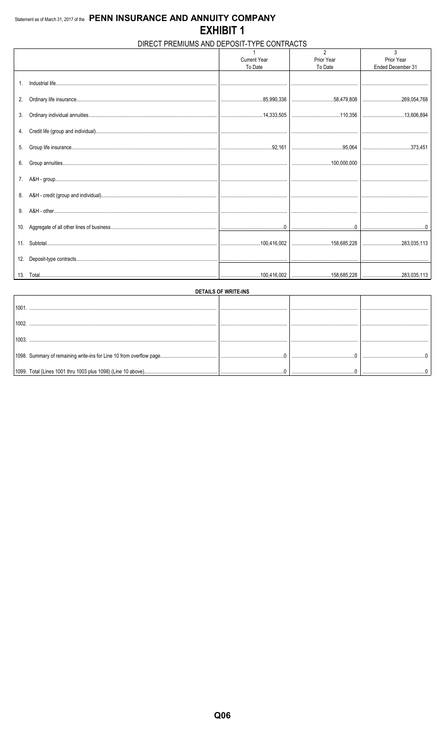Statement as of March 31, 2017 of the **PENN INSURANCE AND ANNUITY COMPANY**

# EXHIBIT 1

## DIRECT PREMIUMS AND DEPOSIT-TYPE CONTRACTS

| | 1<br>Current Year<br>To Date | 2<br>Prior Year<br>To Date | 3<br>Prior Year<br>Ended December 31 |
|---|---|---|---|
| 1. Industrial life | | | |
| 2. Ordinary life insurance | 85,990,336 | 58,479,808 | 269,054,768 |
| 3. Ordinary individual annuities | 14,333,505 | 110,356 | 13,606,894 |
| 4. Credit life (group and individual) | | | |
| 5. Group life insurance | 92,161 | 95,064 | 373,451 |
| 6. Group annuities | | 100,000,000 | |
| 7. A&H - group | | | |
| 8. A&H - credit (group and individual) | | | |
| 9. A&H - other | | | |
| 10. Aggregate of all other lines of business | 0 | 0 | 0 |
| 11. Subtotal | 100,416,002 | 158,685,228 | 283,035,113 |
| 12. Deposit-type contracts | | | |
| 13. Total | 100,416,002 | 158,685,228 | 283,035,113 |

**DETAILS OF WRITE-INS**

| | | | |
|---|---|---|---|
| 1001. | | | |
| 1002. | | | |
| 1003. | | | |
| 1098. Summary of remaining write-ins for Line 10 from overflow page | 0 | 0 | 0 |
| 1099. Total (Lines 1001 thru 1003 plus 1098) (Line 10 above) | 0 | 0 | 0 |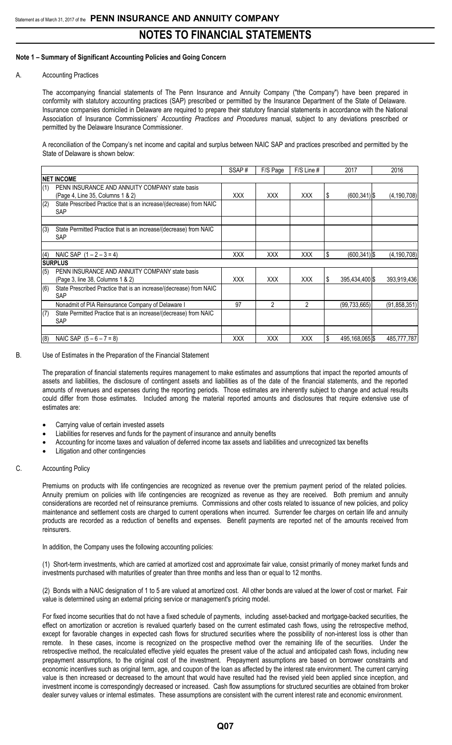# NOTES TO FINANCIAL STATEMENTS

## Note 1 – Summary of Significant Accounting Policies and Going Concern

### A. Accounting Practices

The accompanying financial statements of The Penn Insurance and Annuity Company ("the Company") have been prepared in conformity with statutory accounting practices (SAP) prescribed or permitted by the Insurance Department of the State of Delaware. Insurance companies domiciled in Delaware are required to prepare their statutory financial statements in accordance with the National Association of Insurance Commissioners' *Accounting Practices and Procedures* manual, subject to any deviations prescribed or permitted by the Delaware Insurance Commissioner.

A reconciliation of the Company's net income and capital and surplus between NAIC SAP and practices prescribed and permitted by the State of Delaware is shown below:

| | | SSAP # | F/S Page | F/S Line # | 2017 | 2016 |
|---|---|---|---|---|---|---|
| **NET INCOME** | | | | | | |
| (1) | PENN INSURANCE AND ANNUITY COMPANY state basis (Page 4, Line 35, Columns 1 & 2) | XXX | XXX | XXX | $ (600,341) | $ (4,190,708) |
| (2) | State Prescribed Practice that is an increase/(decrease) from NAIC SAP | | | | | |
| | | | | | | |
| (3) | State Permitted Practice that is an increase/(decrease) from NAIC SAP | | | | | |
| | | | | | | |
| (4) | NAIC SAP (1 – 2 – 3 = 4) | XXX | XXX | XXX | $ (600,341) | $ (4,190,708) |
| **SURPLUS** | | | | | | |
| (5) | PENN INSURANCE AND ANNUITY COMPANY state basis (Page 3, line 38, Columns 1 & 2) | XXX | XXX | XXX | $ 395,434,400 | $ 393,919,436 |
| (6) | State Prescribed Practice that is an increase/(decrease) from NAIC SAP | | | | | |
| | Nonadmit of PIA Reinsurance Company of Delaware I | 97 | 2 | 2 | (99,733,665) | (91,858,351) |
| (7) | State Permitted Practice that is an increase/(decrease) from NAIC SAP | | | | | |
| | | | | | | |
| (8) | NAIC SAP (5 – 6 – 7 = 8) | XXX | XXX | XXX | $ 495,168,065 | $ 485,777,787 |

### B. Use of Estimates in the Preparation of the Financial Statement

The preparation of financial statements requires management to make estimates and assumptions that impact the reported amounts of assets and liabilities, the disclosure of contingent assets and liabilities as of the date of the financial statements, and the reported amounts of revenues and expenses during the reporting periods. Those estimates are inherently subject to change and actual results could differ from those estimates. Included among the material reported amounts and disclosures that require extensive use of estimates are:

- Carrying value of certain invested assets
- Liabilities for reserves and funds for the payment of insurance and annuity benefits
- Accounting for income taxes and valuation of deferred income tax assets and liabilities and unrecognized tax benefits
- Litigation and other contingencies

### C. Accounting Policy

Premiums on products with life contingencies are recognized as revenue over the premium payment period of the related policies. Annuity premium on policies with life contingencies are recognized as revenue as they are received. Both premium and annuity considerations are recorded net of reinsurance premiums. Commissions and other costs related to issuance of new policies, and policy maintenance and settlement costs are charged to current operations when incurred. Surrender fee charges on certain life and annuity products are recorded as a reduction of benefits and expenses. Benefit payments are reported net of the amounts received from reinsurers.

In addition, the Company uses the following accounting policies:

(1) Short-term investments, which are carried at amortized cost and approximate fair value, consist primarily of money market funds and investments purchased with maturities of greater than three months and less than or equal to 12 months.

(2) Bonds with a NAIC designation of 1 to 5 are valued at amortized cost. All other bonds are valued at the lower of cost or market. Fair value is determined using an external pricing service or management's pricing model.

For fixed income securities that do not have a fixed schedule of payments, including asset-backed and mortgage-backed securities, the effect on amortization or accretion is revalued quarterly based on the current estimated cash flows, using the retrospective method, except for favorable changes in expected cash flows for structured securities where the possibility of non-interest loss is other than remote. In these cases, income is recognized on the prospective method over the remaining life of the securities. Under the retrospective method, the recalculated effective yield equates the present value of the actual and anticipated cash flows, including new prepayment assumptions, to the original cost of the investment. Prepayment assumptions are based on borrower constraints and economic incentives such as original term, age, and coupon of the loan as affected by the interest rate environment. The current carrying value is then increased or decreased to the amount that would have resulted had the revised yield been applied since inception, and investment income is correspondingly decreased or increased. Cash flow assumptions for structured securities are obtained from broker dealer survey values or internal estimates. These assumptions are consistent with the current interest rate and economic environment.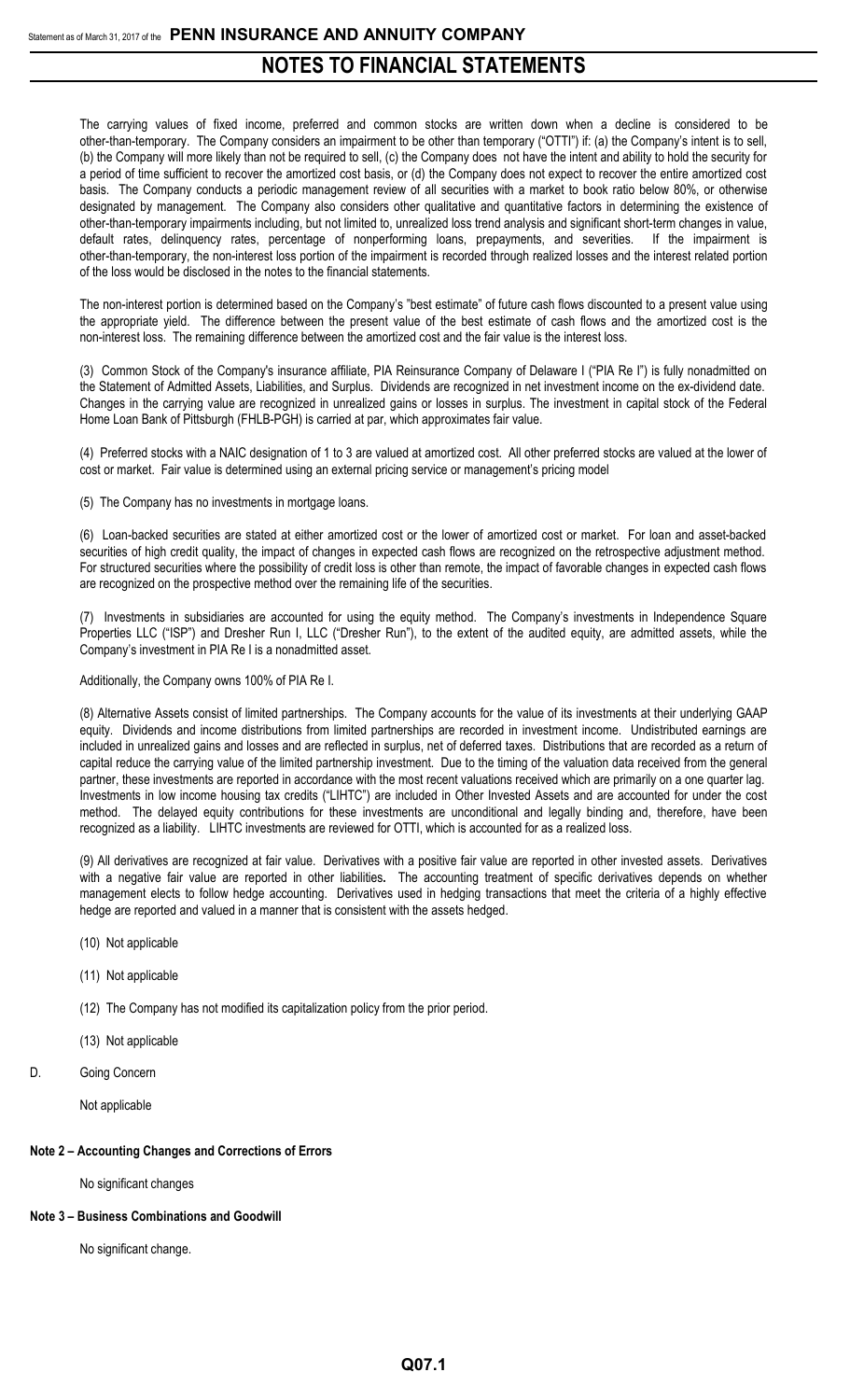The carrying values of fixed income, preferred and common stocks are written down when a decline is considered to be other-than-temporary. The Company considers an impairment to be other than temporary ("OTTI") if: (a) the Company's intent is to sell, (b) the Company will more likely than not be required to sell, (c) the Company does not have the intent and ability to hold the security for a period of time sufficient to recover the amortized cost basis, or (d) the Company does not expect to recover the entire amortized cost basis. The Company conducts a periodic management review of all securities with a market to book ratio below 80%, or otherwise designated by management. The Company also considers other qualitative and quantitative factors in determining the existence of other-than-temporary impairments including, but not limited to, unrealized loss trend analysis and significant short-term changes in value, default rates, delinquency rates, percentage of nonperforming loans, prepayments, and severities. If the impairment is other-than-temporary, the non-interest loss portion of the impairment is recorded through realized losses and the interest related portion of the loss would be disclosed in the notes to the financial statements.

The non-interest portion is determined based on the Company's "best estimate" of future cash flows discounted to a present value using the appropriate yield. The difference between the present value of the best estimate of cash flows and the amortized cost is the non-interest loss. The remaining difference between the amortized cost and the fair value is the interest loss.

(3) Common Stock of the Company's insurance affiliate, PIA Reinsurance Company of Delaware I ("PIA Re I") is fully nonadmitted on the Statement of Admitted Assets, Liabilities, and Surplus. Dividends are recognized in net investment income on the ex-dividend date. Changes in the carrying value are recognized in unrealized gains or losses in surplus. The investment in capital stock of the Federal Home Loan Bank of Pittsburgh (FHLB-PGH) is carried at par, which approximates fair value.

(4) Preferred stocks with a NAIC designation of 1 to 3 are valued at amortized cost. All other preferred stocks are valued at the lower of cost or market. Fair value is determined using an external pricing service or management's pricing model

(5) The Company has no investments in mortgage loans.

(6) Loan-backed securities are stated at either amortized cost or the lower of amortized cost or market. For loan and asset-backed securities of high credit quality, the impact of changes in expected cash flows are recognized on the retrospective adjustment method. For structured securities where the possibility of credit loss is other than remote, the impact of favorable changes in expected cash flows are recognized on the prospective method over the remaining life of the securities.

(7) Investments in subsidiaries are accounted for using the equity method. The Company's investments in Independence Square Properties LLC ("ISP") and Dresher Run I, LLC ("Dresher Run"), to the extent of the audited equity, are admitted assets, while the Company's investment in PIA Re I is a nonadmitted asset.

Additionally, the Company owns 100% of PIA Re I.

(8) Alternative Assets consist of limited partnerships. The Company accounts for the value of its investments at their underlying GAAP equity. Dividends and income distributions from limited partnerships are recorded in investment income. Undistributed earnings are included in unrealized gains and losses and are reflected in surplus, net of deferred taxes. Distributions that are recorded as a return of capital reduce the carrying value of the limited partnership investment. Due to the timing of the valuation data received from the general partner, these investments are reported in accordance with the most recent valuations received which are primarily on a one quarter lag. Investments in low income housing tax credits ("LIHTC") are included in Other Invested Assets and are accounted for under the cost method. The delayed equity contributions for these investments are unconditional and legally binding and, therefore, have been recognized as a liability. LIHTC investments are reviewed for OTTI, which is accounted for as a realized loss.

(9) All derivatives are recognized at fair value. Derivatives with a positive fair value are reported in other invested assets. Derivatives with a negative fair value are reported in other liabilities**.** The accounting treatment of specific derivatives depends on whether management elects to follow hedge accounting. Derivatives used in hedging transactions that meet the criteria of a highly effective hedge are reported and valued in a manner that is consistent with the assets hedged.

(10) Not applicable

(11) Not applicable

(12) The Company has not modified its capitalization policy from the prior period.

(13) Not applicable

D. Going Concern

Not applicable

**Note 2 – Accounting Changes and Corrections of Errors**

No significant changes

**Note 3 – Business Combinations and Goodwill**

No significant change.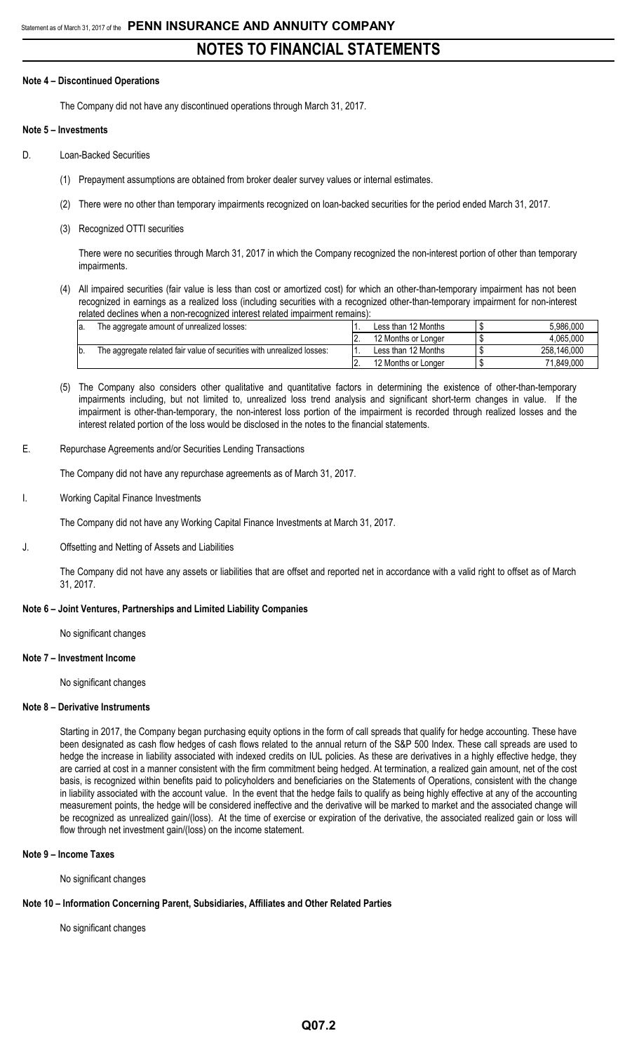# NOTES TO FINANCIAL STATEMENTS

**Note 4 – Discontinued Operations**

The Company did not have any discontinued operations through March 31, 2017.

**Note 5 – Investments**

D. Loan-Backed Securities

(1) Prepayment assumptions are obtained from broker dealer survey values or internal estimates.

(2) There were no other than temporary impairments recognized on loan-backed securities for the period ended March 31, 2017.

(3) Recognized OTTI securities

There were no securities through March 31, 2017 in which the Company recognized the non-interest portion of other than temporary impairments.

(4) All impaired securities (fair value is less than cost or amortized cost) for which an other-than-temporary impairment has not been recognized in earnings as a realized loss (including securities with a recognized other-than-temporary impairment for non-interest related declines when a non-recognized interest related impairment remains):

| | | | | | |
|---|---|---|---|---|---|
| a. | The aggregate amount of unrealized losses: | 1. | Less than 12 Months | $ | 5,986,000 |
| | | 2. | 12 Months or Longer | $ | 4,065,000 |
| b. | The aggregate related fair value of securities with unrealized losses: | 1. | Less than 12 Months | $ | 258,146,000 |
| | | 2. | 12 Months or Longer | $ | 71,849,000 |

(5) The Company also considers other qualitative and quantitative factors in determining the existence of other-than-temporary impairments including, but not limited to, unrealized loss trend analysis and significant short-term changes in value. If the impairment is other-than-temporary, the non-interest loss portion of the impairment is recorded through realized losses and the interest related portion of the loss would be disclosed in the notes to the financial statements.

E. Repurchase Agreements and/or Securities Lending Transactions

The Company did not have any repurchase agreements as of March 31, 2017.

I. Working Capital Finance Investments

The Company did not have any Working Capital Finance Investments at March 31, 2017.

J. Offsetting and Netting of Assets and Liabilities

The Company did not have any assets or liabilities that are offset and reported net in accordance with a valid right to offset as of March 31, 2017.

**Note 6 – Joint Ventures, Partnerships and Limited Liability Companies**

No significant changes

**Note 7 – Investment Income**

No significant changes

**Note 8 – Derivative Instruments**

Starting in 2017, the Company began purchasing equity options in the form of call spreads that qualify for hedge accounting. These have been designated as cash flow hedges of cash flows related to the annual return of the S&P 500 Index. These call spreads are used to hedge the increase in liability associated with indexed credits on IUL policies. As these are derivatives in a highly effective hedge, they are carried at cost in a manner consistent with the firm commitment being hedged. At termination, a realized gain amount, net of the cost basis, is recognized within benefits paid to policyholders and beneficiaries on the Statements of Operations, consistent with the change in liability associated with the account value. In the event that the hedge fails to qualify as being highly effective at any of the accounting measurement points, the hedge will be considered ineffective and the derivative will be marked to market and the associated change will be recognized as unrealized gain/(loss). At the time of exercise or expiration of the derivative, the associated realized gain or loss will flow through net investment gain/(loss) on the income statement.

**Note 9 – Income Taxes**

No significant changes

**Note 10 – Information Concerning Parent, Subsidiaries, Affiliates and Other Related Parties**

No significant changes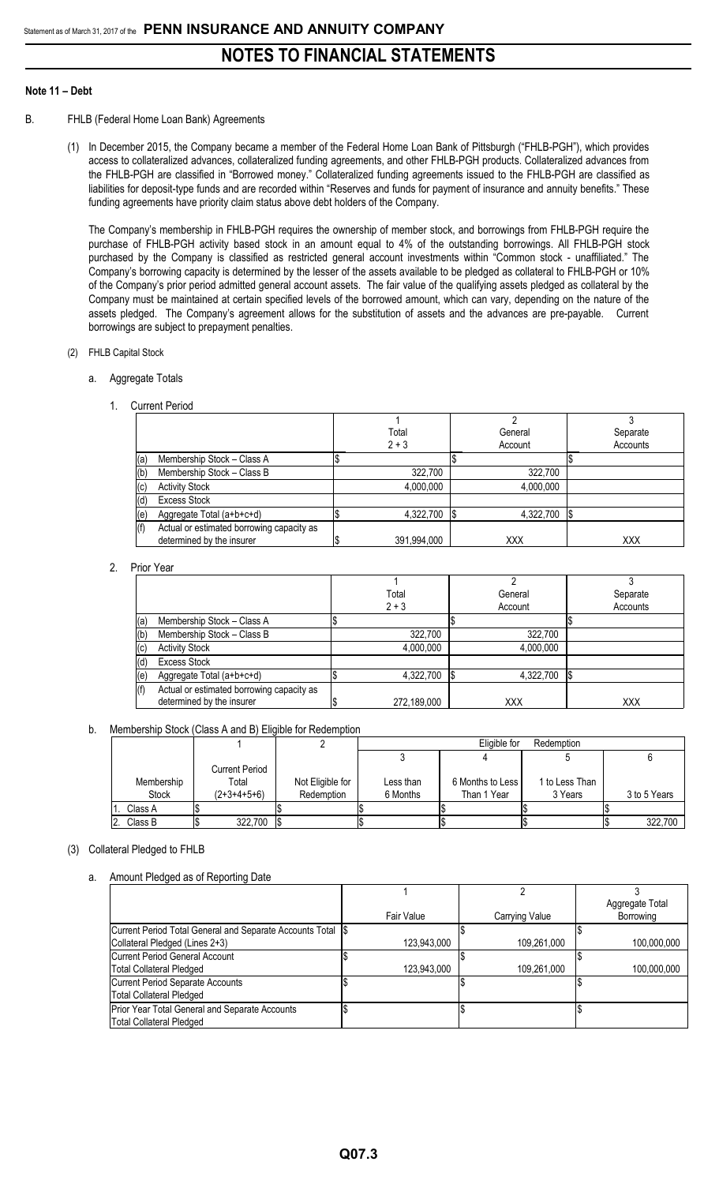# NOTES TO FINANCIAL STATEMENTS

**Note 11 – Debt**

B. FHLB (Federal Home Loan Bank) Agreements

(1) In December 2015, the Company became a member of the Federal Home Loan Bank of Pittsburgh ("FHLB-PGH"), which provides access to collateralized advances, collateralized funding agreements, and other FHLB-PGH products. Collateralized advances from the FHLB-PGH are classified in "Borrowed money." Collateralized funding agreements issued to the FHLB-PGH are classified as liabilities for deposit-type funds and are recorded within "Reserves and funds for payment of insurance and annuity benefits." These funding agreements have priority claim status above debt holders of the Company.

The Company's membership in FHLB-PGH requires the ownership of member stock, and borrowings from FHLB-PGH require the purchase of FHLB-PGH activity based stock in an amount equal to 4% of the outstanding borrowings. All FHLB-PGH stock purchased by the Company is classified as restricted general account investments within "Common stock - unaffiliated." The Company's borrowing capacity is determined by the lesser of the assets available to be pledged as collateral to FHLB-PGH or 10% of the Company's prior period admitted general account assets. The fair value of the qualifying assets pledged as collateral by the Company must be maintained at certain specified levels of the borrowed amount, which can vary, depending on the nature of the assets pledged. The Company's agreement allows for the substitution of assets and the advances are pre-payable. Current borrowings are subject to prepayment penalties.

(2) FHLB Capital Stock

a. Aggregate Totals

1. Current Period

| | | 1<br>Total<br>2 + 3 | 2<br>General<br>Account | 3<br>Separate<br>Accounts |
|---|---|---|---|---|
| (a) | Membership Stock – Class A | $ | $ | $ |
| (b) | Membership Stock – Class B | 322,700 | 322,700 | |
| (c) | Activity Stock | 4,000,000 | 4,000,000 | |
| (d) | Excess Stock | | | |
| (e) | Aggregate Total (a+b+c+d) | $ 4,322,700 | $ 4,322,700 | $ |
| (f) | Actual or estimated borrowing capacity as determined by the insurer | $ 391,994,000 | XXX | XXX |

2. Prior Year

| | | 1<br>Total<br>2 + 3 | 2<br>General<br>Account | 3<br>Separate<br>Accounts |
|---|---|---|---|---|
| (a) | Membership Stock – Class A | $ | $ | $ |
| (b) | Membership Stock – Class B | 322,700 | 322,700 | |
| (c) | Activity Stock | 4,000,000 | 4,000,000 | |
| (d) | Excess Stock | | | |
| (e) | Aggregate Total (a+b+c+d) | $ 4,322,700 | $ 4,322,700 | $ |
| (f) | Actual or estimated borrowing capacity as determined by the insurer | $ 272,189,000 | XXX | XXX |

b. Membership Stock (Class A and B) Eligible for Redemption

| | 1 | 2 | Eligible for Redemption | | | |
|---|---|---|---|---|---|---|
| | | | 3 | 4 | 5 | 6 |
| Membership Stock | Current Period Total (2+3+4+5+6) | Not Eligible for Redemption | Less than 6 Months | 6 Months to Less Than 1 Year | 1 to Less Than 3 Years | 3 to 5 Years |
| 1. Class A | $ | $ | $ | $ | $ | $ |
| 2. Class B | $ 322,700 | $ | $ | $ | $ | $ 322,700 |

(3) Collateral Pledged to FHLB

a. Amount Pledged as of Reporting Date

| | 1<br>Fair Value | 2<br>Carrying Value | 3<br>Aggregate Total Borrowing |
|---|---|---|---|
| Current Period Total General and Separate Accounts Total Collateral Pledged (Lines 2+3) | $ 123,943,000 | $ 109,261,000 | $ 100,000,000 |
| Current Period General Account Total Collateral Pledged | $ 123,943,000 | $ 109,261,000 | $ 100,000,000 |
| Current Period Separate Accounts Total Collateral Pledged | $ | $ | $ |
| Prior Year Total General and Separate Accounts Total Collateral Pledged | $ | $ | $ |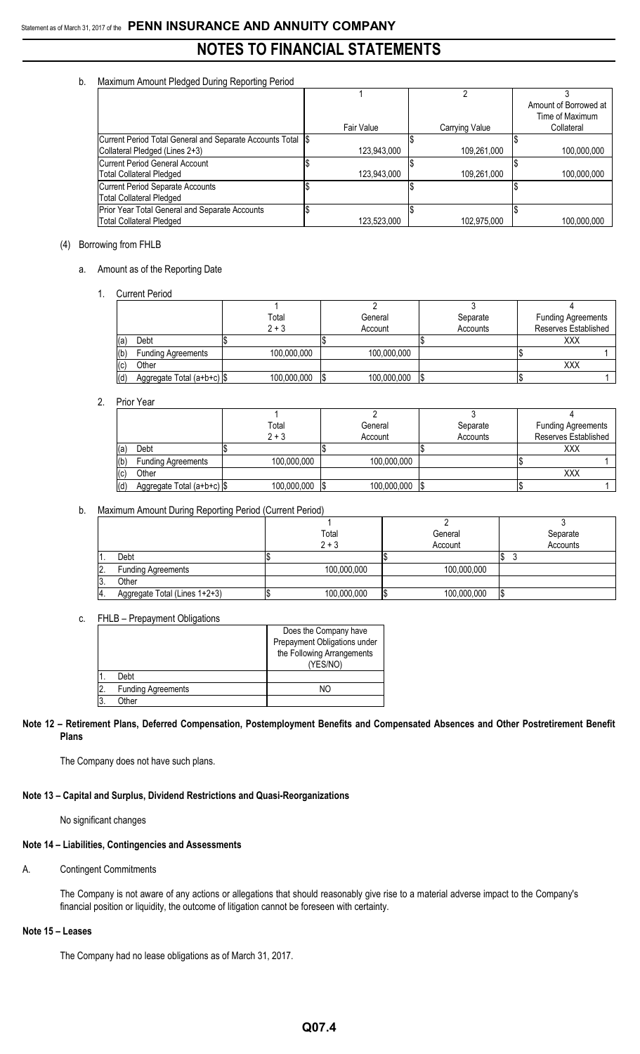b. Maximum Amount Pledged During Reporting Period

| | 1<br>Fair Value | 2<br>Carrying Value | 3<br>Amount of Borrowed at Time of Maximum Collateral |
|---|---|---|---|
| Current Period Total General and Separate Accounts Total Collateral Pledged (Lines 2+3) | $ 123,943,000 | $ 109,261,000 | $ 100,000,000 |
| Current Period General Account Total Collateral Pledged | $ 123,943,000 | $ 109,261,000 | $ 100,000,000 |
| Current Period Separate Accounts Total Collateral Pledged | $ | $ | $ |
| Prior Year Total General and Separate Accounts Total Collateral Pledged | $ 123,523,000 | $ 102,975,000 | $ 100,000,000 |

(4) Borrowing from FHLB

a. Amount as of the Reporting Date

1. Current Period

| | | 1<br>Total<br>2 + 3 | 2<br>General<br>Account | 3<br>Separate<br>Accounts | 4<br>Funding Agreements Reserves Established |
|---|---|---|---|---|---|
| (a) | Debt | $ | $ | $ | XXX |
| (b) | Funding Agreements | 100,000,000 | 100,000,000 | | $ 1 |
| (c) | Other | | | | XXX |
| (d) | Aggregate Total (a+b+c) | $ 100,000,000 | $ 100,000,000 | $ | $ 1 |

2. Prior Year

| | | 1<br>Total<br>2 + 3 | 2<br>General<br>Account | 3<br>Separate<br>Accounts | 4<br>Funding Agreements Reserves Established |
|---|---|---|---|---|---|
| (a) | Debt | $ | $ | $ | XXX |
| (b) | Funding Agreements | 100,000,000 | 100,000,000 | | $ 1 |
| (c) | Other | | | | XXX |
| (d) | Aggregate Total (a+b+c) | $ 100,000,000 | $ 100,000,000 | $ | $ 1 |

b. Maximum Amount During Reporting Period (Current Period)

| | | 1<br>Total<br>2 + 3 | 2<br>General<br>Account | 3<br>Separate<br>Accounts |
|---|---|---|---|---|
| 1. | Debt | $ | $ | $ 3 |
| 2. | Funding Agreements | 100,000,000 | 100,000,000 | |
| 3. | Other | | | |
| 4. | Aggregate Total (Lines 1+2+3) | $ 100,000,000 | $ 100,000,000 | $ |

c. FHLB – Prepayment Obligations

| | | Does the Company have Prepayment Obligations under the Following Arrangements (YES/NO) |
|---|---|---|
| 1. | Debt | |
| 2. | Funding Agreements | NO |
| 3. | Other | |

**Note 12 – Retirement Plans, Deferred Compensation, Postemployment Benefits and Compensated Absences and Other Postretirement Benefit Plans**

The Company does not have such plans.

**Note 13 – Capital and Surplus, Dividend Restrictions and Quasi-Reorganizations**

No significant changes

**Note 14 – Liabilities, Contingencies and Assessments**

A. Contingent Commitments

The Company is not aware of any actions or allegations that should reasonably give rise to a material adverse impact to the Company's financial position or liquidity, the outcome of litigation cannot be foreseen with certainty.

**Note 15 – Leases**

The Company had no lease obligations as of March 31, 2017.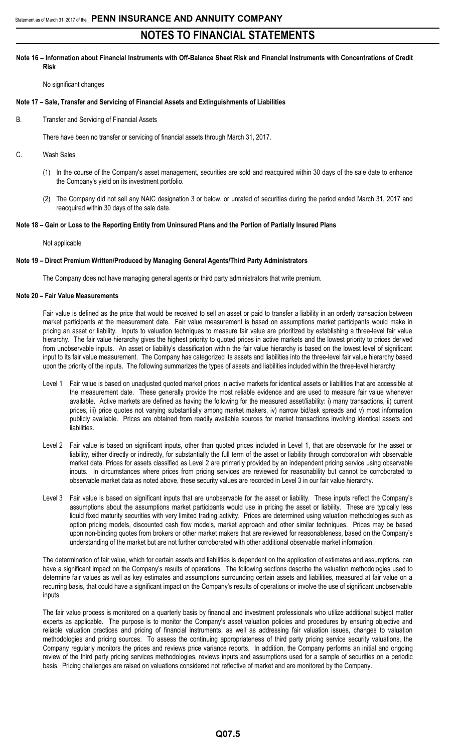## Note 16 – Information about Financial Instruments with Off-Balance Sheet Risk and Financial Instruments with Concentrations of Credit Risk

No significant changes

## Note 17 – Sale, Transfer and Servicing of Financial Assets and Extinguishments of Liabilities

B. Transfer and Servicing of Financial Assets

There have been no transfer or servicing of financial assets through March 31, 2017.

C. Wash Sales

(1) In the course of the Company's asset management, securities are sold and reacquired within 30 days of the sale date to enhance the Company's yield on its investment portfolio.

(2) The Company did not sell any NAIC designation 3 or below, or unrated of securities during the period ended March 31, 2017 and reacquired within 30 days of the sale date.

## Note 18 – Gain or Loss to the Reporting Entity from Uninsured Plans and the Portion of Partially Insured Plans

Not applicable

## Note 19 – Direct Premium Written/Produced by Managing General Agents/Third Party Administrators

The Company does not have managing general agents or third party administrators that write premium.

## Note 20 – Fair Value Measurements

Fair value is defined as the price that would be received to sell an asset or paid to transfer a liability in an orderly transaction between market participants at the measurement date. Fair value measurement is based on assumptions market participants would make in pricing an asset or liability. Inputs to valuation techniques to measure fair value are prioritized by establishing a three-level fair value hierarchy. The fair value hierarchy gives the highest priority to quoted prices in active markets and the lowest priority to prices derived from unobservable inputs. An asset or liability's classification within the fair value hierarchy is based on the lowest level of significant input to its fair value measurement. The Company has categorized its assets and liabilities into the three-level fair value hierarchy based upon the priority of the inputs. The following summarizes the types of assets and liabilities included within the three-level hierarchy.

Level 1 Fair value is based on unadjusted quoted market prices in active markets for identical assets or liabilities that are accessible at the measurement date. These generally provide the most reliable evidence and are used to measure fair value whenever available. Active markets are defined as having the following for the measured asset/liability: i) many transactions, ii) current prices, iii) price quotes not varying substantially among market makers, iv) narrow bid/ask spreads and v) most information publicly available. Prices are obtained from readily available sources for market transactions involving identical assets and liabilities.

Level 2 Fair value is based on significant inputs, other than quoted prices included in Level 1, that are observable for the asset or liability, either directly or indirectly, for substantially the full term of the asset or liability through corroboration with observable market data. Prices for assets classified as Level 2 are primarily provided by an independent pricing service using observable inputs. In circumstances where prices from pricing services are reviewed for reasonability but cannot be corroborated to observable market data as noted above, these security values are recorded in Level 3 in our fair value hierarchy.

Level 3 Fair value is based on significant inputs that are unobservable for the asset or liability. These inputs reflect the Company's assumptions about the assumptions market participants would use in pricing the asset or liability. These are typically less liquid fixed maturity securities with very limited trading activity. Prices are determined using valuation methodologies such as option pricing models, discounted cash flow models, market approach and other similar techniques. Prices may be based upon non-binding quotes from brokers or other market makers that are reviewed for reasonableness, based on the Company's understanding of the market but are not further corroborated with other additional observable market information.

The determination of fair value, which for certain assets and liabilities is dependent on the application of estimates and assumptions, can have a significant impact on the Company's results of operations. The following sections describe the valuation methodologies used to determine fair values as well as key estimates and assumptions surrounding certain assets and liabilities, measured at fair value on a recurring basis, that could have a significant impact on the Company's results of operations or involve the use of significant unobservable inputs.

The fair value process is monitored on a quarterly basis by financial and investment professionals who utilize additional subject matter experts as applicable. The purpose is to monitor the Company's asset valuation policies and procedures by ensuring objective and reliable valuation practices and pricing of financial instruments, as well as addressing fair valuation issues, changes to valuation methodologies and pricing sources. To assess the continuing appropriateness of third party pricing service security valuations, the Company regularly monitors the prices and reviews price variance reports. In addition, the Company performs an initial and ongoing review of the third party pricing services methodologies, reviews inputs and assumptions used for a sample of securities on a periodic basis. Pricing challenges are raised on valuations considered not reflective of market and are monitored by the Company.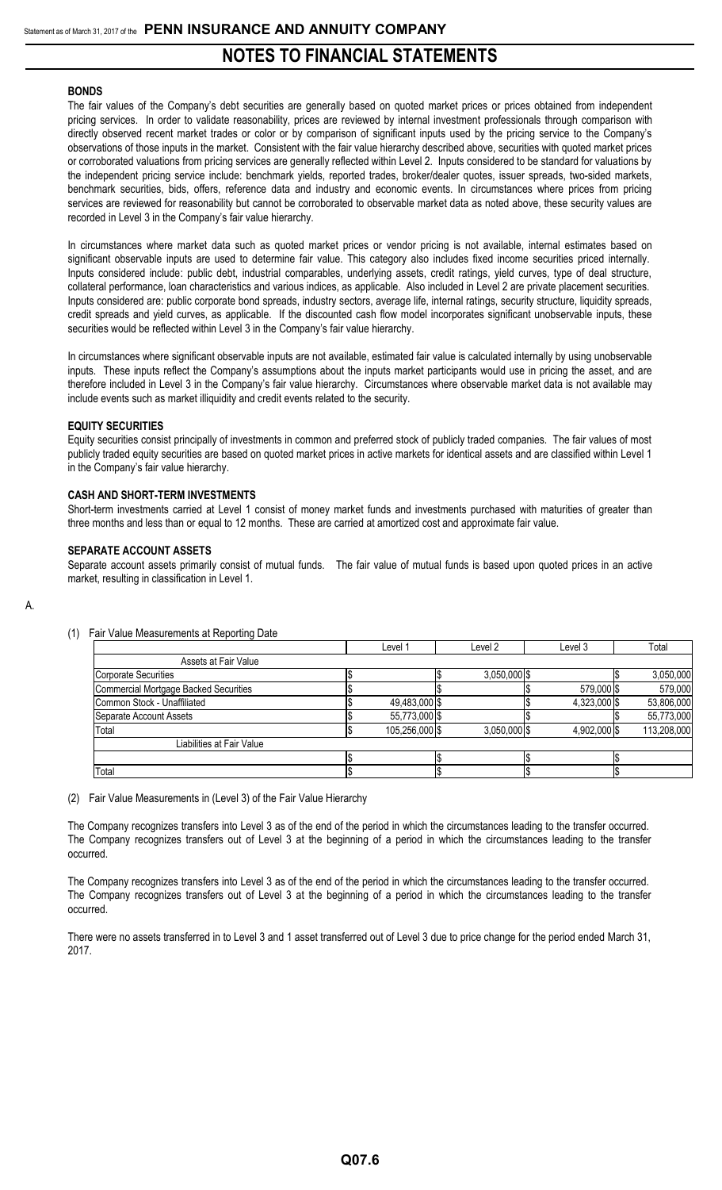## NOTES TO FINANCIAL STATEMENTS

**BONDS**

The fair values of the Company's debt securities are generally based on quoted market prices or prices obtained from independent pricing services. In order to validate reasonability, prices are reviewed by internal investment professionals through comparison with directly observed recent market trades or color or by comparison of significant inputs used by the pricing service to the Company's observations of those inputs in the market. Consistent with the fair value hierarchy described above, securities with quoted market prices or corroborated valuations from pricing services are generally reflected within Level 2. Inputs considered to be standard for valuations by the independent pricing service include: benchmark yields, reported trades, broker/dealer quotes, issuer spreads, two-sided markets, benchmark securities, bids, offers, reference data and industry and economic events. In circumstances where prices from pricing services are reviewed for reasonability but cannot be corroborated to observable market data as noted above, these security values are recorded in Level 3 in the Company's fair value hierarchy.

In circumstances where market data such as quoted market prices or vendor pricing is not available, internal estimates based on significant observable inputs are used to determine fair value. This category also includes fixed income securities priced internally. Inputs considered include: public debt, industrial comparables, underlying assets, credit ratings, yield curves, type of deal structure, collateral performance, loan characteristics and various indices, as applicable. Also included in Level 2 are private placement securities. Inputs considered are: public corporate bond spreads, industry sectors, average life, internal ratings, security structure, liquidity spreads, credit spreads and yield curves, as applicable. If the discounted cash flow model incorporates significant unobservable inputs, these securities would be reflected within Level 3 in the Company's fair value hierarchy.

In circumstances where significant observable inputs are not available, estimated fair value is calculated internally by using unobservable inputs. These inputs reflect the Company's assumptions about the inputs market participants would use in pricing the asset, and are therefore included in Level 3 in the Company's fair value hierarchy. Circumstances where observable market data is not available may include events such as market illiquidity and credit events related to the security.

**EQUITY SECURITIES**

Equity securities consist principally of investments in common and preferred stock of publicly traded companies. The fair values of most publicly traded equity securities are based on quoted market prices in active markets for identical assets and are classified within Level 1 in the Company's fair value hierarchy.

**CASH AND SHORT-TERM INVESTMENTS**

Short-term investments carried at Level 1 consist of money market funds and investments purchased with maturities of greater than three months and less than or equal to 12 months. These are carried at amortized cost and approximate fair value.

**SEPARATE ACCOUNT ASSETS**

Separate account assets primarily consist of mutual funds. The fair value of mutual funds is based upon quoted prices in an active market, resulting in classification in Level 1.

A.

(1) Fair Value Measurements at Reporting Date

| | Level 1 | Level 2 | Level 3 | Total |
|---|---|---|---|---|
| Assets at Fair Value | | | | |
| Corporate Securities | $ | $ 3,050,000 | $ | $ 3,050,000 |
| Commercial Mortgage Backed Securities | $ | $ | $ 579,000 | $ 579,000 |
| Common Stock - Unaffiliated | $ 49,483,000 | $ | $ 4,323,000 | $ 53,806,000 |
| Separate Account Assets | $ 55,773,000 | $ | $ | $ 55,773,000 |
| Total | $ 105,256,000 | $ 3,050,000 | $ 4,902,000 | $ 113,208,000 |
| Liabilities at Fair Value | | | | |
| | $ | $ | $ | $ |
| Total | $ | $ | $ | $ |

(2) Fair Value Measurements in (Level 3) of the Fair Value Hierarchy

The Company recognizes transfers into Level 3 as of the end of the period in which the circumstances leading to the transfer occurred. The Company recognizes transfers out of Level 3 at the beginning of a period in which the circumstances leading to the transfer occurred.

The Company recognizes transfers into Level 3 as of the end of the period in which the circumstances leading to the transfer occurred. The Company recognizes transfers out of Level 3 at the beginning of a period in which the circumstances leading to the transfer occurred.

There were no assets transferred in to Level 3 and 1 asset transferred out of Level 3 due to price change for the period ended March 31, 2017.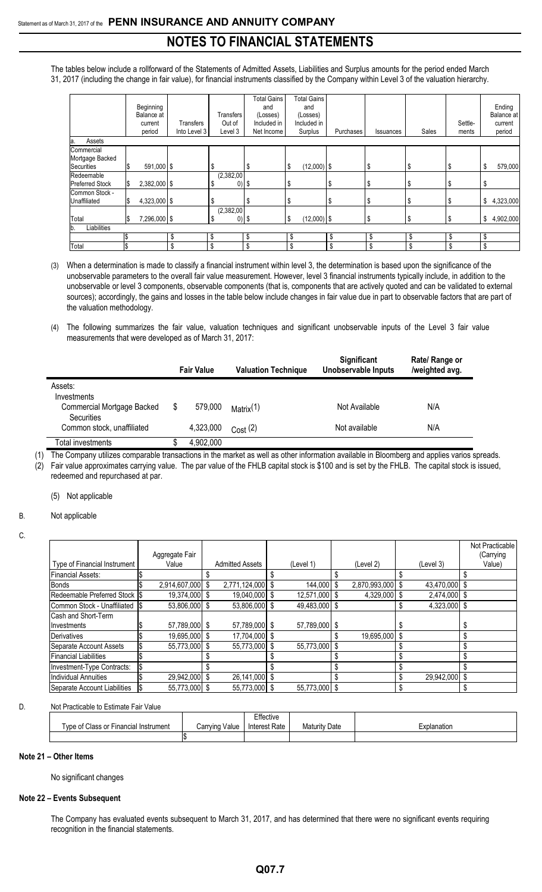The tables below include a rollforward of the Statements of Admitted Assets, Liabilities and Surplus amounts for the period ended March 31, 2017 (including the change in fair value), for financial instruments classified by the Company within Level 3 of the valuation hierarchy.

| | Beginning Balance at current period | Transfers Into Level 3 | Transfers Out of Level 3 | Total Gains and (Losses) Included in Net Income | Total Gains and (Losses) Included in Surplus | Purchases | Issuances | Sales | Settle-ments | Ending Balance at current period |
|---|---|---|---|---|---|---|---|---|---|---|
| a. Assets | | | | | | | | | | |
| Commercial Mortgage Backed Securities | $ 591,000 | $ | $ | $ | $ (12,000) | $ | $ | $ | $ | $ 579,000 |
| Redeemable Preferred Stock | $ 2,382,000 | $ | $ (2,382,000) | $ | $ | $ | $ | $ | $ | $ |
| Common Stock - Unaffiliated | $ 4,323,000 | $ | $ | $ | $ | $ | $ | $ | $ | $ 4,323,000 |
| Total | $ 7,296,000 | $ | $ (2,382,000) | $ | $ (12,000) | $ | $ | $ | $ | $ 4,902,000 |
| b. Liabilities | | | | | | | | | | |
| | $ | $ | $ | $ | $ | $ | $ | $ | $ | $ |
| Total | $ | $ | $ | $ | $ | $ | $ | $ | $ | $ |

(3) When a determination is made to classify a financial instrument within level 3, the determination is based upon the significance of the unobservable parameters to the overall fair value measurement. However, level 3 financial instruments typically include, in addition to the unobservable or level 3 components, observable components (that is, components that are actively quoted and can be validated to external sources); accordingly, the gains and losses in the table below include changes in fair value due in part to observable factors that are part of the valuation methodology.

(4) The following summarizes the fair value, valuation techniques and significant unobservable inputs of the Level 3 fair value measurements that were developed as of March 31, 2017:

| | Fair Value | Valuation Technique | Significant Unobservable Inputs | Rate/ Range or /weighted avg. |
|---|---|---|---|---|
| Assets: | | | | |
| Investments | | | | |
| Commercial Mortgage Backed Securities | $ 579,000 | Matrix(1) | Not Available | N/A |
| Common stock, unaffiliated | 4,323,000 | Cost (2) | Not available | N/A |
| Total investments | $ 4,902,000 | | | |

(1) The Company utilizes comparable transactions in the market as well as other information available in Bloomberg and applies varios spreads.
(2) Fair value approximates carrying value. The par value of the FHLB capital stock is $100 and is set by the FHLB. The capital stock is issued, redeemed and repurchased at par.

(5) Not applicable

B. Not applicable

C.

| Type of Financial Instrument | Aggregate Fair Value | Admitted Assets | (Level 1) | (Level 2) | (Level 3) | Not Practicable (Carrying Value) |
|---|---|---|---|---|---|---|
| Financial Assets: | $ | $ | $ | $ | $ | $ |
| Bonds | $ 2,914,607,000 | $ 2,771,124,000 | $ 144,000 | $ 2,870,993,000 | $ 43,470,000 | $ |
| Redeemable Preferred Stock | $ 19,374,000 | $ 19,040,000 | $ 12,571,000 | $ 4,329,000 | $ 2,474,000 | $ |
| Common Stock - Unaffiliated | $ 53,806,000 | $ 53,806,000 | $ 49,483,000 | $ | $ 4,323,000 | $ |
| Cash and Short-Term Investments | $ 57,789,000 | $ 57,789,000 | $ 57,789,000 | $ | $ | $ |
| Derivatives | $ 19,695,000 | $ 17,704,000 | $ | $ 19,695,000 | $ | $ |
| Separate Account Assets | $ 55,773,000 | $ 55,773,000 | $ 55,773,000 | $ | $ | $ |
| Financial Liabilities | $ | $ | $ | $ | $ | $ |
| Investment-Type Contracts: | $ | $ | $ | $ | $ | $ |
| Individual Annuities | $ 29,942,000 | $ 26,141,000 | $ | $ | $ 29,942,000 | $ |
| Separate Account Liabilities | $ 55,773,000 | $ 55,773,000 | $ 55,773,000 | $ | $ | $ |

D. Not Practicable to Estimate Fair Value

| Type of Class or Financial Instrument | Carrying Value | Effective Interest Rate | Maturity Date | Explanation |
|---|---|---|---|---|
| | $ | | | |

## Note 21 – Other Items

No significant changes

## Note 22 – Events Subsequent

The Company has evaluated events subsequent to March 31, 2017, and has determined that there were no significant events requiring recognition in the financial statements.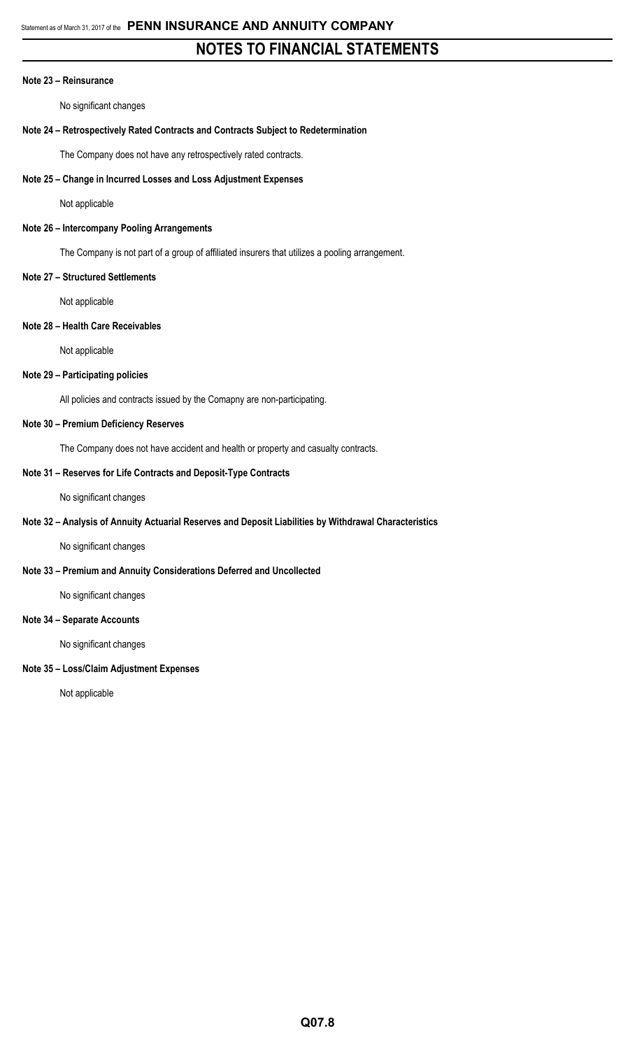# NOTES TO FINANCIAL STATEMENTS

**Note 23 – Reinsurance**

No significant changes

**Note 24 – Retrospectively Rated Contracts and Contracts Subject to Redetermination**

The Company does not have any retrospectively rated contracts.

**Note 25 – Change in Incurred Losses and Loss Adjustment Expenses**

Not applicable

**Note 26 – Intercompany Pooling Arrangements**

The Company is not part of a group of affiliated insurers that utilizes a pooling arrangement.

**Note 27 – Structured Settlements**

Not applicable

**Note 28 – Health Care Receivables**

Not applicable

**Note 29 – Participating policies**

All policies and contracts issued by the Comapny are non-participating.

**Note 30 – Premium Deficiency Reserves**

The Company does not have accident and health or property and casualty contracts.

**Note 31 – Reserves for Life Contracts and Deposit-Type Contracts**

No significant changes

**Note 32 – Analysis of Annuity Actuarial Reserves and Deposit Liabilities by Withdrawal Characteristics**

No significant changes

**Note 33 – Premium and Annuity Considerations Deferred and Uncollected**

No significant changes

**Note 34 – Separate Accounts**

No significant changes

**Note 35 – Loss/Claim Adjustment Expenses**

Not applicable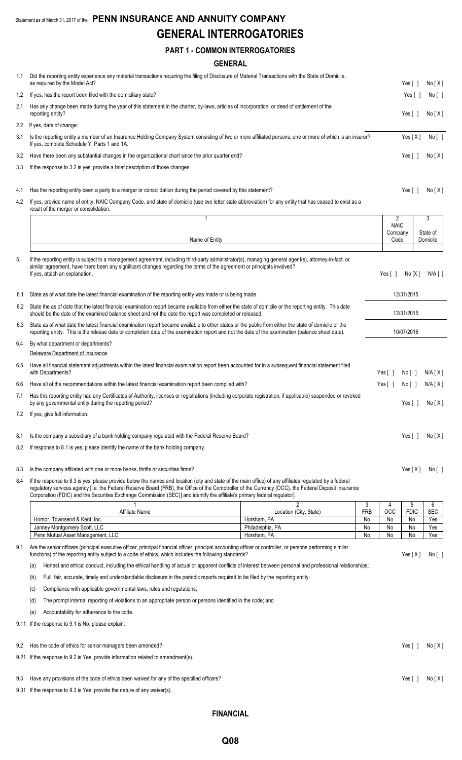Statement as of March 31, 2017 of the **PENN INSURANCE AND ANNUITY COMPANY**

# GENERAL INTERROGATORIES

## PART 1 - COMMON INTERROGATORIES

### GENERAL

1.1 Did the reporting entity experience any material transactions requiring the filing of Disclosure of Material Transactions with the State of Domicile, as required by the Model Act? Yes [ ] No [X]

1.2 If yes, has the report been filed with the domiciliary state? Yes [ ] No [ ]

2.1 Has any change been made during the year of this statement in the charter, by-laws, articles of incorporation, or deed of settlement of the reporting entity? Yes [ ] No [X]

2.2 If yes, date of change:

3.1 Is the reporting entity a member of an Insurance Holding Company System consisting of two or more affiliated persons, one or more of which is an insurer? If yes, complete Schedule Y, Parts 1 and 1A. Yes [X] No [ ]

3.2 Have there been any substantial changes in the organizational chart since the prior quarter end? Yes [ ] No [X]

3.3 If the response to 3.2 is yes, provide a brief description of those changes.

4.1 Has the reporting entity been a party to a merger or consolidation during the period covered by this statement? Yes [ ] No [X]

4.2 If yes, provide name of entity, NAIC Company Code, and state of domicile (use two letter state abbreviation) for any entity that has ceased to exist as a result of the merger or consolidation.

| 1<br>Name of Entity | 2<br>NAIC Company Code | 3<br>State of Domicile |
|---|---|---|
| | | |

5. If the reporting entity is subject to a management agreement, including third-party administrator(s), managing general agent(s), attorney-in-fact, or similar agreement, have there been any significant changes regarding the terms of the agreement or principals involved? If yes, attach an explanation. Yes [ ] No [X] N/A [ ]

6.1 State as of what date the latest financial examination of the reporting entity was made or is being made. 12/31/2015

6.2 State the as of date that the latest financial examination report became available from either the state of domicile or the reporting entity. This date should be the date of the examined balance sheet and not the date the report was completed or released. 12/31/2015

6.3 State as of what date the latest financial examination report became available to other states or the public from either the state of domicile or the reporting entity. This is the release date or completion date of the examination report and not the date of the examination (balance sheet date). 10/07/2016

6.4 By what department or departments?
Delaware Department of Insurance

6.5 Have all financial statement adjustments within the latest financial examination report been accounted for in a subsequent financial statement filed with Departments? Yes [ ] No [ ] N/A [X]

6.6 Have all of the recommendations within the latest financial examination report been complied with? Yes [ ] No [ ] N/A [X]

7.1 Has this reporting entity had any Certificates of Authority, licenses or registrations (including corporate registration, if applicable) suspended or revoked by any governmental entity during the reporting period? Yes [ ] No [X]

7.2 If yes, give full information:

8.1 Is the company a subsidiary of a bank holding company regulated with the Federal Reserve Board? Yes [ ] No [X]

8.2 If response to 8.1 is yes, please identify the name of the bank holding company.

8.3 Is the company affiliated with one or more banks, thrifts or securities firms? Yes [X] No [ ]

8.4 If the response to 8.3 is yes, please provide below the names and location (city and state of the main office) of any affiliates regulated by a federal regulatory services agency [i.e. the Federal Reserve Board (FRB), the Office of the Comptroller of the Currency (OCC), the Federal Deposit Insurance Corporation (FDIC) and the Securities Exchange Commission (SEC)] and identify the affiliate's primary federal regulator].

| 1<br>Affiliate Name | 2<br>Location (City, State) | 3<br>FRB | 4<br>OCC | 5<br>FDIC | 6<br>SEC |
|---|---|---|---|---|---|
| Hornor, Townsend & Kent, Inc. | Horsham, PA | No | No | No | Yes |
| Janney Montgomery Scott, LLC | Philadelphia, PA | No | No | No | Yes |
| Penn Mutual Asset Management, LLC | Horsham, PA | No | No | No | Yes |

9.1 Are the senior officers (principal executive officer, principal financial officer, principal accounting officer or controller, or persons performing similar functions) of the reporting entity subject to a code of ethics, which includes the following standards? Yes [X] No [ ]

(a) Honest and ethical conduct, including the ethical handling of actual or apparent conflicts of interest between personal and professional relationships;

(b) Full, fair, accurate, timely and understandable disclosure in the periodic reports required to be filed by the reporting entity;

(c) Compliance with applicable governmental laws, rules and regulations;

(d) The prompt internal reporting of violations to an appropriate person or persons identified in the code; and

(e) Accountability for adherence to the code.

9.11 If the response to 9.1 is No, please explain:

9.2 Has the code of ethics for senior managers been amended? Yes [ ] No [X]

9.21 If the response to 9.2 is Yes, provide information related to amendment(s).

9.3 Have any provisions of the code of ethics been waived for any of the specified officers? Yes [ ] No [X]

9.31 If the response to 9.3 is Yes, provide the nature of any waiver(s).

### FINANCIAL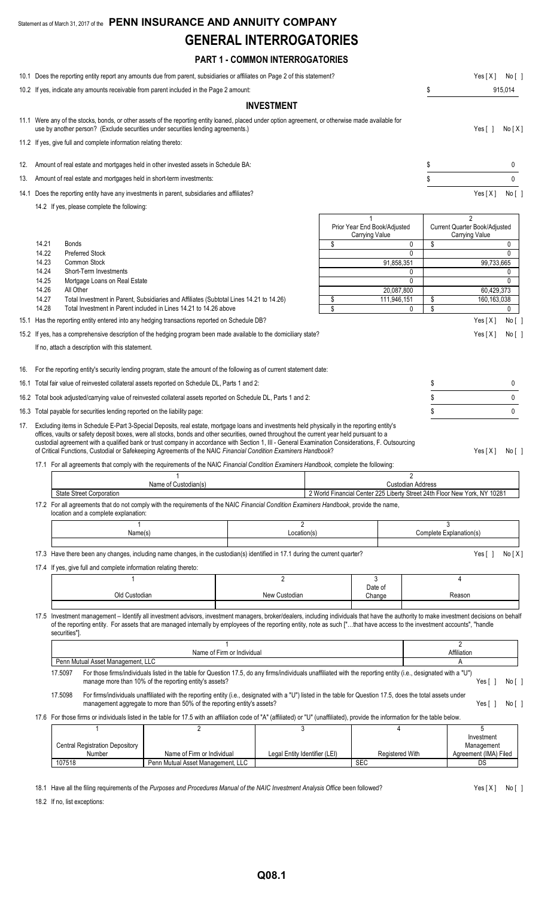Statement as of March 31, 2017 of the **PENN INSURANCE AND ANNUITY COMPANY**

# GENERAL INTERROGATORIES

## PART 1 - COMMON INTERROGATORIES

10.1 Does the reporting entity report any amounts due from parent, subsidiaries or affiliates on Page 2 of this statement? Yes [ X ] No [ ]

10.2 If yes, indicate any amounts receivable from parent included in the Page 2 amount: $ 915,014

## INVESTMENT

11.1 Were any of the stocks, bonds, or other assets of the reporting entity loaned, placed under option agreement, or otherwise made available for use by another person? (Exclude securities under securities lending agreements.) Yes [ ] No [ X ]

11.2 If yes, give full and complete information relating thereto:

12. Amount of real estate and mortgages held in other invested assets in Schedule BA: $ 0

13. Amount of real estate and mortgages held in short-term investments: $ 0

14.1 Does the reporting entity have any investments in parent, subsidiaries and affiliates? Yes [ X ] No [ ]

14.2 If yes, please complete the following:

| | | 1<br>Prior Year End Book/Adjusted Carrying Value | 2<br>Current Quarter Book/Adjusted Carrying Value |
|---|---|---|---|
| 14.21 | Bonds | $ 0 | $ 0 |
| 14.22 | Preferred Stock | 0 | 0 |
| 14.23 | Common Stock | 91,858,351 | 99,733,665 |
| 14.24 | Short-Term Investments | 0 | 0 |
| 14.25 | Mortgage Loans on Real Estate | 0 | 0 |
| 14.26 | All Other | 20,087,800 | 60,429,373 |
| 14.27 | Total Investment in Parent, Subsidiaries and Affiliates (Subtotal Lines 14.21 to 14.26) | $ 111,946,151 | $ 160,163,038 |
| 14.28 | Total Investment in Parent included in Lines 14.21 to 14.26 above | $ 0 | $ 0 |

15.1 Has the reporting entity entered into any hedging transactions reported on Schedule DB? Yes [ X ] No [ ]

15.2 If yes, has a comprehensive description of the hedging program been made available to the domiciliary state? Yes [ X ] No [ ]

If no, attach a description with this statement.

16. For the reporting entity's security lending program, state the amount of the following as of current statement date:

16.1 Total fair value of reinvested collateral assets reported on Schedule DL, Parts 1 and 2: $ 0

16.2 Total book adjusted/carrying value of reinvested collateral assets reported on Schedule DL, Parts 1 and 2: $ 0

16.3 Total payable for securities lending reported on the liability page: $ 0

17. Excluding items in Schedule E-Part 3-Special Deposits, real estate, mortgage loans and investments held physically in the reporting entity's offices, vaults or safety deposit boxes, were all stocks, bonds and other securities, owned throughout the current year held pursuant to a custodial agreement with a qualified bank or trust company in accordance with Section 1, III - General Examination Considerations, F. Outsourcing of Critical Functions, Custodial or Safekeeping Agreements of the NAIC *Financial Condition Examiners Handbook*? Yes [ X ] No [ ]

17.1 For all agreements that comply with the requirements of the NAIC *Financial Condition Examiners Handbook*, complete the following:

| 1<br>Name of Custodian(s) | 2<br>Custodian Address |
|---|---|
| State Street Corporation | 2 World Financial Center 225 Liberty Street 24th Floor New York, NY 10281 |

17.2 For all agreements that do not comply with the requirements of the NAIC *Financial Condition Examiners Handbook*, provide the name, location and a complete explanation:

| 1<br>Name(s) | 2<br>Location(s) | 3<br>Complete Explanation(s) |
|---|---|---|
| | | |

17.3 Have there been any changes, including name changes, in the custodian(s) identified in 17.1 during the current quarter? Yes [ ] No [ X ]

17.4 If yes, give full and complete information relating thereto:

| 1<br>Old Custodian | 2<br>New Custodian | 3<br>Date of Change | 4<br>Reason |
|---|---|---|---|
| | | | |

17.5 Investment management – Identify all investment advisors, investment managers, broker/dealers, including individuals that have the authority to make investment decisions on behalf of the reporting entity. For assets that are managed internally by employees of the reporting entity, note as such ["…that have access to the investment accounts", "handle securities"].

| 1<br>Name of Firm or Individual | 2<br>Affiliation |
|---|---|
| Penn Mutual Asset Management, LLC | A |

17.5097 For those firms/individuals listed in the table for Question 17.5, do any firms/individuals unaffiliated with the reporting entity (i.e., designated with a "U") manage more than 10% of the reporting entity's assets? Yes [ ] No [ ]

17.5098 For firms/individuals unaffiliated with the reporting entity (i.e., designated with a "U") listed in the table for Question 17.5, does the total assets under management aggregate to more than 50% of the reporting entity's assets? Yes [ ] No [ ]

17.6 For those firms or individuals listed in the table for 17.5 with an affiliation code of "A" (affiliated) or "U" (unaffiliated), provide the information for the table below.

| 1<br>Central Registration Depository Number | 2<br>Name of Firm or Individual | 3<br>Legal Entity Identifier (LEI) | 4<br>Registered With | 5<br>Investment Management Agreement (IMA) Filed |
|---|---|---|---|---|
| 107518 | Penn Mutual Asset Management, LLC | | SEC | DS |

18.1 Have all the filing requirements of the *Purposes and Procedures Manual of the NAIC Investment Analysis Office* been followed? Yes [ X ] No [ ]

18.2 If no, list exceptions: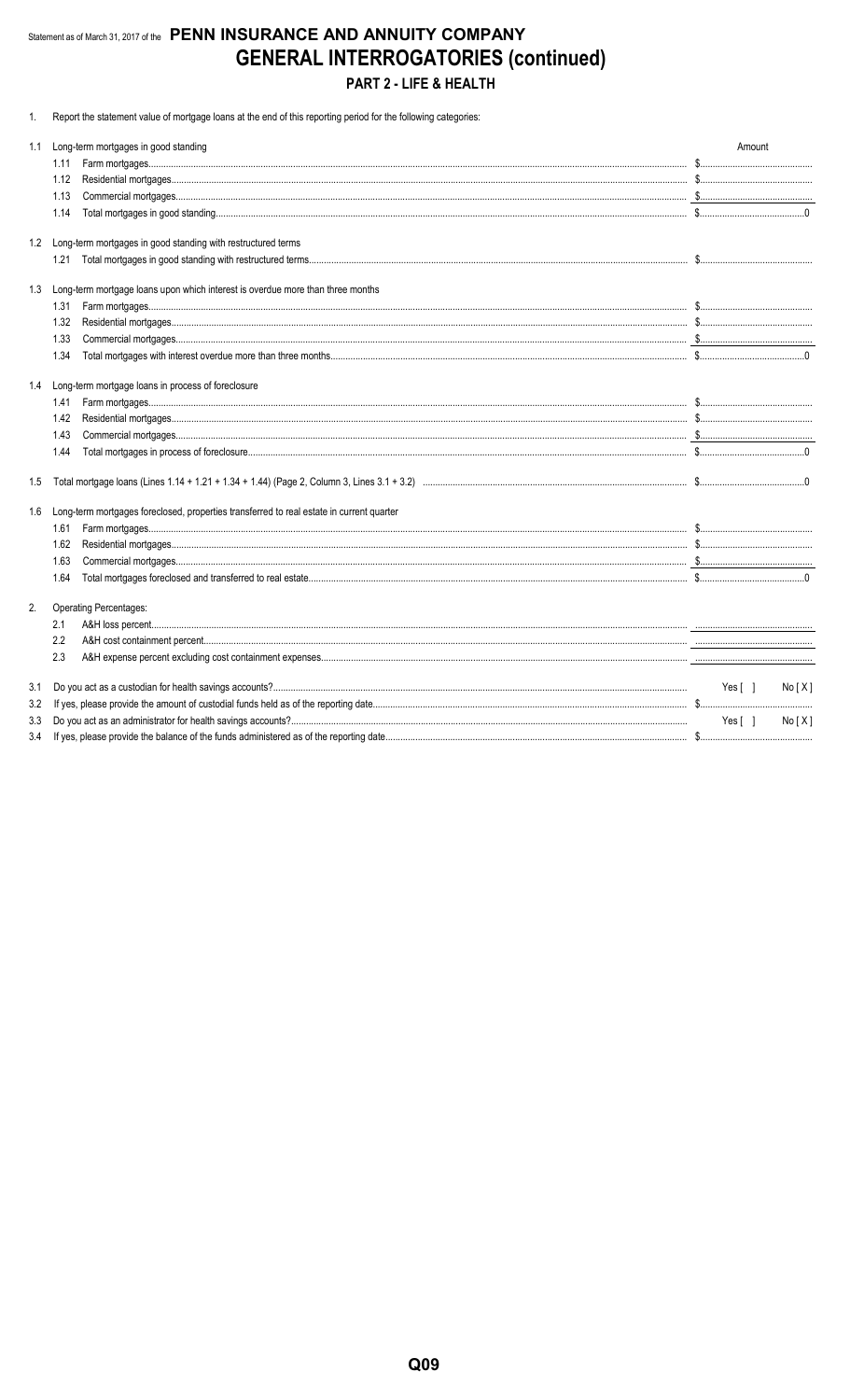Statement as of March 31, 2017 of the **PENN INSURANCE AND ANNUITY COMPANY**

# GENERAL INTERROGATORIES (continued)

## PART 2 - LIFE & HEALTH

1. Report the statement value of mortgage loans at the end of this reporting period for the following categories:

| | | Amount |
|---|---|---|
| 1.1 | Long-term mortgages in good standing | |
| | 1.11 Farm mortgages | $ |
| | 1.12 Residential mortgages | $ |
| | 1.13 Commercial mortgages | $ |
| | 1.14 Total mortgages in good standing | $ 0 |
| 1.2 | Long-term mortgages in good standing with restructured terms | |
| | 1.21 Total mortgages in good standing with restructured terms | $ |
| 1.3 | Long-term mortgage loans upon which interest is overdue more than three months | |
| | 1.31 Farm mortgages | $ |
| | 1.32 Residential mortgages | $ |
| | 1.33 Commercial mortgages | $ |
| | 1.34 Total mortgages with interest overdue more than three months | $ 0 |
| 1.4 | Long-term mortgage loans in process of foreclosure | |
| | 1.41 Farm mortgages | $ |
| | 1.42 Residential mortgages | $ |
| | 1.43 Commercial mortgages | $ |
| | 1.44 Total mortgages in process of foreclosure | $ 0 |
| 1.5 | Total mortgage loans (Lines 1.14 + 1.21 + 1.34 + 1.44) (Page 2, Column 3, Lines 3.1 + 3.2) | $ 0 |
| 1.6 | Long-term mortgages foreclosed, properties transferred to real estate in current quarter | |
| | 1.61 Farm mortgages | $ |
| | 1.62 Residential mortgages | $ |
| | 1.63 Commercial mortgages | $ |
| | 1.64 Total mortgages foreclosed and transferred to real estate | $ 0 |

2. Operating Percentages:

| | | |
|---|---|---|
| 2.1 | A&H loss percent | |
| 2.2 | A&H cost containment percent | |
| 2.3 | A&H expense percent excluding cost containment expenses | |

| | | |
|---|---|---|
| 3.1 | Do you act as a custodian for health savings accounts? | Yes [ ] No [ X ] |
| 3.2 | If yes, please provide the amount of custodial funds held as of the reporting date | $ |
| 3.3 | Do you act as an administrator for health savings accounts? | Yes [ ] No [ X ] |
| 3.4 | If yes, please provide the balance of the funds administered as of the reporting date | $ |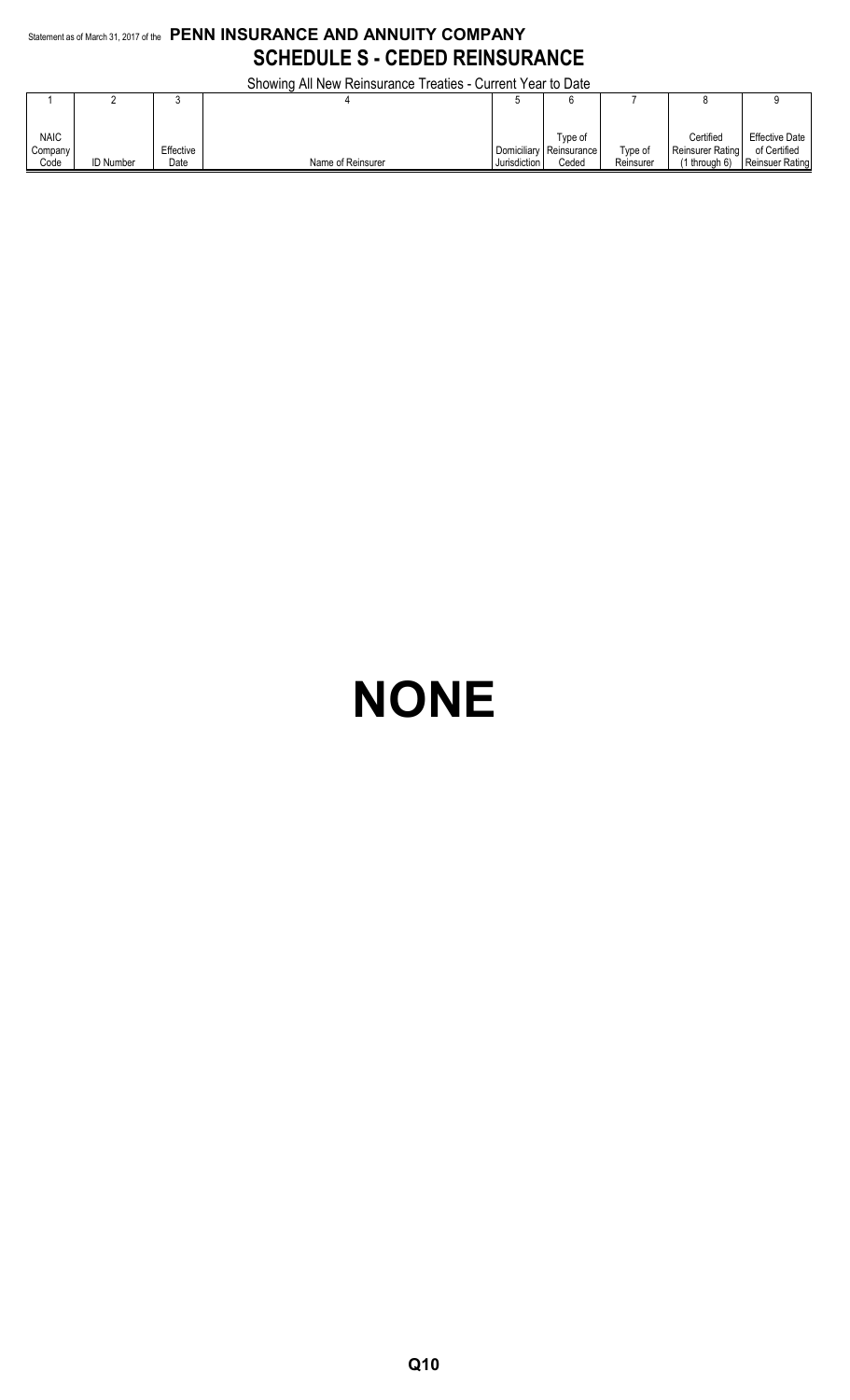Statement as of March 31, 2017 of the **PENN INSURANCE AND ANNUITY COMPANY**

## SCHEDULE S - CEDED REINSURANCE

Showing All New Reinsurance Treaties - Current Year to Date

| 1 | 2 | 3 | 4 | 5 | 6 | 7 | 8 | 9 |
|---|---|---|---|---|---|---|---|---|
| NAIC Company Code | ID Number | Effective Date | Name of Reinsurer | Domiciliary Jurisdiction | Type of Reinsurance Ceded | Type of Reinsurer | Certified Reinsurer Rating (1 through 6) | Effective Date of Certified Reinsuer Rating |

# NONE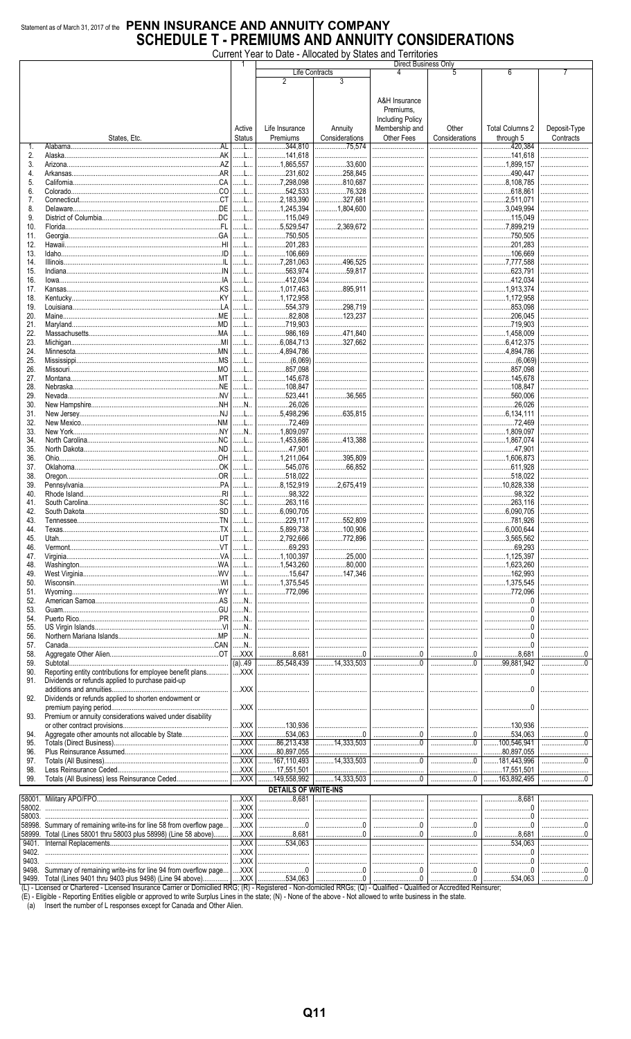Statement as of March 31, 2017 of the **PENN INSURANCE AND ANNUITY COMPANY**

# SCHEDULE T - PREMIUMS AND ANNUITY CONSIDERATIONS

Current Year to Date - Allocated by States and Territories

| | | 1 | Direct Business Only | | | | | |
|---|---|---|---|---|---|---|---|---|
| | | | Life Contracts | | 4 | 5 | 6 | 7 |
| | | | 2 | 3 | | | | |
| | States, Etc. | Active Status | Life Insurance Premiums | Annuity Considerations | A&H Insurance Premiums, Including Policy Membership and Other Fees | Other Considerations | Total Columns 2 through 5 | Deposit-Type Contracts |
| 1. | Alabama AL | L | 344,810 | 75,574 | | | 420,384 | |
| 2. | Alaska AK | L | 141,618 | | | | 141,618 | |
| 3. | Arizona AZ | L | 1,865,557 | 33,600 | | | 1,899,157 | |
| 4. | Arkansas AR | L | 231,602 | 258,845 | | | 490,447 | |
| 5. | California CA | L | 7,298,098 | 810,687 | | | 8,108,785 | |
| 6. | Colorado CO | L | 542,533 | 76,328 | | | 618,861 | |
| 7. | Connecticut CT | L | 2,183,390 | 327,681 | | | 2,511,071 | |
| 8. | Delaware DE | L | 1,245,394 | 1,804,600 | | | 3,049,994 | |
| 9. | District of Columbia DC | L | 115,049 | | | | 115,049 | |
| 10. | Florida FL | L | 5,529,547 | 2,369,672 | | | 7,899,219 | |
| 11. | Georgia GA | L | 750,505 | | | | 750,505 | |
| 12. | Hawaii HI | L | 201,283 | | | | 201,283 | |
| 13. | Idaho ID | L | 106,669 | | | | 106,669 | |
| 14. | Illinois IL | L | 7,281,063 | 496,525 | | | 7,777,588 | |
| 15. | Indiana IN | L | 563,974 | 59,817 | | | 623,791 | |
| 16. | Iowa IA | L | 412,034 | | | | 412,034 | |
| 17. | Kansas KS | L | 1,017,463 | 895,911 | | | 1,913,374 | |
| 18. | Kentucky KY | L | 1,172,958 | | | | 1,172,958 | |
| 19. | Louisiana LA | L | 554,379 | 298,719 | | | 853,098 | |
| 20. | Maine ME | L | 82,808 | 123,237 | | | 206,045 | |
| 21. | Maryland MD | L | 719,903 | | | | 719,903 | |
| 22. | Massachusetts MA | L | 986,169 | 471,840 | | | 1,458,009 | |
| 23. | Michigan MI | L | 6,084,713 | 327,662 | | | 6,412,375 | |
| 24. | Minnesota MN | L | 4,894,786 | | | | 4,894,786 | |
| 25. | Mississippi MS | L | (6,069) | | | | (6,069) | |
| 26. | Missouri MO | L | 857,098 | | | | 857,098 | |
| 27. | Montana MT | L | 145,678 | | | | 145,678 | |
| 28. | Nebraska NE | L | 108,847 | | | | 108,847 | |
| 29. | Nevada NV | L | 523,441 | 36,565 | | | 560,006 | |
| 30. | New Hampshire NH | N | 26,026 | | | | 26,026 | |
| 31. | New Jersey NJ | L | 5,498,296 | 635,815 | | | 6,134,111 | |
| 32. | New Mexico NM | L | 72,469 | | | | 72,469 | |
| 33. | New York NY | N | 1,809,097 | | | | 1,809,097 | |
| 34. | North Carolina NC | L | 1,453,686 | 413,388 | | | 1,867,074 | |
| 35. | North Dakota ND | L | 47,901 | | | | 47,901 | |
| 36. | Ohio OH | L | 1,211,064 | 395,809 | | | 1,606,873 | |
| 37. | Oklahoma OK | L | 545,076 | 66,852 | | | 611,928 | |
| 38. | Oregon OR | L | 518,022 | | | | 518,022 | |
| 39. | Pennsylvania PA | L | 8,152,919 | 2,675,419 | | | 10,828,338 | |
| 40. | Rhode Island RI | L | 98,322 | | | | 98,322 | |
| 41. | South Carolina SC | L | 263,116 | | | | 263,116 | |
| 42. | South Dakota SD | L | 6,090,705 | | | | 6,090,705 | |
| 43. | Tennessee TN | L | 229,117 | 552,809 | | | 781,926 | |
| 44. | Texas TX | L | 5,899,738 | 100,906 | | | 6,000,644 | |
| 45. | Utah UT | L | 2,792,666 | 772,896 | | | 3,565,562 | |
| 46. | Vermont VT | L | 69,293 | | | | 69,293 | |
| 47. | Virginia VA | L | 1,100,397 | 25,000 | | | 1,125,397 | |
| 48. | Washington WA | L | 1,543,260 | 80,000 | | | 1,623,260 | |
| 49. | West Virginia WV | L | 15,647 | 147,346 | | | 162,993 | |
| 50. | Wisconsin WI | L | 1,375,545 | | | | 1,375,545 | |
| 51. | Wyoming WY | L | 772,096 | | | | 772,096 | |
| 52. | American Samoa AS | N | | | | | 0 | |
| 53. | Guam GU | N | | | | | 0 | |
| 54. | Puerto Rico PR | N | | | | | 0 | |
| 55. | US Virgin Islands VI | N | | | | | 0 | |
| 56. | Northern Mariana Islands MP | N | | | | | 0 | |
| 57. | Canada CAN | N | | | | | 0 | |
| 58. | Aggregate Other Alien OT | XXX | 8,681 | 0 | 0 | 0 | 8,681 | 0 |
| 59. | Subtotal | (a) 49 | 85,548,439 | 14,333,503 | 0 | 0 | 99,881,942 | 0 |
| 90. | Reporting entity contributions for employee benefit plans | XXX | | | | | 0 | |
| 91. | Dividends or refunds applied to purchase paid-up additions and annuities | XXX | | | | | 0 | |
| 92. | Dividends or refunds applied to shorten endowment or premium paying period | XXX | | | | | 0 | |
| 93. | Premium or annuity considerations waived under disability or other contract provisions | XXX | 130,936 | | | | 130,936 | |
| 94. | Aggregate other amounts not allocable by State | XXX | 534,063 | 0 | 0 | 0 | 534,063 | 0 |
| 95. | Totals (Direct Business) | XXX | 86,213,438 | 14,333,503 | 0 | 0 | 100,546,941 | 0 |
| 96. | Plus Reinsurance Assumed | XXX | 80,897,055 | | | | 80,897,055 | |
| 97. | Totals (All Business) | XXX | 167,110,493 | 14,333,503 | 0 | 0 | 181,443,996 | 0 |
| 98. | Less Reinsurance Ceded | XXX | 17,551,501 | | | | 17,551,501 | |
| 99. | Totals (All Business) less Reinsurance Ceded | XXX | 149,558,992 | 14,333,503 | 0 | 0 | 163,892,495 | 0 |
| | **DETAILS OF WRITE-INS** | | | | | | | |
| 58001. | Military APO/FPO | XXX | 8,681 | | | | 8,681 | |
| 58002. | | XXX | | | | | 0 | |
| 58003. | | XXX | | | | | 0 | |
| 58998. | Summary of remaining write-ins for line 58 from overflow page | XXX | 0 | 0 | 0 | 0 | 0 | 0 |
| 58999. | Total (Lines 58001 thru 58003 plus 58998) (Line 58 above) | XXX | 8,681 | 0 | 0 | 0 | 8,681 | 0 |
| 9401. | Internal Replacements | XXX | 534,063 | | | | 534,063 | |
| 9402. | | XXX | | | | | 0 | |
| 9403. | | XXX | | | | | 0 | |
| 9498. | Summary of remaining write-ins for line 94 from overflow page | XXX | 0 | 0 | 0 | 0 | 0 | 0 |
| 9499. | Total (Lines 9401 thru 9403 plus 9498) (Line 94 above) | XXX | 534,063 | 0 | 0 | 0 | 534,063 | 0 |

(L) - Licensed or Chartered - Licensed Insurance Carrier or Domiciled RRG; (R) - Registered - Non-domiciled RRGs; (Q) - Qualified - Qualified or Accredited Reinsurer;
(E) - Eligible - Reporting Entities eligible or approved to write Surplus Lines in the state; (N) - None of the above - Not allowed to write business in the state.

(a) Insert the number of L responses except for Canada and Other Alien.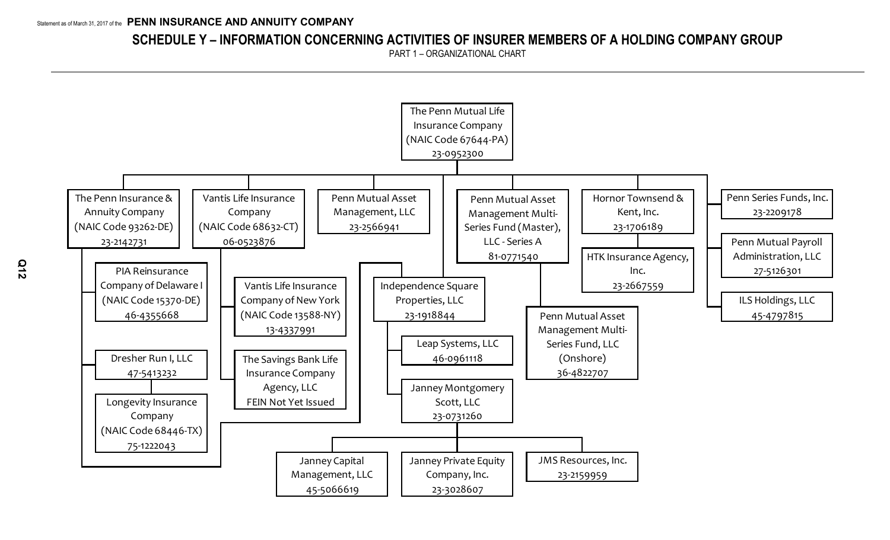Statement as of March 31, 2017 of the **PENN INSURANCE AND ANNUITY COMPANY**

# SCHEDULE Y – INFORMATION CONCERNING ACTIVITIES OF INSURER MEMBERS OF A HOLDING COMPANY GROUP

PART 1 – ORGANIZATIONAL CHART

- The Penn Mutual Life Insurance Company (NAIC Code 67644-PA) 23-0952300
  - The Penn Insurance & Annuity Company (NAIC Code 93262-DE) 23-2142731
    - PIA Reinsurance Company of Delaware I (NAIC Code 15370-DE) 46-4355668
    - Dresher Run I, LLC 47-5413232
      - Longevity Insurance Company (NAIC Code 68446-TX) 75-1222043
    - Independence Square Properties, LLC 23-1918844
      - Leap Systems, LLC 46-0961118
      - Janney Montgomery Scott, LLC 23-0731260
        - Janney Capital Management, LLC 45-5066619
        - Janney Private Equity Company, Inc. 23-3028607
        - JMS Resources, Inc. 23-2159959
  - Vantis Life Insurance Company (NAIC Code 68632-CT) 06-0523876
    - Vantis Life Insurance Company of New York (NAIC Code 13588-NY) 13-4337991
    - The Savings Bank Life Insurance Company Agency, LLC FEIN Not Yet Issued
  - Penn Mutual Asset Management, LLC 23-2566941
  - Independence Square Properties, LLC 23-1918844
  - Penn Mutual Asset Management Multi-Series Fund (Master), LLC - Series A 81-0771540
    - Penn Mutual Asset Management Multi-Series Fund, LLC (Onshore) 36-4822707
  - Hornor Townsend & Kent, Inc. 23-1706189
    - HTK Insurance Agency, Inc. 23-2667559
  - Penn Series Funds, Inc. 23-2209178
  - Penn Mutual Payroll Administration, LLC 27-5126301
  - ILS Holdings, LLC 45-4797815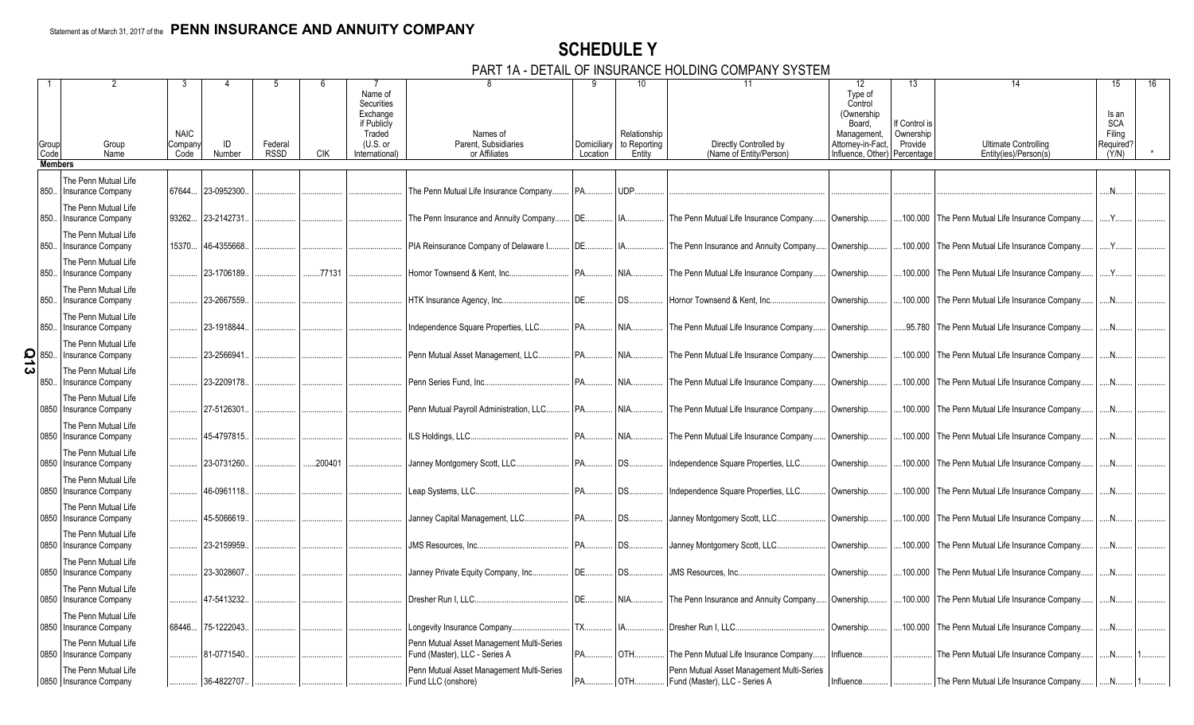Statement as of March 31, 2017 of the **PENN INSURANCE AND ANNUITY COMPANY**

# SCHEDULE Y

## PART 1A - DETAIL OF INSURANCE HOLDING COMPANY SYSTEM

| 1 | 2 | 3 | 4 | 5 | 6 | 7 | 8 | 9 | 10 | 11 | 12 | 13 | 14 | 15 | 16 |
|---|---|---|---|---|---|---|---|---|---|---|---|---|---|---|---|
| Group Code | Group Name | NAIC Company Code | ID Number | Federal RSSD | CIK | Name of Securities Exchange if Publicly Traded (U.S. or International) | Names of Parent, Subsidiaries or Affiliates | Domiciliary Location | Relationship to Reporting Entity | Directly Controlled by (Name of Entity/Person) | Type of Control (Ownership Board, Management, Attorney-in-Fact, Influence, Other) | If Control is Ownership Provide Percentage | Ultimate Controlling Entity(ies)/Person(s) | Is an SCA Filing Required? (Y/N) | * |
| **Members** | | | | | | | | | | | | | | | |
| 850 | The Penn Mutual Life Insurance Company | 67644 | 23-0952300 | | | | The Penn Mutual Life Insurance Company | PA | UDP | | | | | N | |
| 850 | The Penn Mutual Life Insurance Company | 93262 | 23-2142731 | | | | The Penn Insurance and Annuity Company | DE | IA | The Penn Mutual Life Insurance Company | Ownership | 100.000 | The Penn Mutual Life Insurance Company | Y | |
| 850 | The Penn Mutual Life Insurance Company | 15370 | 46-4355668 | | | | PIA Reinsurance Company of Delaware I | DE | IA | The Penn Insurance and Annuity Company | Ownership | 100.000 | The Penn Mutual Life Insurance Company | Y | |
| 850 | The Penn Mutual Life Insurance Company | | 23-1706189 | | 77131 | | Hornor Townsend & Kent, Inc. | PA | NIA | The Penn Mutual Life Insurance Company | Ownership | 100.000 | The Penn Mutual Life Insurance Company | Y | |
| 850 | The Penn Mutual Life Insurance Company | | 23-2667559 | | | | HTK Insurance Agency, Inc. | DE | DS | Hornor Townsend & Kent, Inc. | Ownership | 100.000 | The Penn Mutual Life Insurance Company | N | |
| 850 | The Penn Mutual Life Insurance Company | | 23-1918844 | | | | Independence Square Properties, LLC | PA | NIA | The Penn Mutual Life Insurance Company | Ownership | 95.780 | The Penn Mutual Life Insurance Company | N | |
| 850 | The Penn Mutual Life Insurance Company | | 23-2566941 | | | | Penn Mutual Asset Management, LLC | PA | NIA | The Penn Mutual Life Insurance Company | Ownership | 100.000 | The Penn Mutual Life Insurance Company | N | |
| 850 | The Penn Mutual Life Insurance Company | | 23-2209178 | | | | Penn Series Fund, Inc. | PA | NIA | The Penn Mutual Life Insurance Company | Ownership | 100.000 | The Penn Mutual Life Insurance Company | N | |
| 0850 | The Penn Mutual Life Insurance Company | | 27-5126301 | | | | Penn Mutual Payroll Administration, LLC | PA | NIA | The Penn Mutual Life Insurance Company | Ownership | 100.000 | The Penn Mutual Life Insurance Company | N | |
| 0850 | The Penn Mutual Life Insurance Company | | 45-4797815 | | | | ILS Holdings, LLC | PA | NIA | The Penn Mutual Life Insurance Company | Ownership | 100.000 | The Penn Mutual Life Insurance Company | N | |
| 0850 | The Penn Mutual Life Insurance Company | | 23-0731260 | | 200401 | | Janney Montgomery Scott, LLC | PA | DS | Independence Square Properties, LLC | Ownership | 100.000 | The Penn Mutual Life Insurance Company | N | |
| 0850 | The Penn Mutual Life Insurance Company | | 46-0961118 | | | | Leap Systems, LLC | PA | DS | Independence Square Properties, LLC | Ownership | 100.000 | The Penn Mutual Life Insurance Company | N | |
| 0850 | The Penn Mutual Life Insurance Company | | 45-5066619 | | | | Janney Capital Management, LLC | PA | DS | Janney Montgomery Scott, LLC | Ownership | 100.000 | The Penn Mutual Life Insurance Company | N | |
| 0850 | The Penn Mutual Life Insurance Company | | 23-2159959 | | | | JMS Resources, Inc. | PA | DS | Janney Montgomery Scott, LLC | Ownership | 100.000 | The Penn Mutual Life Insurance Company | N | |
| 0850 | The Penn Mutual Life Insurance Company | | 23-3028607 | | | | Janney Private Equity Company, Inc. | DE | DS | JMS Resources, Inc. | Ownership | 100.000 | The Penn Mutual Life Insurance Company | N | |
| 0850 | The Penn Mutual Life Insurance Company | | 47-5413232 | | | | Dresher Run I, LLC | DE | NIA | The Penn Insurance and Annuity Company | Ownership | 100.000 | The Penn Mutual Life Insurance Company | N | |
| 0850 | The Penn Mutual Life Insurance Company | 68446 | 75-1222043 | | | | Longevity Insurance Company | TX | IA | Dresher Run I, LLC | Ownership | 100.000 | The Penn Mutual Life Insurance Company | N | |
| 0850 | The Penn Mutual Life Insurance Company | | 81-0771540 | | | | Penn Mutual Asset Management Multi-Series Fund (Master), LLC - Series A | PA | OTH | The Penn Mutual Life Insurance Company | Influence | | The Penn Mutual Life Insurance Company | N | 1 |
| 0850 | The Penn Mutual Life Insurance Company | | 36-4822707 | | | | Penn Mutual Asset Management Multi-Series Fund LLC (onshore) | PA | OTH | Penn Mutual Asset Management Multi-Series Fund (Master), LLC - Series A | Influence | | The Penn Mutual Life Insurance Company | N | 1 |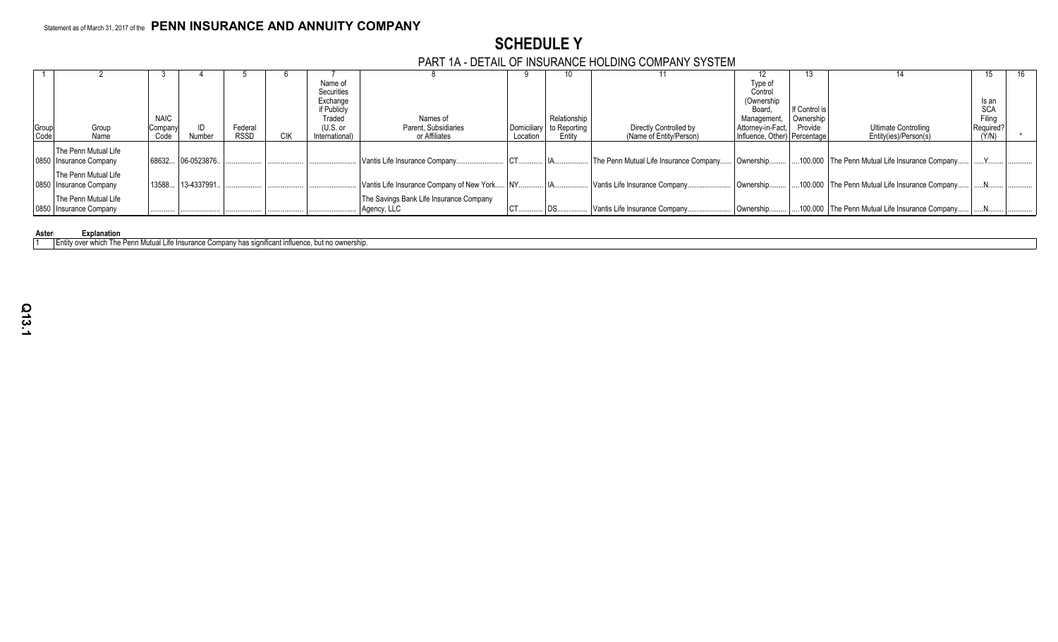Statement as of March 31, 2017 of the **PENN INSURANCE AND ANNUITY COMPANY**

# SCHEDULE Y

## PART 1A - DETAIL OF INSURANCE HOLDING COMPANY SYSTEM

| 1 | 2 | 3 | 4 | 5 | 6 | 7 | 8 | 9 | 10 | 11 | 12 | 13 | 14 | 15 | 16 |
|---|---|---|---|---|---|---|---|---|---|---|---|---|---|---|---|
| Group Code | Group Name | NAIC Company Code | ID Number | Federal RSSD | CIK | Name of Securities Exchange if Publicly Traded (U.S. or International) | Names of Parent, Subsidiaries or Affiliates | Domiciliary Location | Relationship to Reporting Entity | Directly Controlled by (Name of Entity/Person) | Type of Control (Ownership Board, Management, Attorney-in-Fact, Influence, Other) | If Control is Ownership Provide Percentage | Ultimate Controlling Entity(ies)/Person(s) | Is an SCA Filing Required? (Y/N) | * |
| 0850 | The Penn Mutual Life Insurance Company | 68632 | 06-0523876 | | | | Vantis Life Insurance Company | CT | IA | The Penn Mutual Life Insurance Company | Ownership | 100.000 | The Penn Mutual Life Insurance Company | Y | |
| 0850 | The Penn Mutual Life Insurance Company | 13588 | 13-4337991 | | | | Vantis Life Insurance Company of New York | NY | IA | Vantis Life Insurance Company | Ownership | 100.000 | The Penn Mutual Life Insurance Company | N | |
| 0850 | The Penn Mutual Life Insurance Company | | | | | | The Savings Bank Life Insurance Company Agency, LLC | CT | DS | Vantis Life Insurance Company | Ownership | 100.000 | The Penn Mutual Life Insurance Company | N | |

| Aster | Explanation |
|---|---|
| 1 | Entity over which The Penn Mutual Life Insurance Company has significant influence, but no ownership. |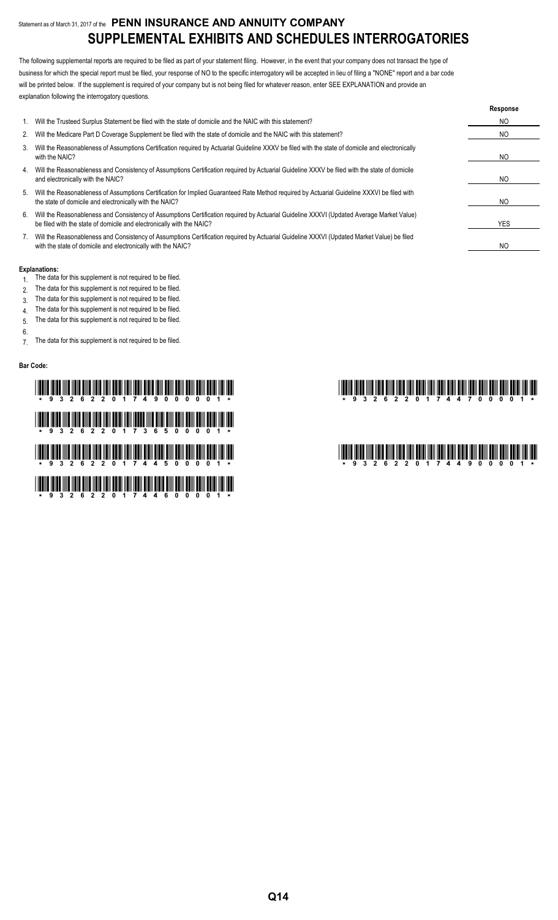Statement as of March 31, 2017 of the **PENN INSURANCE AND ANNUITY COMPANY**

# SUPPLEMENTAL EXHIBITS AND SCHEDULES INTERROGATORIES

The following supplemental reports are required to be filed as part of your statement filing. However, in the event that your company does not transact the type of business for which the special report must be filed, your response of NO to the specific interrogatory will be accepted in lieu of filing a "NONE" report and a bar code will be printed below. If the supplement is required of your company but is not being filed for whatever reason, enter SEE EXPLANATION and provide an explanation following the interrogatory questions.

| | | Response |
|---|---|---|
| 1. | Will the Trusteed Surplus Statement be filed with the state of domicile and the NAIC with this statement? | NO |
| 2. | Will the Medicare Part D Coverage Supplement be filed with the state of domicile and the NAIC with this statement? | NO |
| 3. | Will the Reasonableness of Assumptions Certification required by Actuarial Guideline XXXV be filed with the state of domicile and electronically with the NAIC? | NO |
| 4. | Will the Reasonableness and Consistency of Assumptions Certification required by Actuarial Guideline XXXV be filed with the state of domicile and electronically with the NAIC? | NO |
| 5. | Will the Reasonableness of Assumptions Certification for Implied Guaranteed Rate Method required by Actuarial Guideline XXXVI be filed with the state of domicile and electronically with the NAIC? | NO |
| 6. | Will the Reasonableness and Consistency of Assumptions Certification required by Actuarial Guideline XXXVI (Updated Average Market Value) be filed with the state of domicile and electronically with the NAIC? | YES |
| 7. | Will the Reasonableness and Consistency of Assumptions Certification required by Actuarial Guideline XXXVI (Updated Market Value) be filed with the state of domicile and electronically with the NAIC? | NO |

**Explanations:**

1. The data for this supplement is not required to be filed.
2. The data for this supplement is not required to be filed.
3. The data for this supplement is not required to be filed.
4. The data for this supplement is not required to be filed.
5. The data for this supplement is not required to be filed.
6.
7. The data for this supplement is not required to be filed.

**Bar Code:**

\* 9 3 2 6 2 2 0 1 7 4 9 0 0 0 0 1 \*

\* 9 3 2 6 2 2 0 1 7 3 6 5 0 0 0 0 1 \*

\* 9 3 2 6 2 2 0 1 7 4 4 5 0 0 0 0 1 \*

\* 9 3 2 6 2 2 0 1 7 4 4 6 0 0 0 0 1 \*

\* 9 3 2 6 2 2 0 1 7 4 4 7 0 0 0 0 1 \*

\* 9 3 2 6 2 2 0 1 7 4 4 9 0 0 0 0 1 \*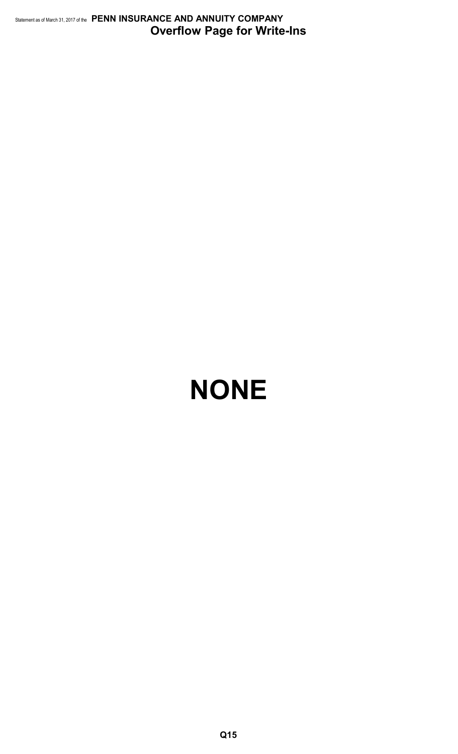## Overflow Page for Write-Ins

# NONE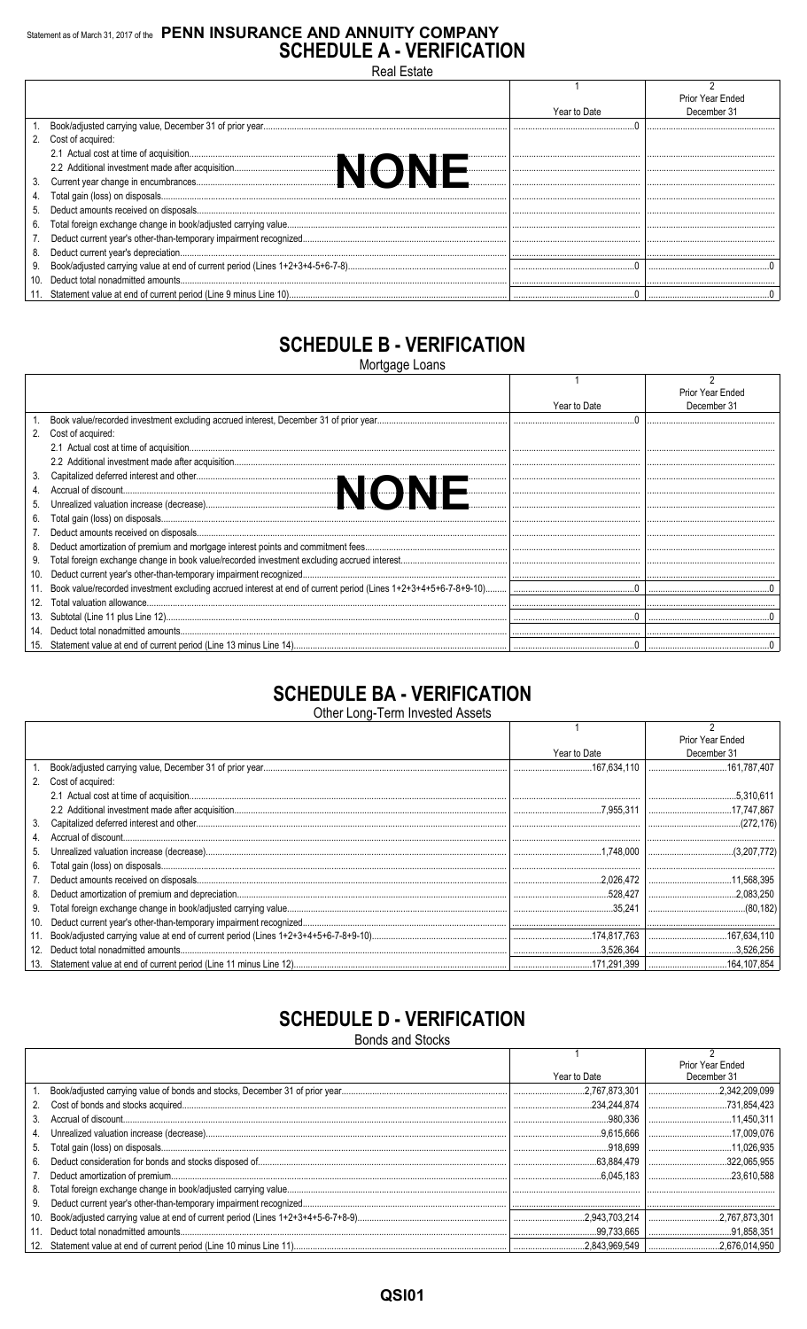Statement as of March 31, 2017 of the **PENN INSURANCE AND ANNUITY COMPANY**

# SCHEDULE A - VERIFICATION

Real Estate

| | | 1<br>Year to Date | 2<br>Prior Year Ended December 31 |
|---|---|---|---|
| 1. | Book/adjusted carrying value, December 31 of prior year | 0 | |
| 2. | Cost of acquired: | | |
| | 2.1 Actual cost at time of acquisition | | |
| | 2.2 Additional investment made after acquisition | | |
| 3. | Current year change in encumbrances | | |
| 4. | Total gain (loss) on disposals | | |
| 5. | Deduct amounts received on disposals | | |
| 6. | Total foreign exchange change in book/adjusted carrying value | | |
| 7. | Deduct current year's other-than-temporary impairment recognized | | |
| 8. | Deduct current year's depreciation | | |
| 9. | Book/adjusted carrying value at end of current period (Lines 1+2+3+4-5+6-7-8) | 0 | 0 |
| 10. | Deduct total nonadmitted amounts | | |
| 11. | Statement value at end of current period (Line 9 minus Line 10) | 0 | 0 |

**NONE**

# SCHEDULE B - VERIFICATION

Mortgage Loans

| | | 1<br>Year to Date | 2<br>Prior Year Ended December 31 |
|---|---|---|---|
| 1. | Book value/recorded investment excluding accrued interest, December 31 of prior year | 0 | |
| 2. | Cost of acquired: | | |
| | 2.1 Actual cost at time of acquisition | | |
| | 2.2 Additional investment made after acquisition | | |
| 3. | Capitalized deferred interest and other | | |
| 4. | Accrual of discount | | |
| 5. | Unrealized valuation increase (decrease) | | |
| 6. | Total gain (loss) on disposals | | |
| 7. | Deduct amounts received on disposals | | |
| 8. | Deduct amortization of premium and mortgage interest points and commitment fees | | |
| 9. | Total foreign exchange change in book value/recorded investment excluding accrued interest | | |
| 10. | Deduct current year's other-than-temporary impairment recognized | | |
| 11. | Book value/recorded investment excluding accrued interest at end of current period (Lines 1+2+3+4+5+6-7-8+9-10) | 0 | 0 |
| 12. | Total valuation allowance | | |
| 13. | Subtotal (Line 11 plus Line 12) | 0 | 0 |
| 14. | Deduct total nonadmitted amounts | | |
| 15. | Statement value at end of current period (Line 13 minus Line 14) | 0 | 0 |

**NONE**

# SCHEDULE BA - VERIFICATION

Other Long-Term Invested Assets

| | | 1<br>Year to Date | 2<br>Prior Year Ended December 31 |
|---|---|---|---|
| 1. | Book/adjusted carrying value, December 31 of prior year | 167,634,110 | 161,787,407 |
| 2. | Cost of acquired: | | |
| | 2.1 Actual cost at time of acquisition | | 5,310,611 |
| | 2.2 Additional investment made after acquisition | 7,955,311 | 17,747,867 |
| 3. | Capitalized deferred interest and other | | (272,176) |
| 4. | Accrual of discount | | |
| 5. | Unrealized valuation increase (decrease) | 1,748,000 | (3,207,772) |
| 6. | Total gain (loss) on disposals | | |
| 7. | Deduct amounts received on disposals | 2,026,472 | 11,568,395 |
| 8. | Deduct amortization of premium and depreciation | 528,427 | 2,083,250 |
| 9. | Total foreign exchange change in book/adjusted carrying value | 35,241 | (80,182) |
| 10. | Deduct current year's other-than-temporary impairment recognized | | |
| 11. | Book/adjusted carrying value at end of current period (Lines 1+2+3+4+5+6-7-8+9-10) | 174,817,763 | 167,634,110 |
| 12. | Deduct total nonadmitted amounts | 3,526,364 | 3,526,256 |
| 13. | Statement value at end of current period (Line 11 minus Line 12) | 171,291,399 | 164,107,854 |

# SCHEDULE D - VERIFICATION

Bonds and Stocks

| | | 1<br>Year to Date | 2<br>Prior Year Ended December 31 |
|---|---|---|---|
| 1. | Book/adjusted carrying value of bonds and stocks, December 31 of prior year | 2,767,873,301 | 2,342,209,099 |
| 2. | Cost of bonds and stocks acquired | 234,244,874 | 731,854,423 |
| 3. | Accrual of discount | 980,336 | 11,450,311 |
| 4. | Unrealized valuation increase (decrease) | 9,615,666 | 17,009,076 |
| 5. | Total gain (loss) on disposals | 918,699 | 11,026,935 |
| 6. | Deduct consideration for bonds and stocks disposed of | 63,884,479 | 322,065,955 |
| 7. | Deduct amortization of premium | 6,045,183 | 23,610,588 |
| 8. | Total foreign exchange change in book/adjusted carrying value | | |
| 9. | Deduct current year's other-than-temporary impairment recognized | | |
| 10. | Book/adjusted carrying value at end of current period (Lines 1+2+3+4+5-6-7+8-9) | 2,943,703,214 | 2,767,873,301 |
| 11. | Deduct total nonadmitted amounts | 99,733,665 | 91,858,351 |
| 12. | Statement value at end of current period (Line 10 minus Line 11) | 2,843,969,549 | 2,676,014,950 |

QSI01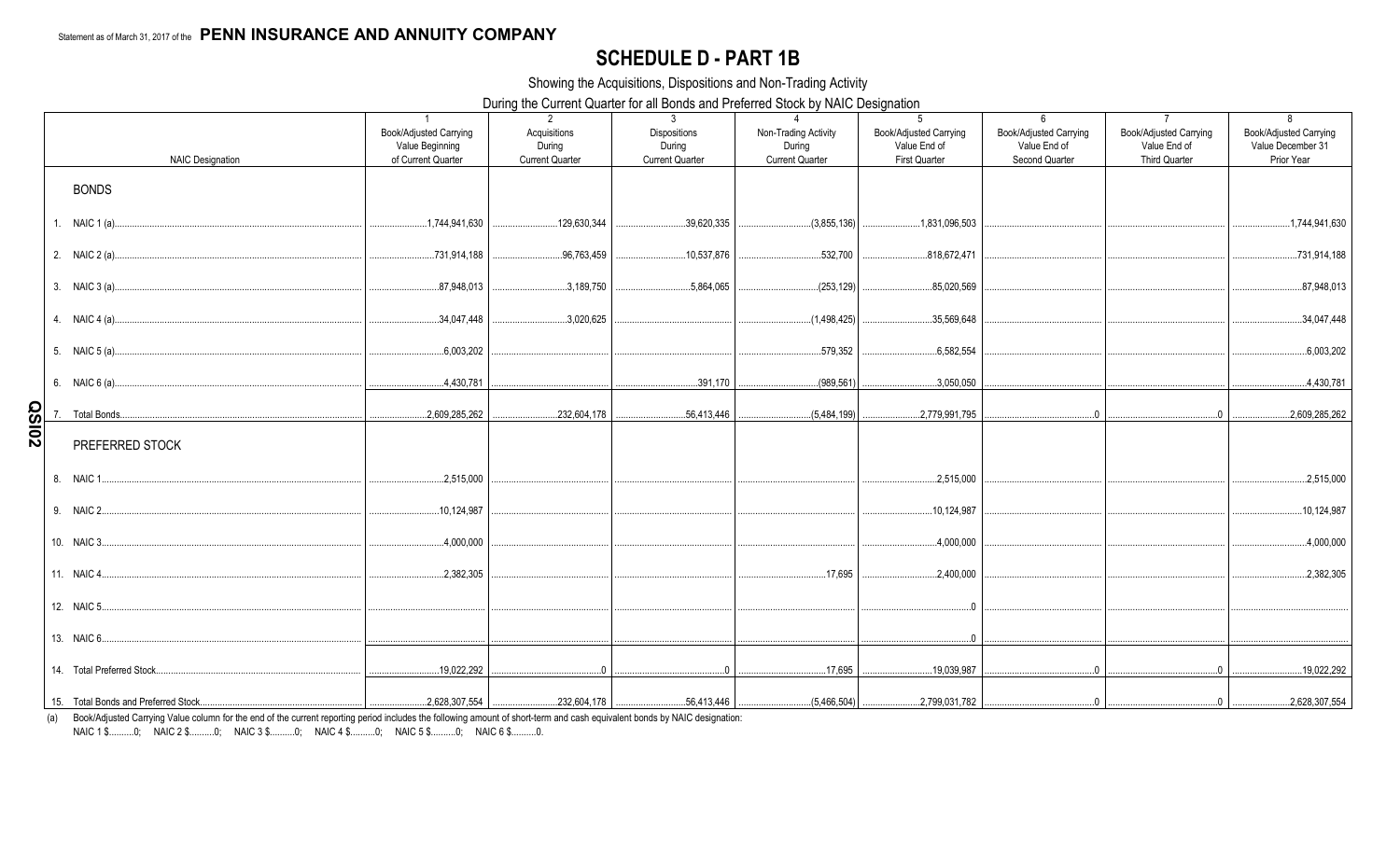Statement as of March 31, 2017 of the **PENN INSURANCE AND ANNUITY COMPANY**

# SCHEDULE D - PART 1B

Showing the Acquisitions, Dispositions and Non-Trading Activity

During the Current Quarter for all Bonds and Preferred Stock by NAIC Designation

| NAIC Designation | 1<br>Book/Adjusted Carrying Value Beginning of Current Quarter | 2<br>Acquisitions During Current Quarter | 3<br>Dispositions During Current Quarter | 4<br>Non-Trading Activity During Current Quarter | 5<br>Book/Adjusted Carrying Value End of First Quarter | 6<br>Book/Adjusted Carrying Value End of Second Quarter | 7<br>Book/Adjusted Carrying Value End of Third Quarter | 8<br>Book/Adjusted Carrying Value December 31 Prior Year |
|---|---|---|---|---|---|---|---|---|
| **BONDS** | | | | | | | | |
| 1. NAIC 1 (a) | 1,744,941,630 | 129,630,344 | 39,620,335 | (3,855,136) | 1,831,096,503 | | | 1,744,941,630 |
| 2. NAIC 2 (a) | 731,914,188 | 96,763,459 | 10,537,876 | 532,700 | 818,672,471 | | | 731,914,188 |
| 3. NAIC 3 (a) | 87,948,013 | 3,189,750 | 5,864,065 | (253,129) | 85,020,569 | | | 87,948,013 |
| 4. NAIC 4 (a) | 34,047,448 | 3,020,625 | | (1,498,425) | 35,569,648 | | | 34,047,448 |
| 5. NAIC 5 (a) | 6,003,202 | | | 579,352 | 6,582,554 | | | 6,003,202 |
| 6. NAIC 6 (a) | 4,430,781 | | 391,170 | (989,561) | 3,050,050 | | | 4,430,781 |
| 7. Total Bonds | 2,609,285,262 | 232,604,178 | 56,413,446 | (5,484,199) | 2,779,991,795 | 0 | 0 | 2,609,285,262 |
| **PREFERRED STOCK** | | | | | | | | |
| 8. NAIC 1 | 2,515,000 | | | | 2,515,000 | | | 2,515,000 |
| 9. NAIC 2 | 10,124,987 | | | | 10,124,987 | | | 10,124,987 |
| 10. NAIC 3 | 4,000,000 | | | | 4,000,000 | | | 4,000,000 |
| 11. NAIC 4 | 2,382,305 | | | 17,695 | 2,400,000 | | | 2,382,305 |
| 12. NAIC 5 | | | | | 0 | | | |
| 13. NAIC 6 | | | | | 0 | | | |
| 14. Total Preferred Stock | 19,022,292 | 0 | 0 | 17,695 | 19,039,987 | 0 | 0 | 19,022,292 |
| 15. Total Bonds and Preferred Stock | 2,628,307,554 | 232,604,178 | 56,413,446 | (5,466,504) | 2,799,031,782 | 0 | 0 | 2,628,307,554 |

(a) Book/Adjusted Carrying Value column for the end of the current reporting period includes the following amount of short-term and cash equivalent bonds by NAIC designation:
NAIC 1 $..........0; NAIC 2 $..........0; NAIC 3 $..........0; NAIC 4 $..........0; NAIC 5 $..........0; NAIC 6 $..........0.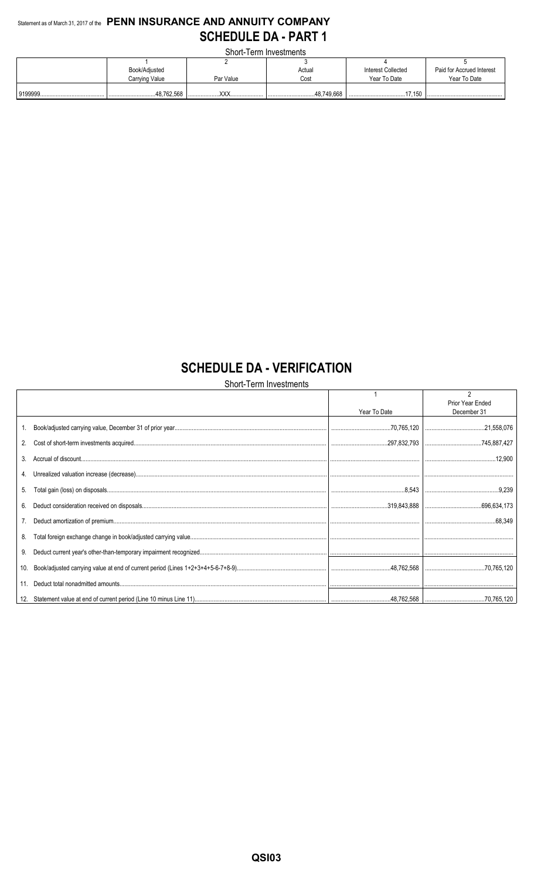Statement as of March 31, 2017 of the **PENN INSURANCE AND ANNUITY COMPANY**

# SCHEDULE DA - PART 1

Short-Term Investments

| | 1 | 2 | 3 | 4 | 5 |
|---|---|---|---|---|---|
| | Book/Adjusted Carrying Value | Par Value | Actual Cost | Interest Collected Year To Date | Paid for Accrued Interest Year To Date |
| 9199999 | 48,762,568 | XXX | 48,749,668 | 17,150 | |

# SCHEDULE DA - VERIFICATION

Short-Term Investments

| | 1 | 2 |
|---|---|---|
| | Year To Date | Prior Year Ended December 31 |
| 1. Book/adjusted carrying value, December 31 of prior year | 70,765,120 | 21,558,076 |
| 2. Cost of short-term investments acquired | 297,832,793 | 745,887,427 |
| 3. Accrual of discount | | 12,900 |
| 4. Unrealized valuation increase (decrease) | | |
| 5. Total gain (loss) on disposals | 8,543 | 9,239 |
| 6. Deduct consideration received on disposals | 319,843,888 | 696,634,173 |
| 7. Deduct amortization of premium | | 68,349 |
| 8. Total foreign exchange change in book/adjusted carrying value | | |
| 9. Deduct current year's other-than-temporary impairment recognized | | |
| 10. Book/adjusted carrying value at end of current period (Lines 1+2+3+4+5-6-7+8-9) | 48,762,568 | 70,765,120 |
| 11. Deduct total nonadmitted amounts | | |
| 12. Statement value at end of current period (Line 10 minus Line 11) | 48,762,568 | 70,765,120 |

QSI03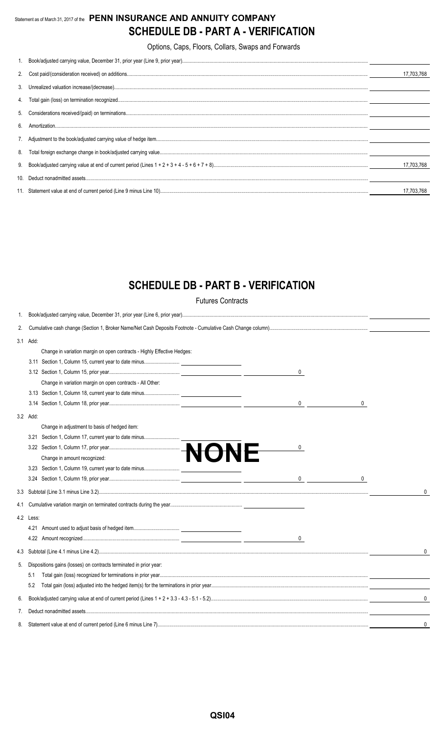Statement as of March 31, 2017 of the **PENN INSURANCE AND ANNUITY COMPANY**

# SCHEDULE DB - PART A - VERIFICATION

Options, Caps, Floors, Collars, Swaps and Forwards

| | | |
|---|---|---|
| 1. | Book/adjusted carrying value, December 31, prior year (Line 9, prior year) | |
| 2. | Cost paid/(consideration received) on additions | 17,703,768 |
| 3. | Unrealized valuation increase/(decrease) | |
| 4. | Total gain (loss) on termination recognized | |
| 5. | Considerations received/(paid) on terminations | |
| 6. | Amortization | |
| 7. | Adjustment to the book/adjusted carrying value of hedge item | |
| 8. | Total foreign exchange change in book/adjusted carrying value | |
| 9. | Book/adjusted carrying value at end of current period (Lines 1 + 2 + 3 + 4 - 5 + 6 + 7 + 8) | 17,703,768 |
| 10. | Deduct nonadmitted assets | |
| 11. | Statement value at end of current period (Line 9 minus Line 10) | 17,703,768 |

# SCHEDULE DB - PART B - VERIFICATION

Futures Contracts

**NONE**

| | | | | | |
|---|---|---|---|---|---|
| 1. | Book/adjusted carrying value, December 31, prior year (Line 6, prior year) | | | | |
| 2. | Cumulative cash change (Section 1, Broker Name/Net Cash Deposits Footnote - Cumulative Cash Change column) | | | | |
| 3.1 | Add: | | | | |
| | Change in variation margin on open contracts - Highly Effective Hedges: | | | | |
| | 3.11 Section 1, Column 15, current year to date minus | | | | |
| | 3.12 Section 1, Column 15, prior year | | 0 | | |
| | Change in variation margin on open contracts - All Other: | | | | |
| | 3.13 Section 1, Column 18, current year to date minus | | | | |
| | 3.14 Section 1, Column 18, prior year | | 0 | 0 | |
| 3.2 | Add: | | | | |
| | Change in adjustment to basis of hedged item: | | | | |
| | 3.21 Section 1, Column 17, current year to date minus | | | | |
| | 3.22 Section 1, Column 17, prior year | | 0 | | |
| | Change in amount recognized: | | | | |
| | 3.23 Section 1, Column 19, current year to date minus | | | | |
| | 3.24 Section 1, Column 19, prior year | | 0 | 0 | |
| 3.3 | Subtotal (Line 3.1 minus Line 3.2) | | | | 0 |
| 4.1 | Cumulative variation margin on terminated contracts during the year | | | | |
| 4.2 | Less: | | | | |
| | 4.21 Amount used to adjust basis of hedged item | | | | |
| | 4.22 Amount recognized | | 0 | | |
| 4.3 | Subtotal (Line 4.1 minus Line 4.2) | | | | 0 |
| 5. | Dispositions gains (losses) on contracts terminated in prior year: | | | | |
| | 5.1 Total gain (loss) recognized for terminations in prior year | | | | |
| | 5.2 Total gain (loss) adjusted into the hedged item(s) for the terminations in prior year | | | | |
| 6. | Book/adjusted carrying value at end of current period (Lines 1 + 2 + 3.3 - 4.3 - 5.1 - 5.2) | | | | 0 |
| 7. | Deduct nonadmitted assets | | | | |
| 8. | Statement value at end of current period (Line 6 minus Line 7) | | | | 0 |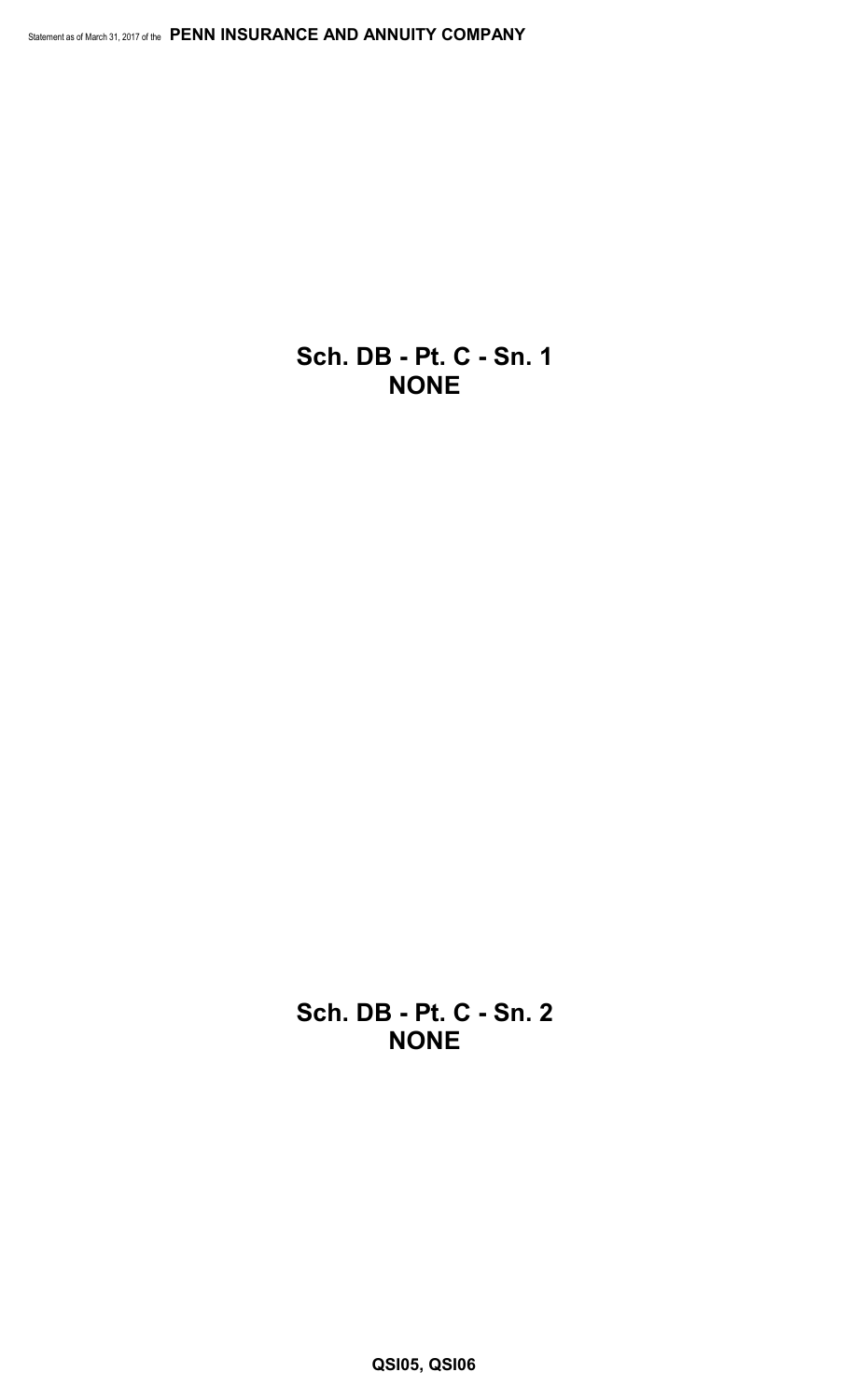## Sch. DB - Pt. C - Sn. 1
## NONE

## Sch. DB - Pt. C - Sn. 2
## NONE

QSI05, QSI06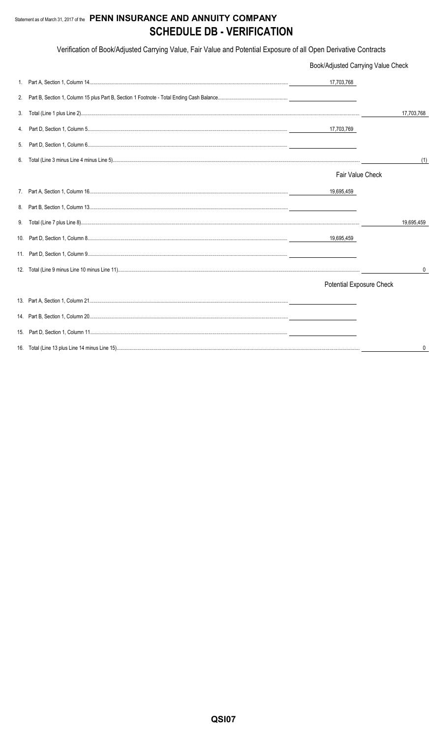Statement as of March 31, 2017 of the **PENN INSURANCE AND ANNUITY COMPANY**

# SCHEDULE DB - VERIFICATION

Verification of Book/Adjusted Carrying Value, Fair Value and Potential Exposure of all Open Derivative Contracts

| | | | |
|---|---|---|---|
| | | Book/Adjusted Carrying Value Check | |
| 1. | Part A, Section 1, Column 14 | 17,703,768 | |
| 2. | Part B, Section 1, Column 15 plus Part B, Section 1 Footnote - Total Ending Cash Balance | | |
| 3. | Total (Line 1 plus Line 2) | | 17,703,768 |
| 4. | Part D, Section 1, Column 5 | 17,703,769 | |
| 5. | Part D, Section 1, Column 6 | | |
| 6. | Total (Line 3 minus Line 4 minus Line 5) | | (1) |
| | | Fair Value Check | |
| 7. | Part A, Section 1, Column 16 | 19,695,459 | |
| 8. | Part B, Section 1, Column 13 | | |
| 9. | Total (Line 7 plus Line 8) | | 19,695,459 |
| 10. | Part D, Section 1, Column 8 | 19,695,459 | |
| 11. | Part D, Section 1, Column 9 | | |
| 12. | Total (Line 9 minus Line 10 minus Line 11) | | 0 |
| | | Potential Exposure Check | |
| 13. | Part A, Section 1, Column 21 | | |
| 14. | Part B, Section 1, Column 20 | | |
| 15. | Part D, Section 1, Column 11 | | |
| 16. | Total (Line 13 plus Line 14 minus Line 15) | | 0 |

QSI07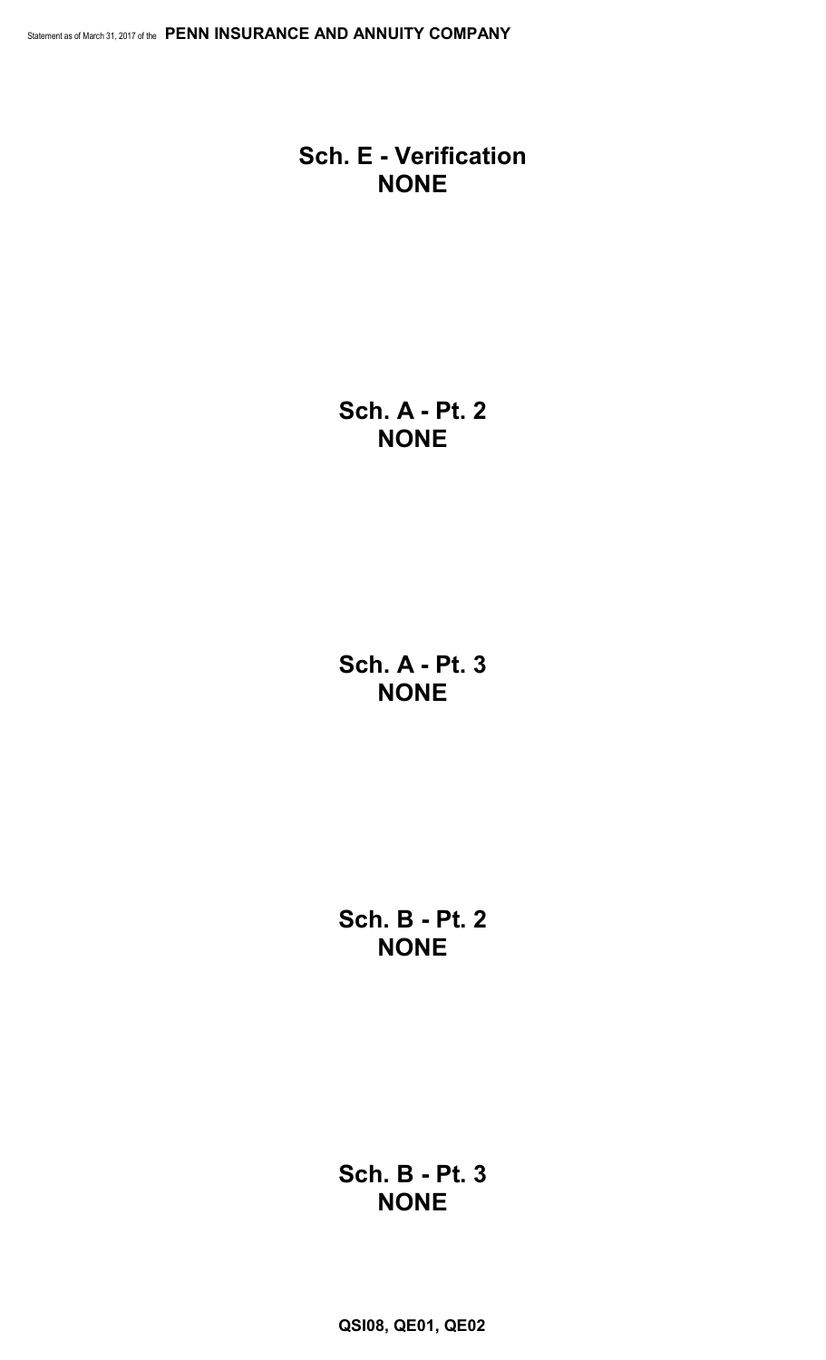## Sch. E - Verification
## NONE

## Sch. A - Pt. 2
## NONE

## Sch. A - Pt. 3
## NONE

## Sch. B - Pt. 2
## NONE

## Sch. B - Pt. 3
## NONE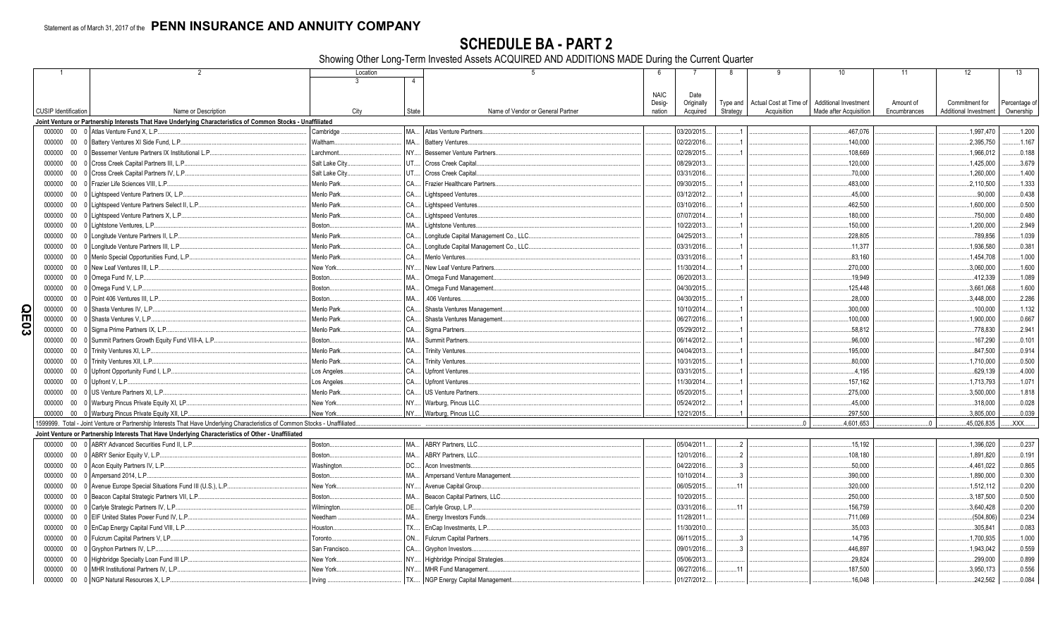Statement as of March 31, 2017 of the **PENN INSURANCE AND ANNUITY COMPANY**

# SCHEDULE BA - PART 2

Showing Other Long-Term Invested Assets ACQUIRED AND ADDITIONS MADE During the Current Quarter

| 1 | 2 | Location | | 5 | 6 | 7 | 8 | 9 | 10 | 11 | 12 | 13 |
|---|---|---|---|---|---|---|---|---|---|---|---|---|
| | | 3 | 4 | | | | | | | | | |
| CUSIP Identification | Name or Description | City | State | Name of Vendor or General Partner | NAIC Designation | Date Originally Acquired | Type and Strategy | Actual Cost at Time of Acquisition | Additional Investment Made after Acquisition | Amount of Encumbrances | Commitment for Additional Investment | Percentage of Ownership |
| **Joint Venture or Partnership Interests That Have Underlying Characteristics of Common Stocks - Unaffiliated** | | | | | | | | | | | | |
| 000000 00 0 | Atlas Venture Fund X, L.P. | Cambridge | MA | Atlas Venture Partners | | 03/20/2015 | 1 | | 467,076 | | 1,997,470 | 1.200 |
| 000000 00 0 | Battery Ventures XI Side Fund, L.P. | Waltham | MA | Battery Ventures | | 02/22/2016 | 1 | | 140,000 | | 2,395,750 | 1.167 |
| 000000 00 0 | Bessemer Venture Partners IX Institutional L.P. | Larchmont | NY | Bessemer Venture Partners | | 02/28/2015 | 1 | | 108,669 | | 1,966,012 | 0.188 |
| 000000 00 0 | Cross Creek Capital Partners III, L.P. | Salt Lake City | UT | Cross Creek Capital | | 08/29/2013 | | | 120,000 | | 1,425,000 | 3.679 |
| 000000 00 0 | Cross Creek Capital Partners IV, L.P. | Salt Lake City | UT | Cross Creek Capital | | 03/31/2016 | | | 70,000 | | 1,260,000 | 1.400 |
| 000000 00 0 | Frazier Life Sciences VIII, L.P. | Menlo Park | CA | Frazier Healthcare Partners | | 09/30/2015 | 1 | | 483,000 | | 2,110,500 | 1.333 |
| 000000 00 0 | Lightspeed Venture Partners IX, L.P. | Menlo Park | CA | Lightspeed Ventures | | 03/12/2012 | 1 | | 45,000 | | 90,000 | 0.438 |
| 000000 00 0 | Lightspeed Venture Partners Select II, L.P. | Menlo Park | CA | Lightspeed Ventures | | 03/10/2016 | 1 | | 462,500 | | 1,600,000 | 0.500 |
| 000000 00 0 | Lightspeed Venture Partners X, L.P. | Menlo Park | CA | Lightspeed Ventures | | 07/07/2014 | 1 | | 180,000 | | 750,000 | 0.480 |
| 000000 00 0 | Lightstone Ventures, L.P. | Boston | MA | Lightstone Ventures | | 10/22/2013 | 1 | | 150,000 | | 1,200,000 | 2.949 |
| 000000 00 0 | Longitude Venture Partners II, L.P. | Menlo Park | CA | Longitude Capital Management Co., LLC | | 04/25/2013 | 1 | | 228,805 | | 789,856 | 1.039 |
| 000000 00 0 | Longitude Venture Partners III, L.P. | Menlo Park | CA | Longitude Capital Management Co., LLC | | 03/31/2016 | 1 | | 11,377 | | 1,936,580 | 0.381 |
| 000000 00 0 | Menlo Special Opportunities Fund, L.P. | Menlo Park | CA | Menlo Ventures | | 03/31/2016 | 1 | | 83,160 | | 1,454,708 | 1.000 |
| 000000 00 0 | New Leaf Ventures III, L.P. | New York | NY | New Leaf Venture Partners | | 11/30/2014 | 1 | | 270,000 | | 3,060,000 | 1.600 |
| 000000 00 0 | Omega Fund IV, L.P. | Boston | MA | Omega Fund Management | | 06/20/2013 | | | 19,949 | | 412,339 | 1.089 |
| 000000 00 0 | Omega Fund V, L.P. | Boston | MA | Omega Fund Management | | 04/30/2015 | | | 125,448 | | 3,661,068 | 1.600 |
| 000000 00 0 | Point 406 Ventures III, L.P. | Boston | MA | .406 Ventures | | 04/30/2015 | 1 | | 28,000 | | 3,448,000 | 2.286 |
| 000000 00 0 | Shasta Ventures IV, L.P. | Menlo Park | CA | Shasta Ventures Management | | 10/10/2014 | 1 | | 300,000 | | 100,000 | 1.132 |
| 000000 00 0 | Shasta Ventures V, L.P. | Menlo Park | CA | Shasta Ventures Management | | 06/27/2016 | 1 | | 100,000 | | 1,900,000 | 0.667 |
| 000000 00 0 | Sigma Prime Partners IX, L.P. | Menlo Park | CA | Sigma Partners | | 05/29/2012 | 1 | | 58,812 | | 778,830 | 2.941 |
| 000000 00 0 | Summit Partners Growth Equity Fund VIII-A, L.P. | Boston | MA | Summit Partners | | 06/14/2012 | 1 | | 96,000 | | 167,290 | 0.101 |
| 000000 00 0 | Trinity Ventures XI, L.P. | Menlo Park | CA | Trinity Ventures | | 04/04/2013 | 1 | | 195,000 | | 847,500 | 0.914 |
| 000000 00 0 | Trinity Ventures XII, L.P. | Menlo Park | CA | Trinity Ventures | | 10/31/2015 | 1 | | 80,000 | | 1,710,000 | 0.500 |
| 000000 00 0 | Upfront Opportunity Fund I, L.P. | Los Angeles | CA | Upfront Ventures | | 03/31/2015 | 1 | | 4,195 | | 629,139 | 4.000 |
| 000000 00 0 | Upfront V, L.P. | Los Angeles | CA | Upfront Ventures | | 11/30/2014 | 1 | | 157,162 | | 1,713,793 | 1.071 |
| 000000 00 0 | US Venture Partners XI, L.P. | Menlo Park | CA | US Venture Partners | | 05/20/2015 | 1 | | 275,000 | | 3,500,000 | 1.818 |
| 000000 00 0 | Warburg Pincus Private Equity XI, LP | New York | NY | Warburg, Pincus LLC | | 05/24/2012 | 1 | | 45,000 | | 318,000 | 0.028 |
| 000000 00 0 | Warburg Pincus Private Equity XII, LP | New York | NY | Warburg, Pincus LLC | | 12/21/2015 | 1 | | 297,500 | | 3,805,000 | 0.039 |
| 1599999. Total - Joint Venture or Partnership Interests That Have Underlying Characteristics of Common Stocks - Unaffiliated | | | | | | | | 0 | 4,601,653 | 0 | 45,026,835 | XXX |
| **Joint Venture or Partnership Interests That Have Underlying Characteristics of Other - Unaffiliated** | | | | | | | | | | | | |
| 000000 00 0 | ABRY Advanced Securities Fund II, L.P. | Boston | MA | ABRY Partners, LLC | | 05/04/2011 | 2 | | 15,192 | | 1,396,020 | 0.237 |
| 000000 00 0 | ABRY Senior Equity V, L.P. | Boston | MA | ABRY Partners, LLC | | 12/01/2016 | 2 | | 108,180 | | 1,891,820 | 0.191 |
| 000000 00 0 | Acon Equity Partners IV, L.P. | Washington | DC | Acon Investments | | 04/22/2016 | 3 | | 50,000 | | 4,461,022 | 0.865 |
| 000000 00 0 | Ampersand 2014, L.P. | Boston | MA | Ampersand Venture Management | | 10/10/2014 | 3 | | 390,000 | | 1,890,000 | 0.300 |
| 000000 00 0 | Avenue Europe Special Situations Fund III (U.S.), L.P. | New York | NY | Avenue Capital Group | | 06/05/2015 | 11 | | 320,000 | | 1,512,112 | 0.200 |
| 000000 00 0 | Beacon Capital Strategic Partners VII, L.P. | Boston | MA | Beacon Capital Partners, LLC | | 10/20/2015 | | | 250,000 | | 3,187,500 | 0.500 |
| 000000 00 0 | Carlyle Strategic Partners IV, L.P. | Wilmington | DE | Carlyle Group, L.P. | | 03/31/2016 | 11 | | 156,759 | | 3,640,428 | 0.200 |
| 000000 00 0 | EIF United States Power Fund IV, L.P. | Needham | MA | Energy Investors Funds | | 11/28/2011 | | | 711,069 | | (504,806) | 0.234 |
| 000000 00 0 | EnCap Energy Capital Fund VIII, L.P. | Houston | TX | EnCap Investments, L.P. | | 11/30/2010 | | | 35,003 | | 305,841 | 0.083 |
| 000000 00 0 | Fulcrum Capital Partners V, LP. | Toronto | ON | Fulcrum Capital Partners | | 06/11/2015 | 3 | | 14,795 | | 1,700,935 | 1.000 |
| 000000 00 0 | Gryphon Partners IV, L.P. | San Francisco | CA | Gryphon Investors | | 09/01/2016 | 3 | | 446,897 | | 1,943,042 | 0.559 |
| 000000 00 0 | Highbridge Specialty Loan Fund III LP | New York | NY | Highbridge Principal Strategies | | 05/06/2013 | | | 29,824 | | 299,000 | 0.899 |
| 000000 00 0 | MHR Institutional Partners IV, L.P. | New York | NY | MHR Fund Management | | 06/27/2016 | 11 | | 187,500 | | 3,950,173 | 0.556 |
| 000000 00 0 | NGP Natural Resources X, L.P. | Irving | TX | NGP Energy Capital Management | | 01/27/2012 | | | 16,048 | | 242,562 | 0.084 |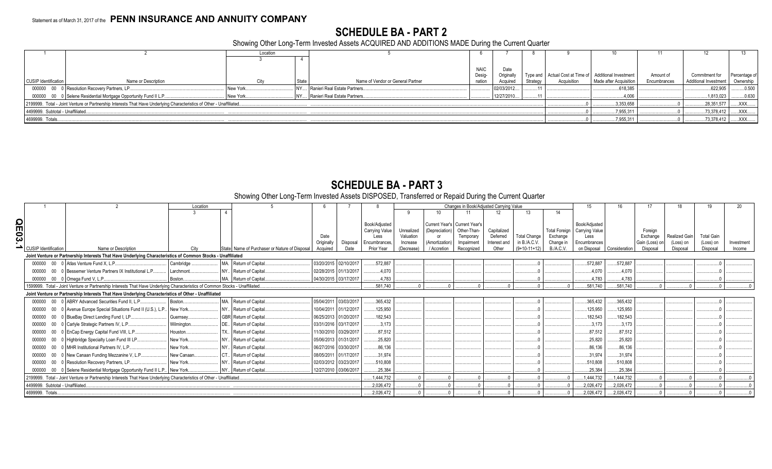Statement as of March 31, 2017 of the **PENN INSURANCE AND ANNUITY COMPANY**

# SCHEDULE BA - PART 2

Showing Other Long-Term Invested Assets ACQUIRED AND ADDITIONS MADE During the Current Quarter

| 1 | 2 | Location 3 | 4 | 5 | 6 | 7 | 8 | 9 | 10 | 11 | 12 | 13 |
|---|---|---|---|---|---|---|---|---|---|---|---|---|
| CUSIP Identification | Name or Description | City | State | Name of Vendor or General Partner | NAIC Designation | Date Originally Acquired | Type and Strategy | Actual Cost at Time of Acquisition | Additional Investment Made after Acquisition | Amount of Encumbrances | Commitment for Additional Investment | Percentage of Ownership |
| 000000 00 0 | Resolution Recovery Partners, LP | New York | NY | Ranieri Real Estate Partners | | 02/03/2012 | 11 | | 618,385 | | 622,905 | 0.500 |
| 000000 00 0 | Selene Residential Mortgage Opportunity Fund II L.P. | New York | NY | Ranieri Real Estate Partners | | 12/27/2010 | 11 | | 4,006 | | 1,813,023 | 0.630 |
| 2199999. Total - Joint Venture or Partnership Interests That Have Underlying Characteristics of Other - Unaffiliated | | | | | | | | | 3,353,658 | 0 | 28,351,577 | XXX |
| 4499999. Subtotal - Unaffiliated | | | | | | | | 0 | 7,955,311 | 0 | 73,378,412 | XXX |
| 4699999. Totals | | | | | | | | 0 | 7,955,311 | 0 | 73,378,412 | XXX |

# SCHEDULE BA - PART 3

Showing Other Long-Term Invested Assets DISPOSED, Transferred or Repaid During the Current Quarter

| 1 | 2 | Location 3 | 4 | 5 | 6 | 7 | 8 | Changes in Book/Adjusted Carrying Value 9 | 10 | 11 | 12 | 13 | 14 | 15 | 16 | 17 | 18 | 19 | 20 |
|---|---|---|---|---|---|---|---|---|---|---|---|---|---|---|---|---|---|---|---|
| CUSIP Identification | Name or Description | City | State | Name of Purchaser or Nature of Disposal | Date Originally Acquired | Disposal Date | Book/Adjusted Carrying Value Less Encumbrances, Prior Year | Unrealized Valuation Increase (Decrease) | Current Year's (Depreciation) or (Amortization) / Accretion | Current Year's Other-Than-Temporary Impairment Recognized | Capitalized Deferred Interest and Other | Total Change in B./A.C.V. (9+10-11+12) | Total Foreign Exchange Change in B./A.C.V. | Book/Adjusted Carrying Value Less Encumbrances on Disposal | Consideration | Foreign Exchange Gain (Loss) on Disposal | Realized Gain (Loss) on Disposal | Total Gain (Loss) on Disposal | Investment Income |
| **Joint Venture or Partnership Interests That Have Underlying Characteristics of Common Stocks - Unaffiliated** | | | | | | | | | | | | | | | | | | | |
| 000000 00 0 | Atlas Venture Fund X, L.P. | Cambridge | MA | Return of Capital | 03/20/2015 | 02/10/2017 | 572,887 | | | | | 0 | | 572,887 | 572,887 | | | 0 | |
| 000000 00 0 | Bessemer Venture Partners IX Institutional L.P. | Larchmont | NY | Return of Capital | 02/28/2015 | 01/13/2017 | 4,070 | | | | | 0 | | 4,070 | 4,070 | | | 0 | |
| 000000 00 0 | Omega Fund V, L.P. | Boston | MA | Return of Capital | 04/30/2015 | 03/17/2017 | 4,783 | | | | | 0 | | 4,783 | 4,783 | | | 0 | |
| 1599999. Total - Joint Venture or Partnership Interests That Have Underlying Characteristics of Common Stocks - Unaffiliated | | | | | | | 581,740 | 0 | 0 | 0 | 0 | 0 | 0 | 581,740 | 581,740 | 0 | 0 | 0 | 0 |
| **Joint Venture or Partnership Interests That Have Underlying Characteristics of Other - Unaffiliated** | | | | | | | | | | | | | | | | | | | |
| 000000 00 0 | ABRY Advanced Securities Fund II, L.P. | Boston | MA | Return of Capital | 05/04/2011 | 03/03/2017 | 365,432 | | | | | 0 | | 365,432 | 365,432 | | | 0 | |
| 000000 00 0 | Avenue Europe Special Situations Fund II (U.S.), L.P. | New York | NY | Return of Capital | 10/04/2011 | 01/12/2017 | 125,950 | | | | | 0 | | 125,950 | 125,950 | | | 0 | |
| 000000 00 0 | BlueBay Direct Lending Fund I, LP | Guernsey | GBR | Return of Capital | 06/25/2013 | 01/20/2017 | 182,543 | | | | | 0 | | 182,543 | 182,543 | | | 0 | |
| 000000 00 0 | Carlyle Strategic Partners IV, L.P. | Wilmington | DE | Return of Capital | 03/31/2016 | 03/17/2017 | 3,173 | | | | | 0 | | 3,173 | 3,173 | | | 0 | |
| 000000 00 0 | EnCap Energy Capital Fund VIII, L.P. | Houston | TX | Return of Capital | 11/30/2010 | 03/29/2017 | 87,512 | | | | | 0 | | 87,512 | 87,512 | | | 0 | |
| 000000 00 0 | Highbridge Specialty Loan Fund III LP | New York | NY | Return of Capital | 05/06/2013 | 01/31/2017 | 25,820 | | | | | 0 | | 25,820 | 25,820 | | | 0 | |
| 000000 00 0 | MHR Institutional Partners IV, L.P. | New York | NY | Return of Capital | 06/27/2016 | 03/30/2017 | 86,136 | | | | | 0 | | 86,136 | 86,136 | | | 0 | |
| 000000 00 0 | New Canaan Funding Mezzanine V, L.P. | New Canaan | CT | Return of Capital | 08/05/2011 | 01/17/2017 | 31,974 | | | | | 0 | | 31,974 | 31,974 | | | 0 | |
| 000000 00 0 | Resolution Recovery Partners, LP | New York | NY | Return of Capital | 02/03/2012 | 03/23/2017 | 510,808 | | | | | 0 | | 510,808 | 510,808 | | | 0 | |
| 000000 00 0 | Selene Residential Mortgage Opportunity Fund II L.P. | New York | NY | Return of Capital | 12/27/2010 | 03/06/2017 | 25,384 | | | | | 0 | | 25,384 | 25,384 | | | 0 | |
| 2199999. Total - Joint Venture or Partnership Interests That Have Underlying Characteristics of Other - Unaffiliated | | | | | | | 1,444,732 | 0 | 0 | 0 | 0 | 0 | 0 | 1,444,732 | 1,444,732 | 0 | 0 | 0 | 0 |
| 4499999. Subtotal - Unaffiliated | | | | | | | 2,026,472 | 0 | 0 | 0 | 0 | 0 | 0 | 2,026,472 | 2,026,472 | 0 | 0 | 0 | 0 |
| 4699999. Totals | | | | | | | 2,026,472 | 0 | 0 | 0 | 0 | 0 | 0 | 2,026,472 | 2,026,472 | 0 | 0 | 0 | 0 |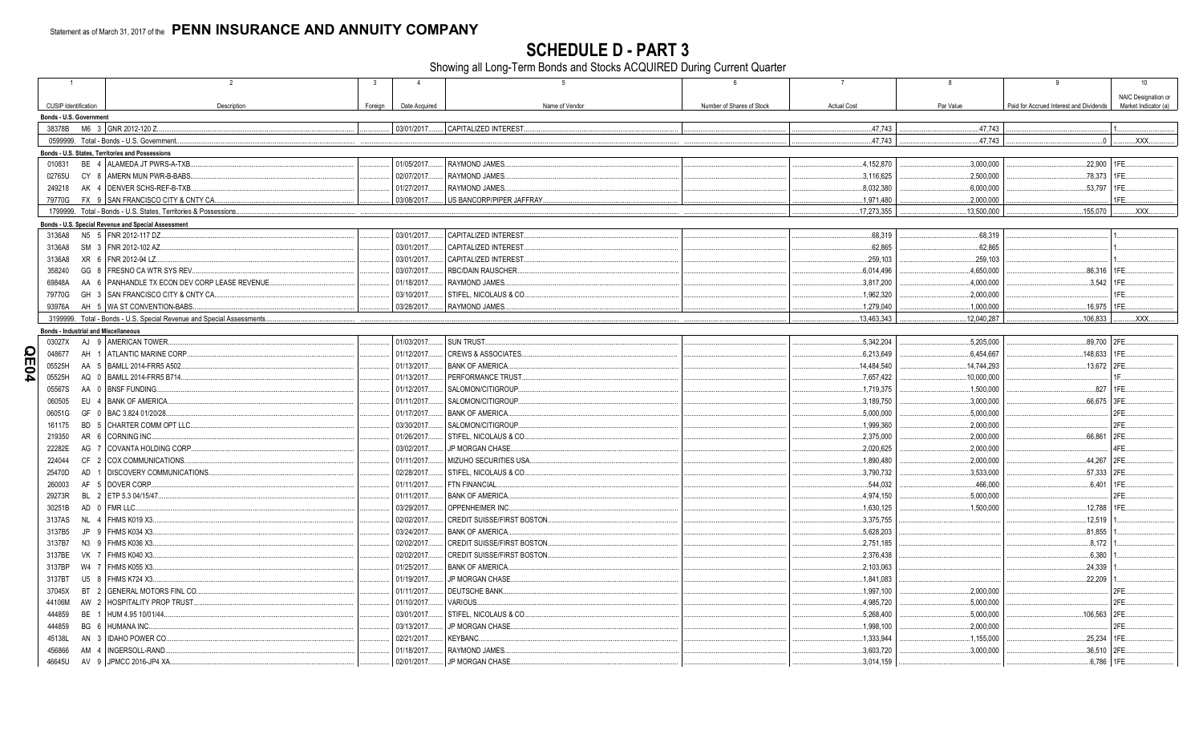Statement as of March 31, 2017 of the **PENN INSURANCE AND ANNUITY COMPANY**

# SCHEDULE D - PART 3

Showing all Long-Term Bonds and Stocks ACQUIRED During Current Quarter

| 1 | 2 | 3 | 4 | 5 | 6 | 7 | 8 | 9 | 10 |
|---|---|---|---|---|---|---|---|---|---|
| CUSIP Identification | Description | Foreign | Date Acquired | Name of Vendor | Number of Shares of Stock | Actual Cost | Par Value | Paid for Accrued Interest and Dividends | NAIC Designation or Market Indicator (a) |
| **Bonds - U.S. Government** | | | | | | | | | |
| 38378B M6 3 | GNR 2012-120 Z | | 03/01/2017 | CAPITALIZED INTEREST | | 47,743 | 47,743 | | 1 |
| 0599999. Total - Bonds - U.S. Government | | | | | | 47,743 | 47,743 | 0 | XXX |
| **Bonds - U.S. States, Territories and Possessions** | | | | | | | | | |
| 010831 BE 4 | ALAMEDA JT PWRS-A-TXB | | 01/05/2017 | RAYMOND JAMES | | 4,152,870 | 3,000,000 | 22,900 | 1FE |
| 02765U CY 8 | AMERN MUN PWR-B-BABS | | 02/07/2017 | RAYMOND JAMES | | 3,116,625 | 2,500,000 | 78,373 | 1FE |
| 249218 AK 4 | DENVER SCHS-REF-B-TXB | | 01/27/2017 | RAYMOND JAMES | | 8,032,380 | 6,000,000 | 53,797 | 1FE |
| 79770G FX 9 | SAN FRANCISCO CITY & CNTY CA | | 03/08/2017 | US BANCORP/PIPER JAFFRAY | | 1,971,480 | 2,000,000 | | 1FE |
| 1799999. Total - Bonds - U.S. States, Territories & Possessions | | | | | | 17,273,355 | 13,500,000 | 155,070 | XXX |
| **Bonds - U.S. Special Revenue and Special Assessment** | | | | | | | | | |
| 3136A8 N5 5 | FNR 2012-117 DZ | | 03/01/2017 | CAPITALIZED INTEREST | | 68,319 | 68,319 | | 1 |
| 3136A8 SM 3 | FNR 2012-102 AZ | | 03/01/2017 | CAPITALIZED INTEREST | | 62,865 | 62,865 | | 1 |
| 3136A8 XR 6 | FNR 2012-94 LZ | | 03/01/2017 | CAPITALIZED INTEREST | | 259,103 | 259,103 | | 1 |
| 358240 GG 8 | FRESNO CA WTR SYS REV | | 03/07/2017 | RBC/DAIN RAUSCHER | | 6,014,496 | 4,650,000 | 86,316 | 1FE |
| 69848A AA 6 | PANHANDLE TX ECON DEV CORP LEASE REVENUE | | 01/18/2017 | RAYMOND JAMES | | 3,817,200 | 4,000,000 | 3,542 | 1FE |
| 79770G GH 3 | SAN FRANCISCO CITY & CNTY CA | | 03/10/2017 | STIFEL, NICOLAUS & CO | | 1,962,320 | 2,000,000 | | 1FE |
| 93976A AH 5 | WA ST CONVENTION-BABS | | 03/28/2017 | RAYMOND JAMES | | 1,279,040 | 1,000,000 | 16,975 | 1FE |
| 3199999. Total - Bonds - U.S. Special Revenue and Special Assessments | | | | | | 13,463,343 | 12,040,287 | 106,833 | XXX |
| **Bonds - Industrial and Miscellaneous** | | | | | | | | | |
| 03027X AJ 9 | AMERICAN TOWER | | 01/03/2017 | SUN TRUST | | 5,342,204 | 5,205,000 | 89,700 | 2FE |
| 048677 AH 1 | ATLANTIC MARINE CORP | | 01/12/2017 | CREWS & ASSOCIATES | | 6,213,649 | 6,454,667 | 148,633 | 1FE |
| 05525H AA 5 | BAMLL 2014-FRR5 A502 | | 01/13/2017 | BANK OF AMERICA | | 14,484,540 | 14,744,293 | 13,672 | 2FE |
| 05525H AQ 0 | BAMLL 2014-FRR5 B714 | | 01/13/2017 | PERFORMANCE TRUST | | 7,657,422 | 10,000,000 | | 1F |
| 05567S AA 0 | BNSF FUNDING | | 01/12/2017 | SALOMON/CITIGROUP | | 1,719,375 | 1,500,000 | 827 | 1FE |
| 060505 EU 4 | BANK OF AMERICA | | 01/11/2017 | SALOMON/CITIGROUP | | 3,189,750 | 3,000,000 | 66,675 | 3FE |
| 06051G GF 0 | BAC 3.824 01/20/28 | | 01/17/2017 | BANK OF AMERICA | | 5,000,000 | 5,000,000 | | 2FE |
| 161175 BD 5 | CHARTER COMM OPT LLC | | 03/30/2017 | SALOMON/CITIGROUP | | 1,999,360 | 2,000,000 | | 2FE |
| 219350 AR 6 | CORNING INC | | 01/26/2017 | STIFEL, NICOLAUS & CO | | 2,375,000 | 2,000,000 | 66,861 | 2FE |
| 22282E AG 7 | COVANTA HOLDING CORP | | 03/02/2017 | JP MORGAN CHASE | | 2,020,625 | 2,000,000 | | 4FE |
| 224044 CF 2 | COX COMMUNICATIONS | | 01/11/2017 | MIZUHO SECURITIES USA | | 1,890,480 | 2,000,000 | 44,267 | 2FE |
| 25470D AD 1 | DISCOVERY COMMUNICATIONS | | 02/28/2017 | STIFEL, NICOLAUS & CO | | 3,790,732 | 3,533,000 | 57,333 | 2FE |
| 260003 AF 5 | DOVER CORP | | 01/11/2017 | FTN FINANCIAL | | 544,032 | 466,000 | 6,401 | 1FE |
| 29273R BL 2 | ETP 5.3 04/15/47 | | 01/11/2017 | BANK OF AMERICA | | 4,974,150 | 5,000,000 | | 2FE |
| 30251B AD 0 | FMR LLC | | 03/29/2017 | OPPENHEIMER INC | | 1,630,125 | 1,500,000 | 12,788 | 1FE |
| 3137AS NL 4 | FHMS K019 X3 | | 02/02/2017 | CREDIT SUISSE/FIRST BOSTON | | 3,375,755 | | 12,519 | 1 |
| 3137B5 JP 9 | FHMS K034 X3 | | 03/24/2017 | BANK OF AMERICA | | 5,628,203 | | 81,855 | 1 |
| 3137B7 N3 9 | FHMS K036 X3 | | 02/02/2017 | CREDIT SUISSE/FIRST BOSTON | | 2,751,185 | | 8,172 | 1 |
| 3137BE VK 7 | FHMS K040 X3 | | 02/02/2017 | CREDIT SUISSE/FIRST BOSTON | | 2,376,438 | | 6,380 | 1 |
| 3137BP W4 7 | FHMS K055 X3 | | 01/25/2017 | BANK OF AMERICA | | 2,103,063 | | 24,339 | 1 |
| 3137BT U5 8 | FHMS K724 X3 | | 01/19/2017 | JP MORGAN CHASE | | 1,841,083 | | 22,209 | 1 |
| 37045X BT 2 | GENERAL MOTORS FINL CO | | 01/11/2017 | DEUTSCHE BANK | | 1,997,100 | 2,000,000 | | 2FE |
| 44106M AW 2 | HOSPITALITY PROP TRUST | | 01/10/2017 | VARIOUS | | 4,985,720 | 5,000,000 | | 2FE |
| 444859 BE 1 | HUM 4.95 10/01/44 | | 03/01/2017 | STIFEL, NICOLAUS & CO | | 5,268,400 | 5,000,000 | 106,563 | 2FE |
| 444859 BG 6 | HUMANA INC | | 03/13/2017 | JP MORGAN CHASE | | 1,998,100 | 2,000,000 | | 2FE |
| 45138L AN 3 | IDAHO POWER CO | | 02/21/2017 | KEYBANC | | 1,333,944 | 1,155,000 | 25,234 | 1FE |
| 456866 AM 4 | INGERSOLL-RAND | | 01/18/2017 | RAYMOND JAMES | | 3,603,720 | 3,000,000 | 36,510 | 2FE |
| 46645U AV 9 | JPMCC 2016-JP4 XA | | 02/01/2017 | JP MORGAN CHASE | | 3,014,159 | | 6,786 | 1FE |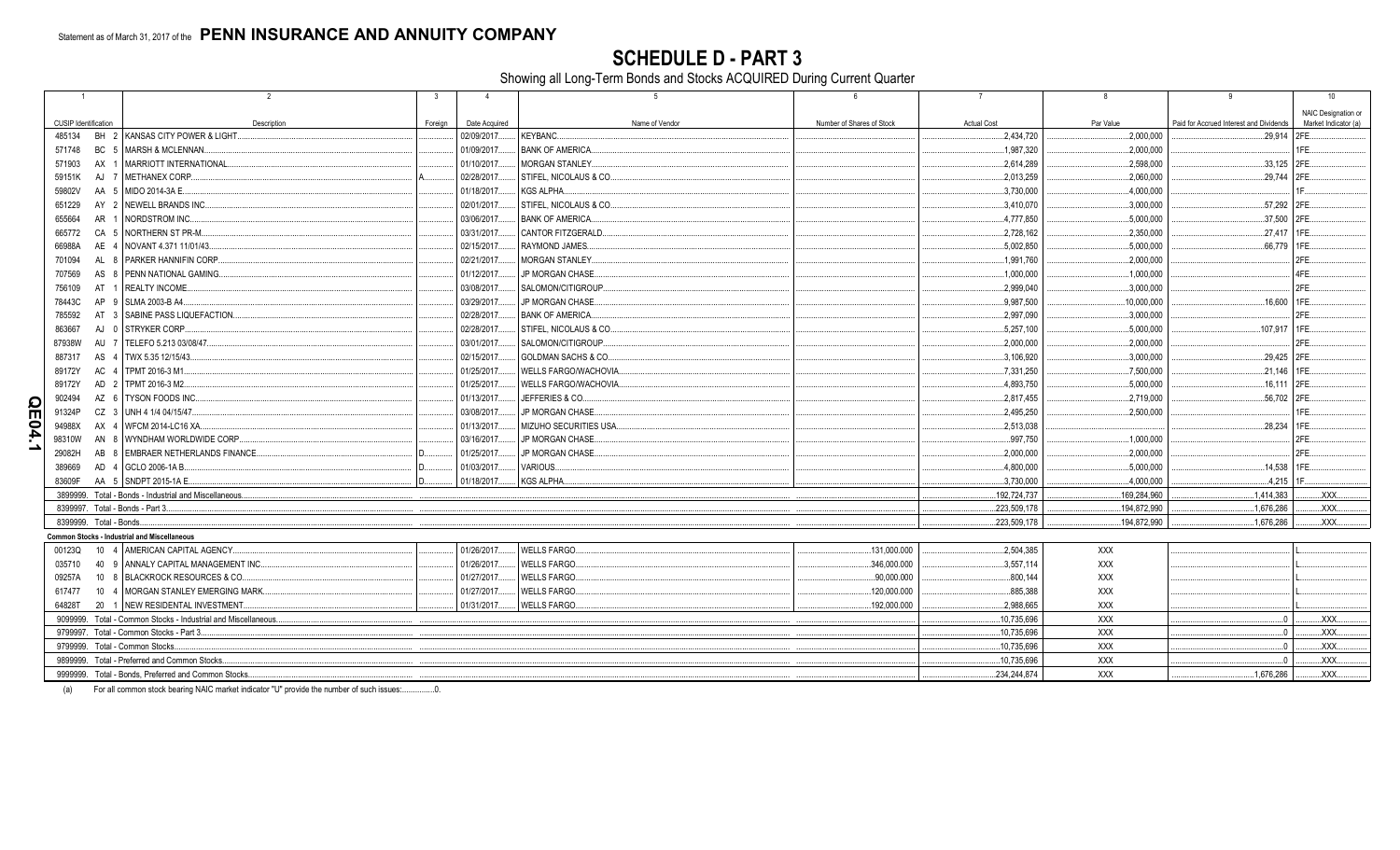Statement as of March 31, 2017 of the **PENN INSURANCE AND ANNUITY COMPANY**

# SCHEDULE D - PART 3

Showing all Long-Term Bonds and Stocks ACQUIRED During Current Quarter

| 1 | 2 | 3 | 4 | 5 | 6 | 7 | 8 | 9 | 10 |
|---|---|---|---|---|---|---|---|---|---|
| CUSIP Identification | Description | Foreign | Date Acquired | Name of Vendor | Number of Shares of Stock | Actual Cost | Par Value | Paid for Accrued Interest and Dividends | NAIC Designation or Market Indicator (a) |
| 485134 BH 2 | KANSAS CITY POWER & LIGHT | | 02/09/2017 | KEYBANC | | 2,434,720 | 2,000,000 | 29,914 | 2FE |
| 571748 BC 5 | MARSH & MCLENNAN | | 01/09/2017 | BANK OF AMERICA | | 1,987,320 | 2,000,000 | | 1FE |
| 571903 AX 1 | MARRIOTT INTERNATIONAL | | 01/10/2017 | MORGAN STANLEY | | 2,614,289 | 2,598,000 | 33,125 | 2FE |
| 59151K AJ 7 | METHANEX CORP | A | 02/28/2017 | STIFEL, NICOLAUS & CO | | 2,013,259 | 2,060,000 | 29,744 | 2FE |
| 59802V AA 5 | MIDO 2014-3A E | | 01/18/2017 | KGS ALPHA | | 3,730,000 | 4,000,000 | | 1F |
| 651229 AY 2 | NEWELL BRANDS INC | | 02/01/2017 | STIFEL, NICOLAUS & CO | | 3,410,070 | 3,000,000 | 57,292 | 2FE |
| 655664 AR 1 | NORDSTROM INC | | 03/06/2017 | BANK OF AMERICA | | 4,777,850 | 5,000,000 | 37,500 | 2FE |
| 665772 CA 5 | NORTHERN ST PR-M | | 03/31/2017 | CANTOR FITZGERALD | | 2,728,162 | 2,350,000 | 27,417 | 1FE |
| 66988A AE 4 | NOVANT 4.371 11/01/43 | | 02/15/2017 | RAYMOND JAMES | | 5,002,850 | 5,000,000 | 66,779 | 1FE |
| 701094 AL 8 | PARKER HANNIFIN CORP | | 02/21/2017 | MORGAN STANLEY | | 1,991,760 | 2,000,000 | | 2FE |
| 707569 AS 8 | PENN NATIONAL GAMING | | 01/12/2017 | JP MORGAN CHASE | | 1,000,000 | 1,000,000 | | 4FE |
| 756109 AT 1 | REALTY INCOME | | 03/08/2017 | SALOMON/CITIGROUP | | 2,999,040 | 3,000,000 | | 2FE |
| 78443C AP 9 | SLMA 2003-B A4 | | 03/29/2017 | JP MORGAN CHASE | | 9,987,500 | 10,000,000 | 16,600 | 1FE |
| 785592 AT 3 | SABINE PASS LIQUEFACTION | | 02/28/2017 | BANK OF AMERICA | | 2,997,090 | 3,000,000 | | 2FE |
| 863667 AJ 0 | STRYKER CORP | | 02/28/2017 | STIFEL, NICOLAUS & CO | | 5,257,100 | 5,000,000 | 107,917 | 1FE |
| 87938W AU 7 | TELEFO 5.213 03/08/47 | | 03/01/2017 | SALOMON/CITIGROUP | | 2,000,000 | 2,000,000 | | 2FE |
| 887317 AS 4 | TWX 5.35 12/15/43 | | 02/15/2017 | GOLDMAN SACHS & CO | | 3,106,920 | 3,000,000 | 29,425 | 2FE |
| 89172Y AC 4 | TPMT 2016-3 M1 | | 01/25/2017 | WELLS FARGO/WACHOVIA | | 7,331,250 | 7,500,000 | 21,146 | 1FE |
| 89172Y AD 2 | TPMT 2016-3 M2 | | 01/25/2017 | WELLS FARGO/WACHOVIA | | 4,893,750 | 5,000,000 | 16,111 | 2FE |
| 902494 AZ 6 | TYSON FOODS INC | | 01/13/2017 | JEFFERIES & CO | | 2,817,455 | 2,719,000 | 56,702 | 2FE |
| 91324P CZ 3 | UNH 4 1/4 04/15/47 | | 03/08/2017 | JP MORGAN CHASE | | 2,495,250 | 2,500,000 | | 1FE |
| 94988X AX 4 | WFCM 2014-LC16 XA | | 01/13/2017 | MIZUHO SECURITIES USA | | 2,513,038 | | 28,234 | 1FE |
| 98310W AN 8 | WYNDHAM WORLDWIDE CORP | | 03/16/2017 | JP MORGAN CHASE | | 997,750 | 1,000,000 | | 2FE |
| 29082H AB 8 | EMBRAER NETHERLANDS FINANCE | D | 01/25/2017 | JP MORGAN CHASE | | 2,000,000 | 2,000,000 | | 2FE |
| 389669 AD 4 | GCLO 2006-1A B | D | 01/03/2017 | VARIOUS | | 4,800,000 | 5,000,000 | 14,538 | 1FE |
| 83609F AA 5 | SNDPT 2015-1A E | D | 01/18/2017 | KGS ALPHA | | 3,730,000 | 4,000,000 | 4,215 | 1F |
| 3899999. Total - Bonds - Industrial and Miscellaneous | | | | | | 192,724,737 | 169,284,960 | 1,414,383 | XXX |
| 8399997. Total - Bonds - Part 3 | | | | | | 223,509,178 | 194,872,990 | 1,676,286 | XXX |
| 8399999. Total - Bonds | | | | | | 223,509,178 | 194,872,990 | 1,676,286 | XXX |
| **Common Stocks - Industrial and Miscellaneous** | | | | | | | | | |
| 00123Q 10 4 | AMERICAN CAPITAL AGENCY | | 01/26/2017 | WELLS FARGO | 131,000.000 | 2,504,385 | XXX | | L |
| 035710 40 9 | ANNALY CAPITAL MANAGEMENT INC | | 01/26/2017 | WELLS FARGO | 346,000.000 | 3,557,114 | XXX | | L |
| 09257A 10 8 | BLACKROCK RESOURCES & CO | | 01/27/2017 | WELLS FARGO | 90,000.000 | 800,144 | XXX | | L |
| 617477 10 4 | MORGAN STANLEY EMERGING MARK | | 01/27/2017 | WELLS FARGO | 120,000.000 | 885,388 | XXX | | L |
| 64828T 20 1 | NEW RESIDENTIAL INVESTMENT | | 01/31/2017 | WELLS FARGO | 192,000.000 | 2,988,665 | XXX | | L |
| 9099999. Total - Common Stocks - Industrial and Miscellaneous | | | | | | 10,735,696 | XXX | 0 | XXX |
| 9799997. Total - Common Stocks - Part 3 | | | | | | 10,735,696 | XXX | 0 | XXX |
| 9799999. Total - Common Stocks | | | | | | 10,735,696 | XXX | 0 | XXX |
| 9899999. Total - Preferred and Common Stocks | | | | | | 10,735,696 | XXX | 0 | XXX |
| 9999999. Total - Bonds, Preferred and Common Stocks | | | | | | 234,244,874 | XXX | 1,676,286 | XXX |

(a) For all common stock bearing NAIC market indicator "U" provide the number of such issues: ...............0.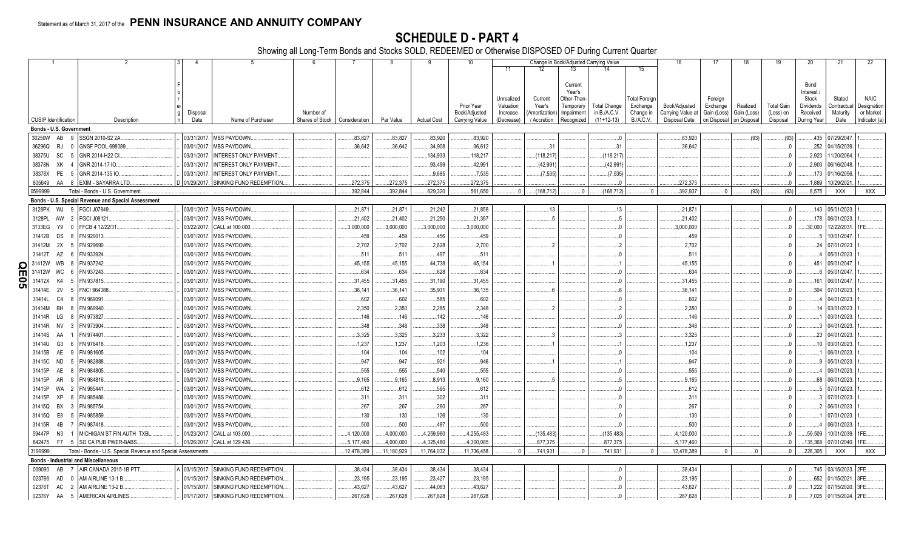Statement as of March 31, 2017 of the **PENN INSURANCE AND ANNUITY COMPANY**

# SCHEDULE D - PART 4

Showing all Long-Term Bonds and Stocks SOLD, REDEEMED or Otherwise DISPOSED OF During Current Quarter

| 1 | 2 | 3 | 4 | 5 | 6 | 7 | 8 | 9 | 10 | Change in Book/Adjusted Carrying Value | | | | | 16 | 17 | 18 | 19 | 20 | 21 | 22 |
|---|---|---|---|---|---|---|---|---|---|---|---|---|---|---|---|---|---|---|---|---|---|
| | | | | | | | | | | 11 | 12 | 13 | 14 | 15 | | | | | | | |
| CUSIP Identification | Description | Foreign | Disposal Date | Name of Purchaser | Number of Shares of Stock | Consideration | Par Value | Actual Cost | Prior Year Book/Adjusted Carrying Value | Unrealized Valuation Increase (Decrease) | Current Year's (Amortization) / Accretion | Current Year's Other-Than-Temporary Impairment Recognized | Total Change in B./A.C.V. (11+12-13) | Total Foreign Exchange Change in B./A.C.V. | Book/Adjusted Carrying Value at Disposal Date | Foreign Exchange Gain (Loss) on Disposal | Realized Gain (Loss) on Disposal | Total Gain (Loss) on Disposal | Bond Interest / Stock Dividends Received During Year | Stated Contractual Maturity Date | NAIC Designation or Market Indicator (a) |
| **Bonds - U.S. Government** | | | | | | | | | | | | | | | | | | | | | |
| 30250W AB 9 | SSGN 2010-S2 2A | | 03/31/2017 | MBS PAYDOWN | | 83,827 | 83,827 | 83,920 | 83,920 | | | | 0 | | 83,920 | | (93) | (93) | 435 | 07/29/2047 | 1 |
| 36296Q RJ 0 | GNSF POOL 698089 | | 03/01/2017 | MBS PAYDOWN | | 36,642 | 36,642 | 34,908 | 36,612 | | 31 | | 31 | | 36,642 | | | 0 | 252 | 04/15/2039 | 1 |
| 38375U SC 5 | GNR 2014-H22 CI | | 03/31/2017 | INTEREST ONLY PAYMENT | | | | 134,933 | 118,217 | | (118,217) | | (118,217) | | | | | 0 | 2,923 | 11/20/2064 | 1 |
| 38378N XK 4 | GNR 2014-17 IO | | 03/31/2017 | INTEREST ONLY PAYMENT | | | | 93,499 | 42,991 | | (42,991) | | (42,991) | | | | | 0 | 2,903 | 06/16/2048 | 1 |
| 38378X PE 5 | GNR 2014-135 IO | | 03/31/2017 | INTEREST ONLY PAYMENT | | | | 9,685 | 7,535 | | (7,535) | | (7,535) | | | | | 0 | 173 | 01/16/2056 | 1 |
| 805649 AA 8 | EXIM - SAYARRA LTD | D | 01/29/2017 | SINKING FUND REDEMPTION | | 272,375 | 272,375 | 272,375 | 272,375 | | | | 0 | | 272,375 | | | 0 | 1,889 | 10/29/2021 | 1 |
| 0599999. | Total - Bonds - U.S. Government | | | | | 392,844 | 392,844 | 629,320 | 561,650 | 0 | (168,712) | 0 | (168,712) | 0 | 392,937 | 0 | (93) | (93) | 8,575 | XXX | XXX |
| **Bonds - U.S. Special Revenue and Special Assessment** | | | | | | | | | | | | | | | | | | | | | |
| 3128PK WJ 9 | FGCI J07849 | | 03/01/2017 | MBS PAYDOWN | | 21,871 | 21,871 | 21,242 | 21,858 | | 13 | | 13 | | 21,871 | | | 0 | 143 | 05/01/2023 | 1 |
| 3128PL AW 2 | FGCI J08121 | | 03/01/2017 | MBS PAYDOWN | | 21,402 | 21,402 | 21,250 | 21,397 | | 5 | | 5 | | 21,402 | | | 0 | 178 | 06/01/2023 | 1 |
| 3133EG Y9 0 | FFCB 4 12/22/31 | | 03/22/2017 | CALL at 100.000 | | 3,000,000 | 3,000,000 | 3,000,000 | 3,000,000 | | | | 0 | | 3,000,000 | | | 0 | 30,000 | 12/22/2031 | 1FE |
| 31412B DS 8 | FN 920013 | | 03/01/2017 | MBS PAYDOWN | | 459 | 459 | 456 | 459 | | | | 0 | | 459 | | | 0 | 5 | 10/01/2047 | 1 |
| 31412M 2X 5 | FN 929690 | | 03/01/2017 | MBS PAYDOWN | | 2,702 | 2,702 | 2,628 | 2,700 | | 2 | | 2 | | 2,702 | | | 0 | 24 | 07/01/2023 | 1 |
| 31412T AZ 6 | FN 933924 | | 03/01/2017 | MBS PAYDOWN | | 511 | 511 | 497 | 511 | | | | 0 | | 511 | | | 0 | 4 | 05/01/2023 | 1 |
| 31412W WB 8 | FN 937242 | | 03/01/2017 | MBS PAYDOWN | | 45,155 | 45,155 | 44,738 | 45,154 | | 1 | | 1 | | 45,155 | | | 0 | 451 | 05/01/2047 | 1 |
| 31412W WC 6 | FN 937243 | | 03/01/2017 | MBS PAYDOWN | | 634 | 634 | 628 | 634 | | | | 0 | | 634 | | | 0 | 6 | 05/01/2047 | 1 |
| 31412X K4 5 | FN 937815 | | 03/01/2017 | MBS PAYDOWN | | 31,455 | 31,455 | 31,190 | 31,455 | | | | 0 | | 31,455 | | | 0 | 161 | 06/01/2047 | 1 |
| 31414E 2V 5 | FNCI 964388 | | 03/01/2017 | MBS PAYDOWN | | 36,141 | 36,141 | 35,931 | 36,135 | | 6 | | 6 | | 36,141 | | | 0 | 304 | 07/01/2023 | 1 |
| 31414L C4 8 | FN 969091 | | 03/01/2017 | MBS PAYDOWN | | 602 | 602 | 585 | 602 | | | | 0 | | 602 | | | 0 | 4 | 04/01/2023 | 1 |
| 31414M BH 8 | FN 969940 | | 03/01/2017 | MBS PAYDOWN | | 2,350 | 2,350 | 2,285 | 2,348 | | 2 | | 2 | | 2,350 | | | 0 | 14 | 03/01/2023 | 1 |
| 31414R LG 8 | FN 973827 | | 03/01/2017 | MBS PAYDOWN | | 146 | 146 | 142 | 146 | | | | 0 | | 146 | | | 0 | 1 | 03/01/2023 | 1 |
| 31414R NV 3 | FN 973904 | | 03/01/2017 | MBS PAYDOWN | | 348 | 348 | 338 | 348 | | | | 0 | | 348 | | | 0 | 3 | 04/01/2023 | 1 |
| 31414S AA 1 | FN 974401 | | 03/01/2017 | MBS PAYDOWN | | 3,325 | 3,325 | 3,233 | 3,322 | | 3 | | 3 | | 3,325 | | | 0 | 23 | 04/01/2023 | 1 |
| 31414U G3 6 | FN 976418 | | 03/01/2017 | MBS PAYDOWN | | 1,237 | 1,237 | 1,203 | 1,236 | | 1 | | 1 | | 1,237 | | | 0 | 10 | 03/01/2023 | 1 |
| 31415B AE 9 | FN 981605 | | 03/01/2017 | MBS PAYDOWN | | 104 | 104 | 102 | 104 | | | | 0 | | 104 | | | 0 | 1 | 06/01/2023 | 1 |
| 31415C ND 5 | FN 982888 | | 03/01/2017 | MBS PAYDOWN | | 947 | 947 | 921 | 946 | | 1 | | 1 | | 947 | | | 0 | 9 | 05/01/2023 | 1 |
| 31415P AE 8 | FN 984805 | | 03/01/2017 | MBS PAYDOWN | | 555 | 555 | 540 | 555 | | | | 0 | | 555 | | | 0 | 4 | 06/01/2023 | 1 |
| 31415P AR 9 | FN 984816 | | 03/01/2017 | MBS PAYDOWN | | 9,165 | 9,165 | 8,913 | 9,160 | | 5 | | 5 | | 9,165 | | | 0 | 68 | 06/01/2023 | 1 |
| 31415P WA 2 | FN 985441 | | 03/01/2017 | MBS PAYDOWN | | 612 | 612 | 595 | 612 | | | | 0 | | 612 | | | 0 | 5 | 07/01/2023 | 1 |
| 31415P XP 8 | FN 985486 | | 03/01/2017 | MBS PAYDOWN | | 311 | 311 | 302 | 311 | | | | 0 | | 311 | | | 0 | 3 | 07/01/2023 | 1 |
| 31415Q BX 3 | FN 985754 | | 03/01/2017 | MBS PAYDOWN | | 267 | 267 | 260 | 267 | | | | 0 | | 267 | | | 0 | 2 | 06/01/2023 | 1 |
| 31415Q E8 5 | FN 985859 | | 03/01/2017 | MBS PAYDOWN | | 130 | 130 | 126 | 130 | | | | 0 | | 130 | | | 0 | 1 | 07/01/2023 | 1 |
| 31415R 4B 7 | FN 987418 | | 03/01/2017 | MBS PAYDOWN | | 500 | 500 | 487 | 500 | | | | 0 | | 500 | | | 0 | 4 | 06/01/2023 | 1 |
| 59447P N3 1 | MICHIGAN ST FIN AUTH TXBL | | 01/23/2017 | CALL at 103.000 | | 4,120,000 | 4,000,000 | 4,259,960 | 4,255,483 | | (135,483) | | (135,483) | | 4,120,000 | | | 0 | 59,509 | 10/01/2039 | 1FE |
| 842475 F7 5 | SO CA PUB PWER-BABS | | 01/26/2017 | CALL at 129.436 | | 5,177,460 | 4,000,000 | 4,325,480 | 4,300,085 | | 877,375 | | 877,375 | | 5,177,460 | | | 0 | 135,368 | 07/01/2040 | 1FE |
| 3199999. | Total - Bonds - U.S. Special Revenue and Special Assessments | | | | | 12,478,389 | 11,180,929 | 11,764,032 | 11,736,458 | 0 | 741,931 | 0 | 741,931 | 0 | 12,478,389 | 0 | 0 | 0 | 226,305 | XXX | XXX |
| **Bonds - Industrial and Miscellaneous** | | | | | | | | | | | | | | | | | | | | | |
| 009090 AB 7 | AIR CANADA 2015-1B PTT | A | 03/15/2017 | SINKING FUND REDEMPTION | | 38,434 | 38,434 | 38,434 | 38,434 | | | | 0 | | 38,434 | | | 0 | 745 | 03/15/2023 | 2FE |
| 023766 AD 0 | AM AIRLINE 13-1 B | | 01/15/2017 | SINKING FUND REDEMPTION | | 23,195 | 23,195 | 23,427 | 23,195 | | | | 0 | | 23,195 | | | 0 | 652 | 01/15/2021 | 3FE |
| 02376T AC 2 | AM AIRLINE 13-2 B | | 01/15/2017 | SINKING FUND REDEMPTION | | 43,627 | 43,627 | 44,063 | 43,627 | | | | 0 | | 43,627 | | | 0 | 1,222 | 07/15/2020 | 3FE |
| 02376Y AA 5 | AMERICAN AIRLINES | | 01/17/2017 | SINKING FUND REDEMPTION | | 267,628 | 267,628 | 267,628 | 267,628 | | | | 0 | | 267,628 | | | 0 | 7,025 | 01/15/2024 | 2FE |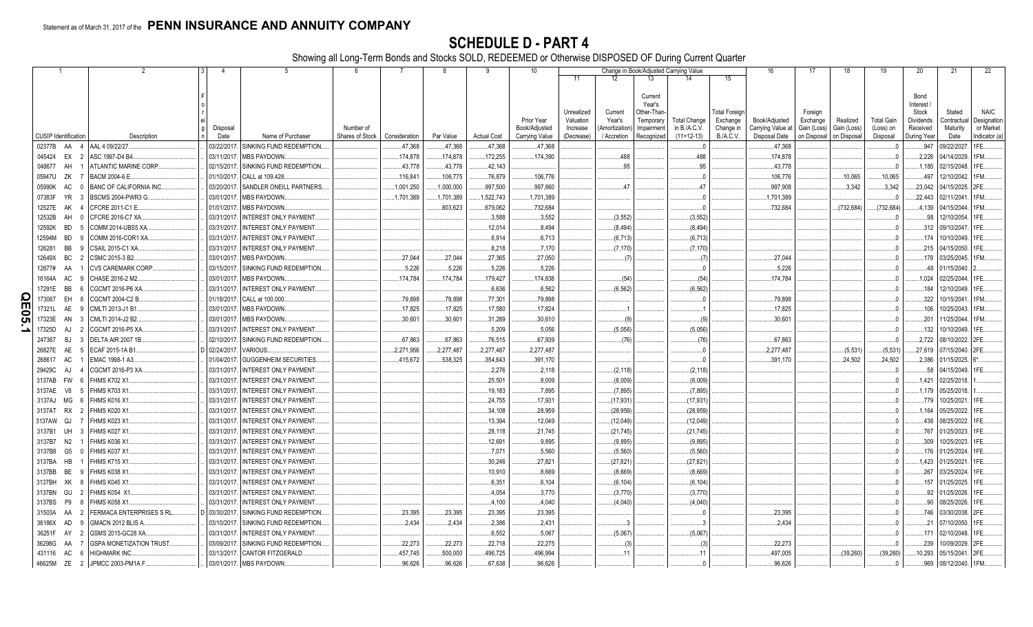Statement as of March 31, 2017 of the **PENN INSURANCE AND ANNUITY COMPANY**

# SCHEDULE D - PART 4

Showing all Long-Term Bonds and Stocks SOLD, REDEEMED or Otherwise DISPOSED OF During Current Quarter

| 1 | 2 | 3 | 4 | 5 | 6 | 7 | 8 | 9 | 10 | 11 | 12 | 13 | 14 | 15 | 16 | 17 | 18 | 19 | 20 | 21 | 22 |
|---|---|---|---|---|---|---|---|---|---|---|---|---|---|---|---|---|---|---|---|---|---|
| | | | | | | | | | | Change in Book/Adjusted Carrying Value | | | | | | | | | | | |
| CUSIP Identification | Description | Foreign | Disposal Date | Name of Purchaser | Number of Shares of Stock | Consideration | Par Value | Actual Cost | Prior Year Book/Adjusted Carrying Value | Unrealized Valuation Increase (Decrease) | Current Year's (Amortization) / Accretion | Current Year's Other-Than-Temporary Impairment Recognized | Total Change in B./A.C.V. (11+12-13) | Total Foreign Exchange Change in B./A.C.V. | Book/Adjusted Carrying Value at Disposal Date | Foreign Exchange Gain (Loss) on Disposal | Realized Gain (Loss) on Disposal | Total Gain (Loss) on Disposal | Bond Interest / Stock Dividends Received During Year | Stated Contractual Maturity Date | NAIC Designation or Market Indicator (a) |
| 02377B AA 4 | AAL 4 09/22/27 | | 03/22/2017 | SINKING FUND REDEMPTION | | 47,368 | 47,368 | 47,368 | 47,368 | | | | 0 | | 47,368 | | | 0 | 947 | 09/22/2027 | 1FE |
| 045424 EX 2 | ASC 1997-D4 B4 | | 03/11/2017 | MBS PAYDOWN | | 174,878 | 174,878 | 172,255 | 174,390 | | 488 | | 488 | | 174,878 | | | 0 | 2,228 | 04/14/2029 | 1FM |
| 048677 AH 1 | ATLANTIC MARINE CORP | | 02/15/2017 | SINKING FUND REDEMPTION | | 43,778 | 43,778 | 42,143 | | | 95 | | 95 | | 43,778 | | | 0 | 1,185 | 02/15/2048 | 1FE |
| 05947U ZK 7 | BACM 2004-6 E | | 01/10/2017 | CALL at 109.428 | | 116,841 | 106,775 | 76,879 | 106,776 | | | | 0 | | 106,776 | | 10,065 | 10,065 | 497 | 12/10/2042 | 1FM |
| 05990K AC 0 | BANC OF CALIFORNIA INC | | 03/20/2017 | SANDLER ONEILL PARTNERS | | 1,001,250 | 1,000,000 | 997,500 | 997,860 | | 47 | | 47 | | 997,908 | | 3,342 | 3,342 | 23,042 | 04/15/2025 | 2FE |
| 07383F YR 3 | BSCMS 2004-PWR3 G | | 03/01/2017 | MBS PAYDOWN | | 1,701,389 | 1,701,389 | 1,522,743 | 1,701,389 | | | | 0 | | 1,701,389 | | | 0 | 22,443 | 02/11/2041 | 1FM |
| 12527E AK 4 | CFCRE 2011-C1 E | | 01/01/2017 | MBS PAYDOWN | | | 803,623 | 679,062 | 732,684 | | | | 0 | | 732,684 | | (732,684) | (732,684) | 4,139 | 04/15/2044 | 1FM |
| 12532B AH 0 | CFCRE 2016-C7 XA | | 03/31/2017 | INTEREST ONLY PAYMENT | | | | 3,588 | 3,552 | | (3,552) | | (3,552) | | | | | 0 | 98 | 12/10/2054 | 1FE |
| 12592K BD 5 | COMM 2014-UBS5 XA | | 03/31/2017 | INTEREST ONLY PAYMENT | | | | 12,014 | 8,494 | | (8,494) | | (8,494) | | | | | 0 | 312 | 09/10/2047 | 1FE |
| 12594M BD 9 | COMM 2016-COR1 XA | | 03/31/2017 | INTEREST ONLY PAYMENT | | | | 6,914 | 6,713 | | (6,713) | | (6,713) | | | | | 0 | 174 | 10/10/2049 | 1FE |
| 126281 BB 9 | CSAIL 2015-C1 XA | | 03/31/2017 | INTEREST ONLY PAYMENT | | | | 8,218 | 7,170 | | (7,170) | | (7,170) | | | | | 0 | 215 | 04/15/2050 | 1FE |
| 12649X BC 2 | CSMC 2015-3 B2 | | 03/01/2017 | MBS PAYDOWN | | 27,044 | 27,044 | 27,365 | 27,050 | | (7) | | (7) | | 27,044 | | | 0 | 178 | 03/25/2045 | 1FM |
| 12677# AA 1 | CVS CAREMARK CORP | | 03/15/2017 | SINKING FUND REDEMPTION | | 5,226 | 5,226 | 5,226 | 5,226 | | | | 0 | | 5,226 | | | 0 | 48 | 01/15/2040 | 2 |
| 16164A AC 9 | CHASE 2016-2 M2 | | 03/01/2017 | MBS PAYDOWN | | 174,784 | 174,784 | 179,427 | 174,838 | | (54) | | (54) | | 174,784 | | | 0 | 1,024 | 02/25/2044 | 1FE |
| 17291E BB 6 | CGCMT 2016-P6 XA | | 03/31/2017 | INTEREST ONLY PAYMENT | | | | 6,636 | 6,562 | | (6,562) | | (6,562) | | | | | 0 | 184 | 12/10/2049 | 1FE |
| 173067 EH 8 | CGCMT 2004-C2 B | | 01/18/2017 | CALL at 100.000 | | 79,898 | 79,898 | 77,301 | 79,898 | | | | 0 | | 79,898 | | | 0 | 322 | 10/15/2041 | 1FM |
| 17321L AE 9 | CMLTI 2013-J1 B1 | | 03/01/2017 | MBS PAYDOWN | | 17,825 | 17,825 | 17,580 | 17,824 | | 1 | | 1 | | 17,825 | | | 0 | 106 | 10/25/2043 | 1FM |
| 17323E AN 3 | CMLTI 2014-J2 B2 | | 03/01/2017 | MBS PAYDOWN | | 30,601 | 30,601 | 31,289 | 30,610 | | (9) | | (9) | | 30,601 | | | 0 | 201 | 11/25/2044 | 1FM |
| 17325D AJ 2 | CGCMT 2016-P5 XA | | 03/31/2017 | INTEREST ONLY PAYMENT | | | | 5,209 | 5,056 | | (5,056) | | (5,056) | | | | | 0 | 132 | 10/10/2049 | 1FE |
| 247367 BJ 3 | DELTA AIR 2007 1B | | 02/10/2017 | SINKING FUND REDEMPTION | | 67,863 | 67,863 | 76,515 | 67,939 | | (76) | | (76) | | 67,863 | | | 0 | 2,722 | 08/10/2022 | 2FE |
| 26827E AE 5 | ECAF 2015-1A B1 | D | 02/24/2017 | VARIOUS | | 2,271,956 | 2,277,487 | 2,277,487 | 2,277,487 | | | | 0 | | 2,277,487 | | (5,531) | (5,531) | 27,619 | 07/15/2040 | 2FE |
| 268617 AC 1 | EMAC 1998-1 A3 | | 01/04/2017 | GUGGENHEIM SECURITIES | | 415,672 | 538,325 | 354,643 | 391,170 | | | | 0 | | 391,170 | | 24,502 | 24,502 | 2,386 | 01/15/2025 | 6* |
| 29429C AJ 4 | CGCMT 2016-P3 XA | | 03/31/2017 | INTEREST ONLY PAYMENT | | | | 2,276 | 2,118 | | (2,118) | | (2,118) | | | | | 0 | 58 | 04/15/2049 | 1FE |
| 3137AB FW 6 | FHMS K702 X1 | | 03/31/2017 | INTEREST ONLY PAYMENT | | | | 25,501 | 8,009 | | (8,009) | | (8,009) | | | | | 0 | 1,421 | 02/25/2018 | 1 |
| 3137AE V8 5 | FHMS K703 X1 | | 03/31/2017 | INTEREST ONLY PAYMENT | | | | 19,183 | 7,895 | | (7,895) | | (7,895) | | | | | 0 | 1,179 | 05/25/2018 | 1 |
| 3137AJ MG 6 | FHMS K016 X1 | | 03/31/2017 | INTEREST ONLY PAYMENT | | | | 24,755 | 17,931 | | (17,931) | | (17,931) | | | | | 0 | 779 | 10/25/2021 | 1FE |
| 3137AT RX 2 | FHMS K020 X1 | | 03/31/2017 | INTEREST ONLY PAYMENT | | | | 34,108 | 28,959 | | (28,959) | | (28,959) | | | | | 0 | 1,164 | 05/25/2022 | 1FE |
| 3137AW QJ 7 | FHMS K023 X1 | | 03/31/2017 | INTEREST ONLY PAYMENT | | | | 13,394 | 12,049 | | (12,049) | | (12,049) | | | | | 0 | 438 | 08/25/2022 | 1FE |
| 3137B1 UH 3 | FHMS K027 X1 | | 03/31/2017 | INTEREST ONLY PAYMENT | | | | 28,118 | 21,745 | | (21,745) | | (21,745) | | | | | 0 | 767 | 01/25/2023 | 1FE |
| 3137B7 N2 1 | FHMS K036 X1 | | 03/31/2017 | INTEREST ONLY PAYMENT | | | | 12,691 | 9,895 | | (9,895) | | (9,895) | | | | | 0 | 309 | 10/25/2023 | 1FE |
| 3137B8 G5 0 | FHMS K037 X1 | | 03/31/2017 | INTEREST ONLY PAYMENT | | | | 7,071 | 5,560 | | (5,560) | | (5,560) | | | | | 0 | 176 | 01/25/2024 | 1FE |
| 3137BA HB 1 | FHMS K715 X1 | | 03/31/2017 | INTEREST ONLY PAYMENT | | | | 30,246 | 27,821 | | (27,821) | | (27,821) | | | | | 0 | 1,423 | 01/25/2021 | 1FE |
| 3137BB BE 9 | FHMS K038 X1 | | 03/31/2017 | INTEREST ONLY PAYMENT | | | | 10,910 | 8,669 | | (8,669) | | (8,669) | | | | | 0 | 267 | 03/25/2024 | 1FE |
| 3137BH XK 8 | FHMS K045 X1 | | 03/31/2017 | INTEREST ONLY PAYMENT | | | | 6,351 | 6,104 | | (6,104) | | (6,104) | | | | | 0 | 157 | 01/25/2025 | 1FE |
| 3137BN GU 2 | FHMS K054 X1 | | 03/31/2017 | INTEREST ONLY PAYMENT | | | | 4,054 | 3,770 | | (3,770) | | (3,770) | | | | | 0 | 92 | 01/25/2026 | 1FE |
| 3137BS P9 8 | FHMS K058 X1 | | 03/31/2017 | INTEREST ONLY PAYMENT | | | | 4,100 | 4,040 | | (4,040) | | (4,040) | | | | | 0 | 90 | 08/25/2026 | 1FE |
| 31503A AA 2 | FERMACA ENTERPRISES S RL | D | 03/30/2017 | SINKING FUND REDEMPTION | | 23,395 | 23,395 | 23,395 | 23,395 | | | | 0 | | 23,395 | | | 0 | 746 | 03/30/2038 | 2FE |
| 36186X AD 9 | GMACN 2012 BLIS A | | 03/10/2017 | SINKING FUND REDEMPTION | | 2,434 | 2,434 | 2,386 | 2,431 | | 3 | | 3 | | 2,434 | | | 0 | 21 | 07/10/2050 | 1FE |
| 36251F AY 2 | GSMS 2015-GC28 XA | | 03/31/2017 | INTEREST ONLY PAYMENT | | | | 6,552 | 5,067 | | (5,067) | | (5,067) | | | | | 0 | 171 | 02/10/2048 | 1FE |
| 36298G AA 7 | GSPA MONETIZATION TRUST | | 03/09/2017 | SINKING FUND REDEMPTION | | 22,273 | 22,273 | 22,718 | 22,275 | | (3) | | (3) | | 22,273 | | | 0 | 239 | 10/09/2029 | 2FE |
| 431116 AC 6 | HIGHMARK INC | | 03/13/2017 | CANTOR FITZGERALD | | 457,745 | 500,000 | 496,725 | 496,994 | | 11 | | 11 | | 497,005 | | (39,260) | (39,260) | 10,293 | 05/15/2041 | 2FE |
| 46625M ZE 2 | JPMCC 2003-PM1A F | | 03/01/2017 | MBS PAYDOWN | | 96,626 | 96,626 | 67,638 | 96,626 | | | | 0 | | 96,626 | | | 0 | 969 | 08/12/2040 | 1FM |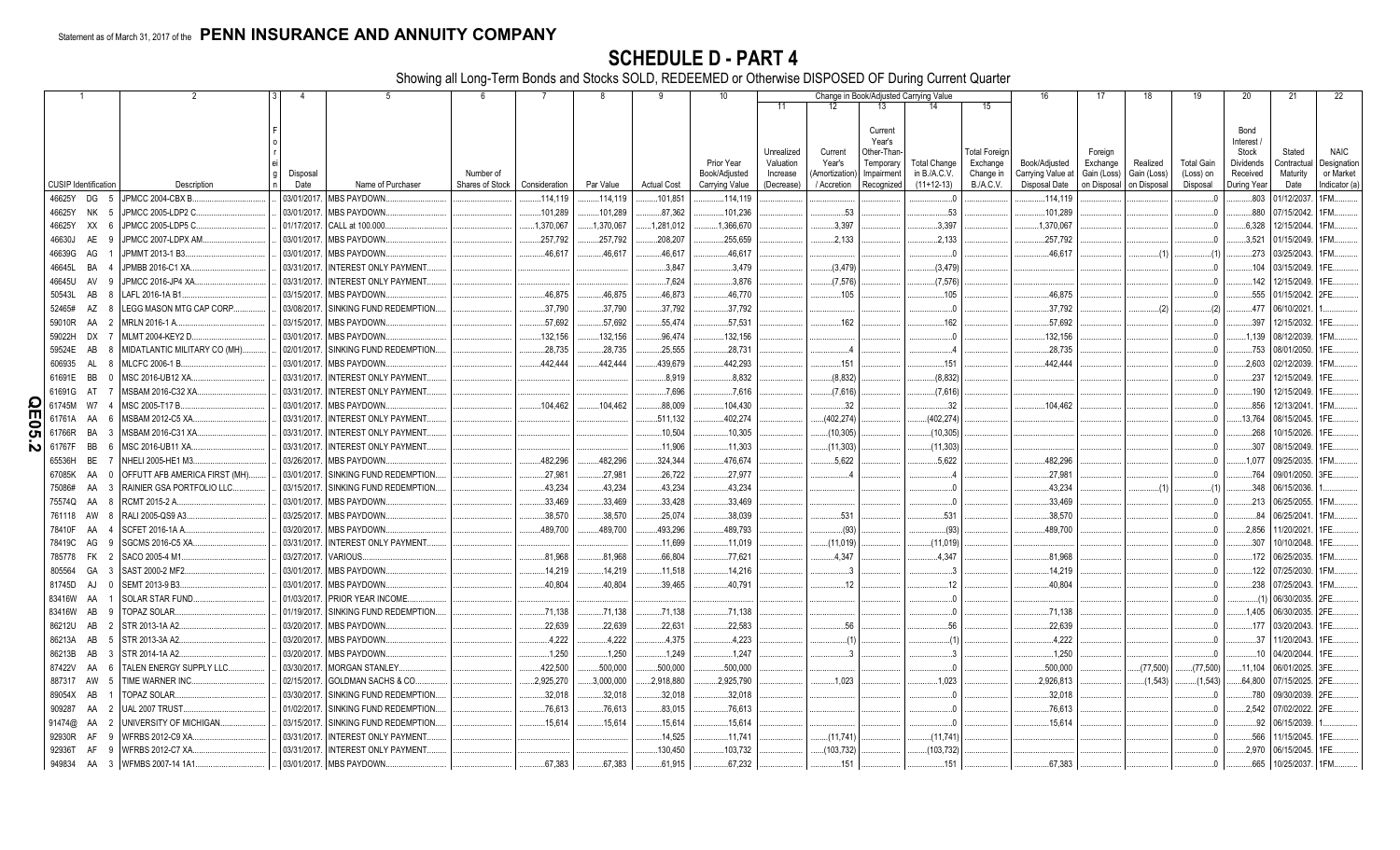Statement as of March 31, 2017 of the **PENN INSURANCE AND ANNUITY COMPANY**

# SCHEDULE D - PART 4

Showing all Long-Term Bonds and Stocks SOLD, REDEEMED or Otherwise DISPOSED OF During Current Quarter

| 1 CUSIP Identification | 2 Description | 3 Foreign | 4 Disposal Date | 5 Name of Purchaser | 6 Number of Shares of Stock | 7 Consideration | 8 Par Value | 9 Actual Cost | 10 Prior Year Book/Adjusted Carrying Value | 11 Unrealized Valuation Increase (Decrease) | 12 Current Year's (Amortization) / Accretion | 13 Current Year's Other-Than-Temporary Impairment Recognized | 14 Total Change in B./A.C.V. (11+12-13) | 15 Total Foreign Exchange Change in B./A.C.V. | 16 Book/Adjusted Carrying Value at Disposal Date | 17 Foreign Exchange Gain (Loss) on Disposal | 18 Realized Gain (Loss) on Disposal | 19 Total Gain (Loss) on Disposal | 20 Bond Interest / Stock Dividends Received During Year | 21 Stated Contractual Maturity Date | 22 NAIC Designation or Market Indicator (a) |
|---|---|---|---|---|---|---|---|---|---|---|---|---|---|---|---|---|---|---|---|---|---|
| 46625Y DG 5 | JPMCC 2004-CBX B. | | 03/01/2017. | MBS PAYDOWN. | | 114,119 | 114,119 | 101,851 | 114,119 | | | | 0 | | 114,119 | | | 0 | 803 | 01/12/2037. | 1FM. |
| 46625Y NK 5 | JPMCC 2005-LDP2 C. | | 03/01/2017. | MBS PAYDOWN. | | 101,289 | 101,289 | 87,362 | 101,236 | | 53 | | 53 | | 101,289 | | | 0 | 880 | 07/15/2042. | 1FM. |
| 46625Y XX 6 | JPMCC 2005-LDP5 C. | | 01/17/2017. | CALL at 100.000. | | 1,370,067 | 1,370,067 | 1,281,012 | 1,366,670 | | 3,397 | | 3,397 | | 1,370,067 | | | 0 | 6,328 | 12/15/2044. | 1FM. |
| 46630J AE 9 | JPMCC 2007-LDPX AM. | | 03/01/2017. | MBS PAYDOWN. | | 257,792 | 257,792 | 208,207 | 255,659 | | 2,133 | | 2,133 | | 257,792 | | | 0 | 3,521 | 01/15/2049. | 1FM. |
| 46639G AG 1 | JPMMT 2013-1 B3. | | 03/01/2017. | MBS PAYDOWN. | | 46,617 | 46,617 | 46,617 | 46,617 | | | | 0 | | 46,617 | | (1) | (1) | 273 | 03/25/2043. | 1FM. |
| 46645L BA 4 | JPMBB 2016-C1 XA. | | 03/31/2017. | INTEREST ONLY PAYMENT. | | | | 3,847 | 3,479 | | (3,479) | | (3,479) | | | | | 0 | 104 | 03/15/2049. | 1FE. |
| 46645U AV 9 | JPMCC 2016-JP4 XA. | | 03/31/2017. | INTEREST ONLY PAYMENT. | | | | 7,624 | 3,876 | | (7,576) | | (7,576) | | | | | 0 | 142 | 12/15/2049. | 1FE. |
| 50543L AB 8 | LAFL 2016-1A B1. | | 03/15/2017. | MBS PAYDOWN. | | 46,875 | 46,875 | 46,873 | 46,770 | | 105 | | 105 | | 46,875 | | | 0 | 555 | 01/15/2042. | 2FE. |
| 52465# AZ 8 | LEGG MASON MTG CAP CORP. | | 03/08/2017. | SINKING FUND REDEMPTION. | | 37,790 | 37,790 | 37,792 | 37,792 | | | | 0 | | 37,792 | | (2) | (2) | 477 | 06/10/2021. | 1. |
| 59010R AA 2 | MRLN 2016-1 A. | | 03/15/2017. | MBS PAYDOWN. | | 57,692 | 57,692 | 55,474 | 57,531 | | 162 | | 162 | | 57,692 | | | 0 | 397 | 12/15/2032. | 1FE. |
| 59022H DX 7 | MLMT 2004-KEY2 D. | | 03/01/2017. | MBS PAYDOWN. | | 132,156 | 132,156 | 96,474 | 132,156 | | | | 0 | | 132,156 | | | 0 | 1,139 | 08/12/2039. | 1FM. |
| 59524E AB 8 | MIDATLANTIC MILITARY CO (MH). | | 02/01/2017. | SINKING FUND REDEMPTION. | | 28,735 | 28,735 | 25,555 | 28,731 | | 4 | | 4 | | 28,735 | | | 0 | 753 | 08/01/2050. | 1FE. |
| 606935 AL 8 | MLCFC 2006-1 B. | | 03/01/2017. | MBS PAYDOWN. | | 442,444 | 442,444 | 439,679 | 442,293 | | 151 | | 151 | | 442,444 | | | 0 | 2,603 | 02/12/2039. | 1FM. |
| 61691E BB 0 | MSC 2016-UB12 XA. | | 03/31/2017. | INTEREST ONLY PAYMENT. | | | | 8,919 | 8,832 | | (8,832) | | (8,832) | | | | | 0 | 237 | 12/15/2049. | 1FE. |
| 61691G AT 7 | MSBAM 2016-C32 XA. | | 03/31/2017. | INTEREST ONLY PAYMENT. | | | | 7,696 | 7,616 | | (7,616) | | (7,616) | | | | | 0 | 190 | 12/15/2049. | 1FE. |
| 61745M W7 4 | MSC 2005-T17 B. | | 03/01/2017. | MBS PAYDOWN. | | 104,462 | 104,462 | 88,009 | 104,430 | | 32 | | 32 | | 104,462 | | | 0 | 856 | 12/13/2041. | 1FM. |
| 61761A AA 6 | MSBAM 2012-C5 XA. | | 03/31/2017. | INTEREST ONLY PAYMENT. | | | | 511,132 | 402,274 | | (402,274) | | (402,274) | | | | | 0 | 13,764 | 08/15/2045. | 1FE. |
| 61766R BA 3 | MSBAM 2016-C31 XA. | | 03/31/2017. | INTEREST ONLY PAYMENT. | | | | 10,504 | 10,305 | | (10,305) | | (10,305) | | | | | 0 | 268 | 10/15/2026. | 1FE. |
| 61767F BB 6 | MSC 2016-UB11 XA. | | 03/31/2017. | INTEREST ONLY PAYMENT. | | | | 11,906 | 11,303 | | (11,303) | | (11,303) | | | | | 0 | 307 | 08/15/2049. | 1FE. |
| 65536H BE 7 | NHELI 2005-HE1 M3. | | 03/26/2017. | MBS PAYDOWN. | | 482,296 | 482,296 | 324,344 | 476,674 | | 5,622 | | 5,622 | | 482,296 | | | 0 | 1,077 | 09/25/2035. | 1FM. |
| 67085K AA 0 | OFFUTT AFB AMERICA FIRST (MH). | | 03/01/2017. | SINKING FUND REDEMPTION. | | 27,981 | 27,981 | 26,722 | 27,977 | | 4 | | 4 | | 27,981 | | | 0 | 764 | 09/01/2050. | 3FE. |
| 75086# AA 3 | RAINIER GSA PORTFOLIO LLC. | | 03/15/2017. | SINKING FUND REDEMPTION. | | 43,234 | 43,234 | 43,234 | 43,234 | | | | 0 | | 43,234 | | (1) | (1) | 348 | 06/15/2036. | 1. |
| 75574Q AA 8 | RCMT 2015-2 A. | | 03/01/2017. | MBS PAYDOWN. | | 33,469 | 33,469 | 33,428 | 33,469 | | | | 0 | | 33,469 | | | 0 | 213 | 06/25/2055. | 1FM. |
| 761118 AW 8 | RALI 2005-QS9 A3. | | 03/25/2017. | MBS PAYDOWN. | | 38,570 | 38,570 | 25,074 | 38,039 | | 531 | | 531 | | 38,570 | | | 0 | 84 | 06/25/2041. | 1FM. |
| 78410F AA 4 | SCFET 2016-1A A. | | 03/20/2017. | MBS PAYDOWN. | | 489,700 | 489,700 | 493,296 | 489,793 | | (93) | | (93) | | 489,700 | | | 0 | 2,856 | 11/20/2021. | 1FE. |
| 78419C AG 9 | SGCMS 2016-C5 XA. | | 03/31/2017. | INTEREST ONLY PAYMENT. | | | | 11,699 | 11,019 | | (11,019) | | (11,019) | | | | | 0 | 307 | 10/10/2048. | 1FE. |
| 785778 FK 2 | SACO 2005-4 M1. | | 03/27/2017. | VARIOUS. | | 81,968 | 81,968 | 66,804 | 77,621 | | 4,347 | | 4,347 | | 81,968 | | | 0 | 172 | 06/25/2035. | 1FM. |
| 805564 GA 3 | SAST 2000-2 MF2. | | 03/01/2017. | MBS PAYDOWN. | | 14,219 | 14,219 | 11,518 | 14,216 | | 3 | | 3 | | 14,219 | | | 0 | 122 | 07/25/2030. | 1FM. |
| 81745D AJ 0 | SEMT 2013-9 B3. | | 03/01/2017. | MBS PAYDOWN. | | 40,804 | 40,804 | 39,465 | 40,791 | | 12 | | 12 | | 40,804 | | | 0 | 238 | 07/25/2043. | 1FM. |
| 83416W AA 1 | SOLAR STAR FUND. | | 01/03/2017. | PRIOR YEAR INCOME. | | | | | | | | | 0 | | | | | 0 | (1) | 06/30/2035. | 2FE. |
| 83416W AB 9 | TOPAZ SOLAR. | | 01/19/2017. | SINKING FUND REDEMPTION. | | 71,138 | 71,138 | 71,138 | 71,138 | | | | 0 | | 71,138 | | | 0 | 1,405 | 06/30/2035. | 2FE. |
| 86212U AB 2 | STR 2013-1A A2. | | 03/20/2017. | MBS PAYDOWN. | | 22,639 | 22,639 | 22,631 | 22,583 | | 56 | | 56 | | 22,639 | | | 0 | 177 | 03/20/2043. | 1FE. |
| 86213A AB 5 | STR 2013-3A A2. | | 03/20/2017. | MBS PAYDOWN. | | 4,222 | 4,222 | 4,375 | 4,223 | | (1) | | (1) | | 4,222 | | | 0 | 37 | 11/20/2043. | 1FE. |
| 86213B AB 3 | STR 2014-1A A2. | | 03/20/2017. | MBS PAYDOWN. | | 1,250 | 1,250 | 1,249 | 1,247 | | 3 | | 3 | | 1,250 | | | 0 | 10 | 04/20/2044. | 1FE. |
| 87422V AA 6 | TALEN ENERGY SUPPLY LLC. | | 03/30/2017. | MORGAN STANLEY. | | 422,500 | 500,000 | 500,000 | 500,000 | | | | 0 | | 500,000 | | (77,500) | (77,500) | 11,104 | 06/01/2025. | 3FE. |
| 887317 AW 5 | TIME WARNER INC. | | 02/15/2017. | GOLDMAN SACHS & CO. | | 2,925,270 | 3,000,000 | 2,918,880 | 2,925,790 | | 1,023 | | 1,023 | | 2,926,813 | | (1,543) | (1,543) | 64,800 | 07/15/2025. | 2FE. |
| 89054X AB 1 | TOPAZ SOLAR. | | 03/30/2017. | SINKING FUND REDEMPTION. | | 32,018 | 32,018 | 32,018 | 32,018 | | | | 0 | | 32,018 | | | 0 | 780 | 09/30/2039. | 2FE. |
| 909287 AA 2 | UAL 2007 TRUST. | | 01/02/2017. | SINKING FUND REDEMPTION. | | 76,613 | 76,613 | 83,015 | 76,613 | | | | 0 | | 76,613 | | | 0 | 2,542 | 07/02/2022. | 2FE. |
| 91474@ AA 2 | UNIVERSITY OF MICHIGAN. | | 03/15/2017. | SINKING FUND REDEMPTION. | | 15,614 | 15,614 | 15,614 | 15,614 | | | | 0 | | 15,614 | | | 0 | 92 | 06/15/2039. | 1. |
| 92930R AF 9 | WFRBS 2012-C9 XA. | | 03/31/2017. | INTEREST ONLY PAYMENT. | | | | 14,525 | 11,741 | | (11,741) | | (11,741) | | | | | 0 | 566 | 11/15/2045. | 1FE. |
| 92936T AF 9 | WFRBS 2012-C7 XA. | | 03/31/2017. | INTEREST ONLY PAYMENT. | | | | 130,450 | 103,732 | | (103,732) | | (103,732) | | | | | 0 | 2,970 | 06/15/2045. | 1FE. |
| 949834 AA 3 | WFMBS 2007-14 1A1. | | 03/01/2017. | MBS PAYDOWN. | | 67,383 | 67,383 | 61,915 | 67,232 | | 151 | | 151 | | 67,383 | | | 0 | 665 | 10/25/2037. | 1FM. |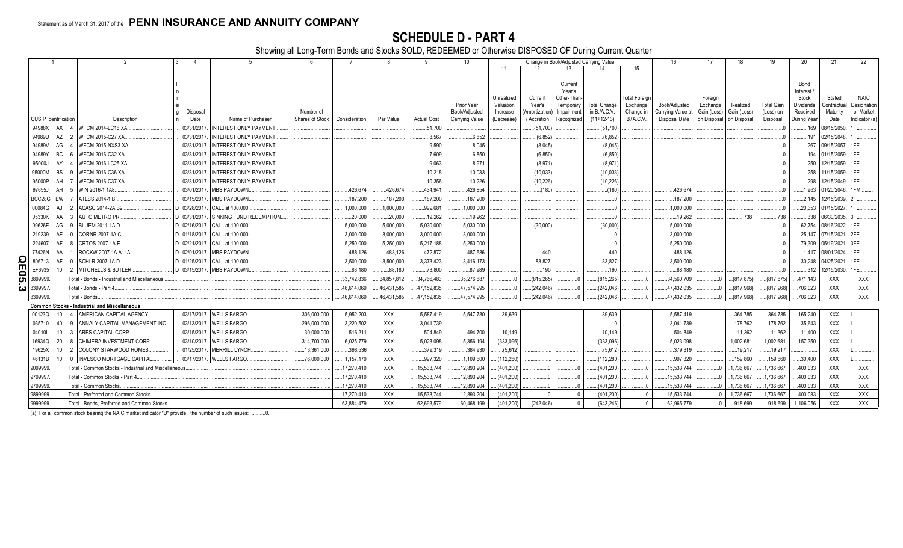Statement as of March 31, 2017 of the **PENN INSURANCE AND ANNUITY COMPANY**

# SCHEDULE D - PART 4

Showing all Long-Term Bonds and Stocks SOLD, REDEEMED or Otherwise DISPOSED OF During Current Quarter

| 1 | 2 | 3 | 4 | 5 | 6 | 7 | 8 | 9 | 10 | 11 | 12 | 13 | 14 | 15 | 16 | 17 | 18 | 19 | 20 | 21 | 22 |
|---|---|---|---|---|---|---|---|---|---|---|---|---|---|---|---|---|---|---|---|---|---|
| | | | | | | | | | | Change in Book/Adjusted Carrying Value | | | | | | | | | | | |
| CUSIP Identification | Description | Foreign | Disposal Date | Name of Purchaser | Number of Shares of Stock | Consideration | Par Value | Actual Cost | Prior Year Book/Adjusted Carrying Value | Unrealized Valuation Increase (Decrease) | Current Year's (Amortization) / Accretion | Current Year's Other-Than-Temporary Impairment Recognized | Total Change in B./A.C.V. (11+12-13) | Total Foreign Exchange Change in B./A.C.V. | Book/Adjusted Carrying Value at Disposal Date | Foreign Exchange Gain (Loss) on Disposal | Realized Gain (Loss) on Disposal | Total Gain (Loss) on Disposal | Bond Interest / Stock Dividends Received During Year | Stated Contractual Maturity Date | NAIC Designation or Market Indicator (a) |
| 94988X AX 4 | WFCM 2014-LC16 XA. | | 03/31/2017. | INTEREST ONLY PAYMENT. | | | | 51,700 | | | (51,700) | | (51,700) | | | | | 0 | 169 | 08/15/2050. | 1FE. |
| 94989D AZ 2 | WFCM 2015-C27 XA. | | 03/31/2017. | INTEREST ONLY PAYMENT. | | | | 8,567 | 6,852 | | (6,852) | | (6,852) | | | | | 0 | 191 | 02/15/2048. | 1FE. |
| 94989V AG 4 | WFCM 2015-NXS3 XA. | | 03/31/2017. | INTEREST ONLY PAYMENT. | | | | 9,590 | 8,045 | | (8,045) | | (8,045) | | | | | 0 | 267 | 09/15/2057. | 1FE. |
| 94989Y BC 6 | WFCM 2016-C32 XA. | | 03/31/2017. | INTEREST ONLY PAYMENT. | | | | 7,609 | 6,850 | | (6,850) | | (6,850) | | | | | 0 | 194 | 01/15/2059. | 1FE. |
| 95000J AY 4 | WFCM 2016-LC25 XA. | | 03/31/2017. | INTEREST ONLY PAYMENT. | | | | 9,063 | 8,971 | | (8,971) | | (8,971) | | | | | 0 | 250 | 12/15/2059. | 1FE. |
| 95000M BS 9 | WFCM 2016-C36 XA. | | 03/31/2017. | INTEREST ONLY PAYMENT. | | | | 10,218 | 10,033 | | (10,033) | | (10,033) | | | | | 0 | 258 | 11/15/2059. | 1FE. |
| 95000P AH 7 | WFCM 2016-C37 XA. | | 03/31/2017. | INTEREST ONLY PAYMENT. | | | | 10,356 | 10,226 | | (10,226) | | (10,226) | | | | | 0 | 298 | 12/15/2049. | 1FE. |
| 97655J AH 5 | WIN 2016-1 1A8. | | 03/01/2017. | MBS PAYDOWN. | | 426,674 | 426,674 | 434,941 | 426,854 | | (180) | | (180) | | 426,674 | | | 0 | 1,963 | 01/20/2046. | 1FM. |
| BCC28G EW 7 | ATLSS 2014-1 B. | | 03/15/2017. | MBS PAYDOWN. | | 187,200 | 187,200 | 187,200 | 187,200 | | | | 0 | | 187,200 | | | 0 | 2,145 | 12/15/2039. | 2FE. |
| 00084G AJ 2 | ACASC 2014-2A B2. | D | 03/28/2017. | CALL at 100.000. | | 1,000,000 | 1,000,000 | 999,681 | 1,000,000 | | | | 0 | | 1,000,000 | | | 0 | 20,353 | 01/15/2027. | 1FE. |
| 05330K AA 3 | AUTO METRO PR. | D | 03/31/2017. | SINKING FUND REDEMPTION. | | 20,000 | 20,000 | 19,262 | 19,262 | | | | 0 | | 19,262 | | 738 | 738 | 338 | 06/30/2035. | 3FE. |
| 09626E AG 9 | BLUEM 2011-1A D. | D | 02/16/2017. | CALL at 100.000. | | 5,000,000 | 5,000,000 | 5,030,000 | 5,030,000 | | (30,000) | | (30,000) | | 5,000,000 | | | 0 | 62,754 | 08/16/2022. | 1FE. |
| 219239 AE 0 | CORNR 2007-1A C. | D | 01/18/2017. | CALL at 100.000. | | 3,000,000 | 3,000,000 | 3,000,000 | 3,000,000 | | | | 0 | | 3,000,000 | | | 0 | 25,147 | 07/15/2021. | 2FE. |
| 224607 AF 8 | CRTOS 2007-1A E. | D | 02/21/2017. | CALL at 100.000. | | 5,250,000 | 5,250,000 | 5,217,188 | 5,250,000 | | | | 0 | | 5,250,000 | | | 0 | 79,309 | 05/19/2021. | 3FE. |
| 77426N AA 1 | ROCKW 2007-1A A1LA. | D | 02/01/2017. | MBS PAYDOWN. | | 488,126 | 488,126 | 472,872 | 487,686 | | 440 | | 440 | | 488,126 | | | 0 | 1,417 | 08/01/2024. | 1FE. |
| 806713 AF 0 | SCHLR 2007-1A D. | D | 01/25/2017. | CALL at 100.000. | | 3,500,000 | 3,500,000 | 3,373,423 | 3,416,173 | | 83,827 | | 83,827 | | 3,500,000 | | | 0 | 30,248 | 04/25/2021. | 1FE. |
| EF6935 10 2 | MITCHELLS & BUTLER. | D | 03/15/2017. | MBS PAYDOWN. | | 88,180 | 88,180 | 73,800 | 87,989 | | 190 | | 190 | | 88,180 | | | 0 | 312 | 12/15/2030. | 1FE. |
| 3899999. | Total - Bonds - Industrial and Miscellaneous | | | | | 33,742,836 | 34,857,812 | 34,766,483 | 35,276,887 | 0 | (815,265) | 0 | (815,265) | 0 | 34,560,709 | 0 | (817,875) | (817,875) | 471,143 | XXX | XXX |
| 8399997. | Total - Bonds - Part 4. | | | | | 46,614,069 | 46,431,585 | 47,159,835 | 47,574,995 | 0 | (242,046) | 0 | (242,046) | 0 | 47,432,035 | 0 | (817,968) | (817,968) | 706,023 | XXX | XXX |
| 8399999. | Total - Bonds. | | | | | 46,614,069 | 46,431,585 | 47,159,835 | 47,574,995 | 0 | (242,046) | 0 | (242,046) | 0 | 47,432,035 | 0 | (817,968) | (817,968) | 706,023 | XXX | XXX |
| **Common Stocks - Industrial and Miscellaneous** | | | | | | | | | | | | | | | | | | | | | |
| 00123Q 10 4 | AMERICAN CAPITAL AGENCY. | | 03/17/2017. | WELLS FARGO. | 306,000.000 | 5,952,203 | XXX | 5,587,419 | 5,547,780 | 39,639 | | | 39,639 | | 5,587,419 | | 364,785 | 364,785 | 165,240 | XXX | L. |
| 035710 40 9 | ANNALY CAPITAL MANAGEMENT INC. | | 03/13/2017. | WELLS FARGO. | 296,000.000 | 3,220,502 | XXX | 3,041,739 | | | | | 0 | | 3,041,739 | | 178,762 | 178,762 | 35,643 | XXX | L. |
| 04010L 10 3 | ARES CAPITAL CORP. | | 03/15/2017. | WELLS FARGO. | 30,000.000 | 516,211 | XXX | 504,849 | 494,700 | 10,149 | | | 10,149 | | 504,849 | | 11,362 | 11,362 | 11,400 | XXX | L. |
| 16934Q 20 8 | CHIMERA INVESTMENT CORP. | | 03/10/2017. | WELLS FARGO. | 314,700.000 | 6,025,779 | XXX | 5,023,098 | 5,356,194 | (333,096) | | | (333,096) | | 5,023,098 | | 1,002,681 | 1,002,681 | 157,350 | XXX | L. |
| 19625X 10 2 | COLONY STARWOOD HOMES. | | 01/25/2017. | MERRILL LYNCH. | 13,361.000 | 398,536 | XXX | 379,319 | 384,930 | (5,612) | | | (5,612) | | 379,319 | | 19,217 | 19,217 | | XXX | L. |
| 46131B 10 0 | INVESCO MORTGAGE CAPITAL. | | 03/17/2017. | WELLS FARGO. | 76,000.000 | 1,157,179 | XXX | 997,320 | 1,109,600 | (112,280) | | | (112,280) | | 997,320 | | 159,860 | 159,860 | 30,400 | XXX | L. |
| 9099999. | Total - Common Stocks - Industrial and Miscellaneous | | | | | 17,270,410 | XXX | 15,533,744 | 12,893,204 | (401,200) | 0 | 0 | (401,200) | 0 | 15,533,744 | 0 | 1,736,667 | 1,736,667 | 400,033 | XXX | XXX |
| 9799997. | Total - Common Stocks - Part 4. | | | | | 17,270,410 | XXX | 15,533,744 | 12,893,204 | (401,200) | 0 | 0 | (401,200) | 0 | 15,533,744 | 0 | 1,736,667 | 1,736,667 | 400,033 | XXX | XXX |
| 9799999. | Total - Common Stocks. | | | | | 17,270,410 | XXX | 15,533,744 | 12,893,204 | (401,200) | 0 | 0 | (401,200) | 0 | 15,533,744 | 0 | 1,736,667 | 1,736,667 | 400,033 | XXX | XXX |
| 9899999. | Total - Preferred and Common Stocks. | | | | | 17,270,410 | XXX | 15,533,744 | 12,893,204 | (401,200) | 0 | 0 | (401,200) | 0 | 15,533,744 | 0 | 1,736,667 | 1,736,667 | 400,033 | XXX | XXX |
| 9999999. | Total - Bonds, Preferred and Common Stocks. | | | | | 63,884,479 | XXX | 62,693,579 | 60,468,199 | (401,200) | (242,046) | 0 | (643,246) | 0 | 62,965,779 | 0 | 918,699 | 918,699 | 1,106,056 | XXX | XXX |

(a) For all common stock bearing the NAIC market indicator "U" provide: the number of such issues: ..........0.

QE05.3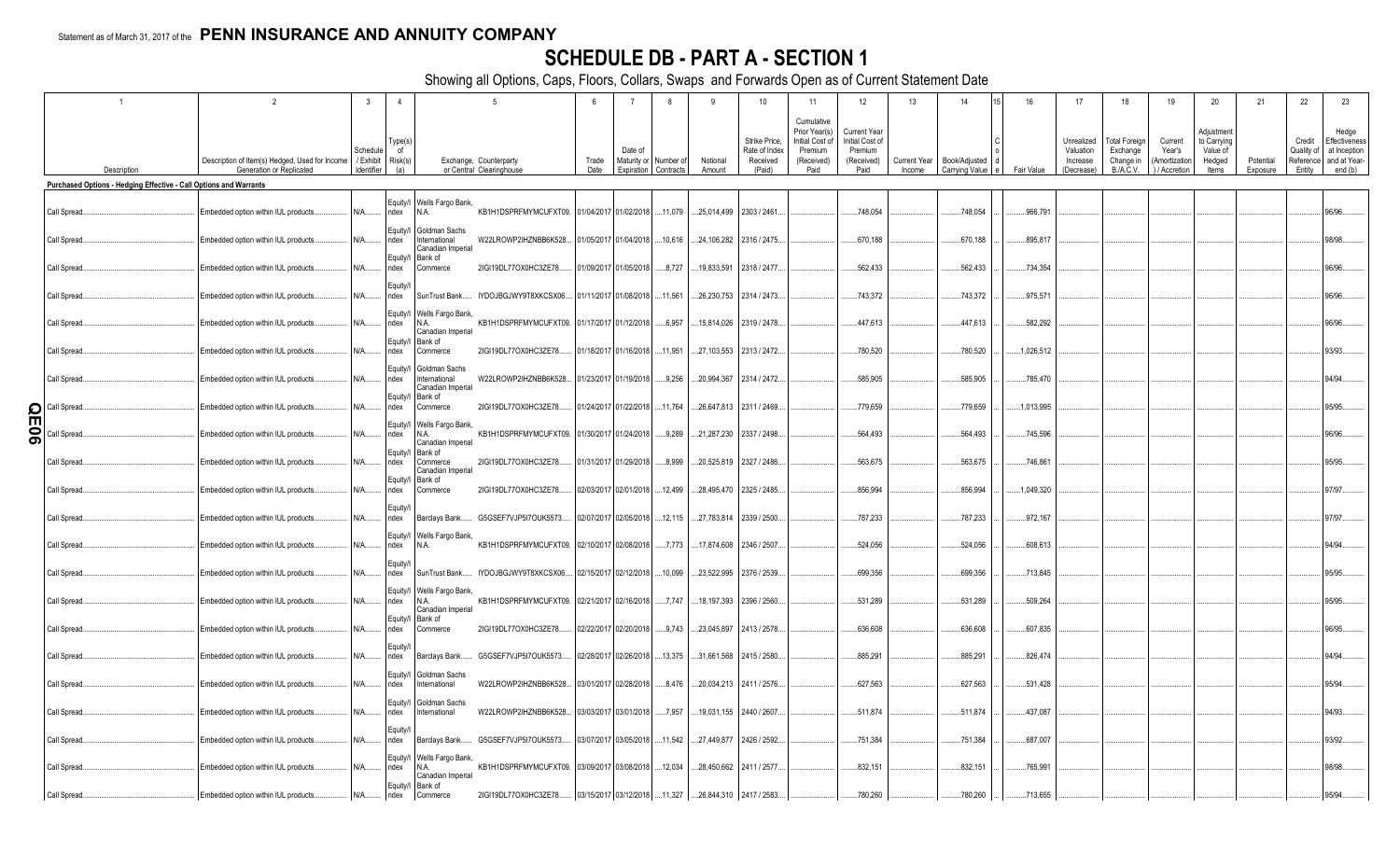Statement as of March 31, 2017 of the **PENN INSURANCE AND ANNUITY COMPANY**

# SCHEDULE DB - PART A - SECTION 1

Showing all Options, Caps, Floors, Collars, Swaps and Forwards Open as of Current Statement Date

| 1 | 2 | 3 | 4 | 5 | | 6 | 7 | 8 | 9 | 10 | 11 | 12 | 13 | 14 | 15 | 16 | 17 | 18 | 19 | 20 | 21 | 22 | 23 |
|---|---|---|---|---|---|---|---|---|---|---|---|---|---|---|---|---|---|---|---|---|---|---|---|
| Description | Description of Item(s) Hedged, Used for Income Generation or Replicated | Schedule / Exhibit Identifier | Type(s) of Risk(s) (a) | Exchange, Counterparty or Central Clearinghouse | | Trade Date | Date of Maturity or Expiration | Number of Contracts | Notional Amount | Strike Price, Rate of Index Received (Paid) | Cumulative Prior Year(s) Initial Cost of Premium (Received) Paid | Current Year Initial Cost of Premium (Received) Paid | Current Year Income | Book/Adjusted Carrying Value | Code | Fair Value | Unrealized Valuation Increase (Decrease) | Total Foreign Exchange Change in B./A.C.V. | Current Year's (Amortization) / Accretion | Adjustment to Carrying Value of Hedged Items | Potential Exposure | Credit Quality of Reference Entity | Hedge Effectiveness at Inception and at Year-end (b) |
| **Purchased Options - Hedging Effective - Call Options and Warrants** | | | | | | | | | | | | | | | | | | | | | | | |
| Call Spread | Embedded option within IUL products | N/A | Equity/Index | Wells Fargo Bank, N.A. | KB1H1DSPRFMYMCUFXT09 | 01/04/2017 | 01/02/2018 | 11,079 | 25,014,499 | 2303 / 2461 | | 748,054 | | 748,054 | | 966,791 | | | | | | | 96/96 |
| Call Spread | Embedded option within IUL products | N/A | Equity/Index | Goldman Sachs International | W22LROWP2IHZNBB6K528 | 01/05/2017 | 01/04/2018 | 10,616 | 24,106,282 | 2316 / 2475 | | 670,188 | | 670,188 | | 895,817 | | | | | | | 98/98 |
| Call Spread | Embedded option within IUL products | N/A | Equity/Index | Canadian Imperial Bank of Commerce | 2IGI19DL77OX0HC3ZE78 | 01/09/2017 | 01/05/2018 | 8,727 | 19,833,591 | 2318 / 2477 | | 562,433 | | 562,433 | | 734,354 | | | | | | | 96/96 |
| Call Spread | Embedded option within IUL products | N/A | Equity/Index | SunTrust Bank | IYDOJBGJWY9T8XKCSX06 | 01/11/2017 | 01/08/2018 | 11,561 | 26,230,753 | 2314 / 2473 | | 743,372 | | 743,372 | | 975,571 | | | | | | | 96/96 |
| Call Spread | Embedded option within IUL products | N/A | Equity/Index | Wells Fargo Bank, N.A. | KB1H1DSPRFMYMCUFXT09 | 01/17/2017 | 01/12/2018 | 6,957 | 15,814,026 | 2319 / 2478 | | 447,613 | | 447,613 | | 582,292 | | | | | | | 96/96 |
| Call Spread | Embedded option within IUL products | N/A | Equity/Index | Canadian Imperial Bank of Commerce | 2IGI19DL77OX0HC3ZE78 | 01/18/2017 | 01/16/2018 | 11,951 | 27,103,553 | 2313 / 2472 | | 780,520 | | 780,520 | | 1,026,512 | | | | | | | 93/93 |
| Call Spread | Embedded option within IUL products | N/A | Equity/Index | Goldman Sachs International | W22LROWP2IHZNBB6K528 | 01/23/2017 | 01/19/2018 | 9,256 | 20,994,367 | 2314 / 2472 | | 585,905 | | 585,905 | | 785,470 | | | | | | | 94/94 |
| Call Spread | Embedded option within IUL products | N/A | Equity/Index | Canadian Imperial Bank of Commerce | 2IGI19DL77OX0HC3ZE78 | 01/24/2017 | 01/22/2018 | 11,764 | 26,647,813 | 2311 / 2469 | | 779,659 | | 779,659 | | 1,013,995 | | | | | | | 95/95 |
| Call Spread | Embedded option within IUL products | N/A | Equity/Index | Wells Fargo Bank, N.A. | KB1H1DSPRFMYMCUFXT09 | 01/30/2017 | 01/24/2018 | 9,289 | 21,287,230 | 2337 / 2498 | | 564,493 | | 564,493 | | 745,596 | | | | | | | 96/96 |
| Call Spread | Embedded option within IUL products | N/A | Equity/Index | Canadian Imperial Bank of Commerce | 2IGI19DL77OX0HC3ZE78 | 01/31/2017 | 01/29/2018 | 8,999 | 20,525,819 | 2327 / 2486 | | 563,675 | | 563,675 | | 746,861 | | | | | | | 95/95 |
| Call Spread | Embedded option within IUL products | N/A | Equity/Index | Canadian Imperial Bank of Commerce | 2IGI19DL77OX0HC3ZE78 | 02/03/2017 | 02/01/2018 | 12,499 | 28,495,470 | 2325 / 2485 | | 856,994 | | 856,994 | | 1,049,320 | | | | | | | 97/97 |
| Call Spread | Embedded option within IUL products | N/A | Equity/Index | Barclays Bank | G5GSEF7VJP5I7OUK5573 | 02/07/2017 | 02/05/2018 | 12,115 | 27,783,814 | 2339 / 2500 | | 787,233 | | 787,233 | | 972,167 | | | | | | | 97/97 |
| Call Spread | Embedded option within IUL products | N/A | Equity/Index | Wells Fargo Bank, N.A. | KB1H1DSPRFMYMCUFXT09 | 02/10/2017 | 02/08/2018 | 7,773 | 17,874,608 | 2346 / 2507 | | 524,056 | | 524,056 | | 608,613 | | | | | | | 94/94 |
| Call Spread | Embedded option within IUL products | N/A | Equity/Index | SunTrust Bank | IYDOJBGJWY9T8XKCSX06 | 02/15/2017 | 02/12/2018 | 10,099 | 23,522,995 | 2376 / 2539 | | 699,356 | | 699,356 | | 713,845 | | | | | | | 95/95 |
| Call Spread | Embedded option within IUL products | N/A | Equity/Index | Wells Fargo Bank, N.A. | KB1H1DSPRFMYMCUFXT09 | 02/21/2017 | 02/16/2018 | 7,747 | 18,197,393 | 2396 / 2560 | | 531,289 | | 531,289 | | 509,264 | | | | | | | 95/95 |
| Call Spread | Embedded option within IUL products | N/A | Equity/Index | Canadian Imperial Bank of Commerce | 2IGI19DL77OX0HC3ZE78 | 02/22/2017 | 02/20/2018 | 9,743 | 23,045,897 | 2413 / 2578 | | 636,608 | | 636,608 | | 607,835 | | | | | | | 96/95 |
| Call Spread | Embedded option within IUL products | N/A | Equity/Index | Barclays Bank | G5GSEF7VJP5I7OUK5573 | 02/28/2017 | 02/26/2018 | 13,375 | 31,661,568 | 2415 / 2580 | | 885,291 | | 885,291 | | 826,474 | | | | | | | 94/94 |
| Call Spread | Embedded option within IUL products | N/A | Equity/Index | Goldman Sachs International | W22LROWP2IHZNBB6K528 | 03/01/2017 | 02/28/2018 | 8,476 | 20,034,213 | 2411 / 2576 | | 627,563 | | 627,563 | | 531,428 | | | | | | | 95/94 |
| Call Spread | Embedded option within IUL products | N/A | Equity/Index | Goldman Sachs International | W22LROWP2IHZNBB6K528 | 03/03/2017 | 03/01/2018 | 7,957 | 19,031,155 | 2440 / 2607 | | 511,874 | | 511,874 | | 437,087 | | | | | | | 94/93 |
| Call Spread | Embedded option within IUL products | N/A | Equity/Index | Barclays Bank | G5GSEF7VJP5I7OUK5573 | 03/07/2017 | 03/05/2018 | 11,542 | 27,449,877 | 2426 / 2592 | | 751,384 | | 751,384 | | 687,007 | | | | | | | 93/92 |
| Call Spread | Embedded option within IUL products | N/A | Equity/Index | Wells Fargo Bank, N.A. | KB1H1DSPRFMYMCUFXT09 | 03/09/2017 | 03/08/2018 | 12,034 | 28,450,662 | 2411 / 2577 | | 832,151 | | 832,151 | | 765,991 | | | | | | | 98/98 |
| Call Spread | Embedded option within IUL products | N/A | Equity/Index | Canadian Imperial Bank of Commerce | 2IGI19DL77OX0HC3ZE78 | 03/15/2017 | 03/12/2018 | 11,327 | 26,844,310 | 2417 / 2583 | | 780,260 | | 780,260 | | 713,655 | | | | | | | 95/94 |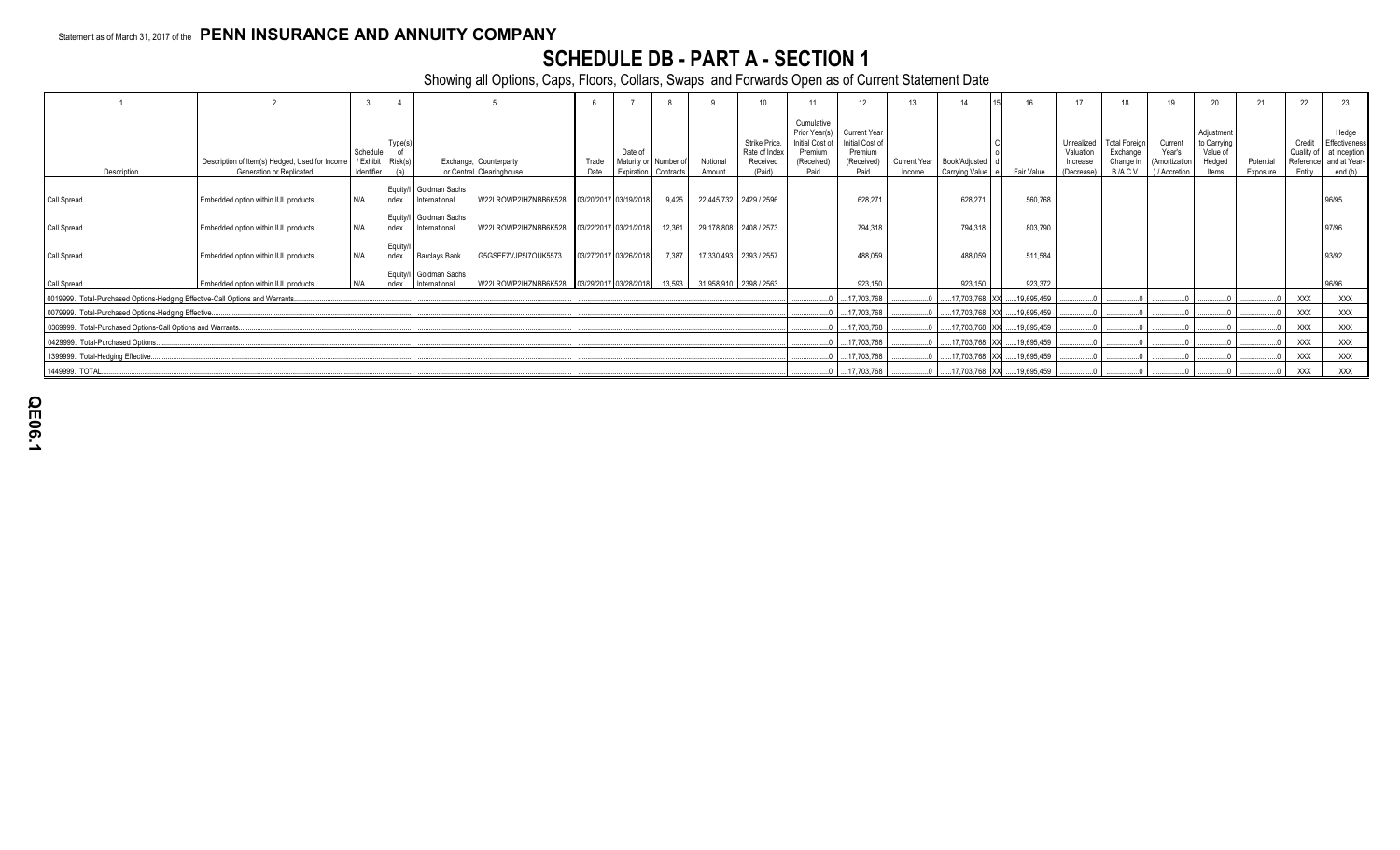Statement as of March 31, 2017 of the **PENN INSURANCE AND ANNUITY COMPANY**

# SCHEDULE DB - PART A - SECTION 1

Showing all Options, Caps, Floors, Collars, Swaps and Forwards Open as of Current Statement Date

| 1 | 2 | 3 | 4 | 5 | | 6 | 7 | 8 | 9 | 10 | 11 | 12 | 13 | 14 | 15 | 16 | 17 | 18 | 19 | 20 | 21 | 22 | 23 |
|---|---|---|---|---|---|---|---|---|---|---|---|---|---|---|---|---|---|---|---|---|---|---|---|
| Description | Description of Item(s) Hedged, Used for Income Generation or Replicated | Schedule / Exhibit Identifier | Type(s) of Risk(s) (a) | Exchange, Counterparty or Central Clearinghouse | | Trade Date | Date of Maturity or Expiration | Number of Contracts | Notional Amount | Strike Price, Rate of Index Received (Paid) | Cumulative Prior Year(s) Initial Cost of Premium (Received) Paid | Current Year Initial Cost of Premium (Received) Paid | Current Year Income | Book/Adjusted Carrying Value | Code | Fair Value | Unrealized Valuation Increase (Decrease) | Total Foreign Exchange Change in B./A.C.V. | Current Year's (Amortization) / Accretion | Adjustment to Carrying Value of Hedged Items | Potential Exposure | Credit Quality of Reference Entity | Hedge Effectiveness at Inception and at Year-end (b) |
| Call Spread | Embedded option within IUL products | N/A | Equity/Index | Goldman Sachs International | W22LROWP2IHZNBB6K528 | 03/20/2017 | 03/19/2018 | 9,425 | 22,445,732 | 2429 / 2596 | | 628,271 | | 628,271 | | 560,768 | | | | | | | 96/95 |
| Call Spread | Embedded option within IUL products | N/A | Equity/Index | Goldman Sachs International | W22LROWP2IHZNBB6K528 | 03/22/2017 | 03/21/2018 | 12,361 | 29,178,808 | 2408 / 2573 | | 794,318 | | 794,318 | | 803,790 | | | | | | | 97/96 |
| Call Spread | Embedded option within IUL products | N/A | Equity/Index | Barclays Bank | G5GSEF7VJP5I7OUK5573 | 03/27/2017 | 03/26/2018 | 7,387 | 17,330,493 | 2393 / 2557 | | 488,059 | | 488,059 | | 511,584 | | | | | | | 93/92 |
| Call Spread | Embedded option within IUL products | N/A | Equity/Index | Goldman Sachs International | W22LROWP2IHZNBB6K528 | 03/29/2017 | 03/28/2018 | 13,593 | 31,958,910 | 2398 / 2563 | | 923,150 | | 923,150 | | 923,372 | | | | | | | 96/96 |
| 0019999. Total-Purchased Options-Hedging Effective-Call Options and Warrants | | | | | | | | | | | 0 | 17,703,768 | 0 | 17,703,768 | XX | 19,695,459 | 0 | 0 | 0 | 0 | 0 | XXX | XXX |
| 0079999. Total-Purchased Options-Hedging Effective | | | | | | | | | | | 0 | 17,703,768 | 0 | 17,703,768 | XX | 19,695,459 | 0 | 0 | 0 | 0 | 0 | XXX | XXX |
| 0369999. Total-Purchased Options-Call Options and Warrants | | | | | | | | | | | 0 | 17,703,768 | 0 | 17,703,768 | XX | 19,695,459 | 0 | 0 | 0 | 0 | 0 | XXX | XXX |
| 0429999. Total-Purchased Options | | | | | | | | | | | 0 | 17,703,768 | 0 | 17,703,768 | XX | 19,695,459 | 0 | 0 | 0 | 0 | 0 | XXX | XXX |
| 1399999. Total-Hedging Effective | | | | | | | | | | | 0 | 17,703,768 | 0 | 17,703,768 | XX | 19,695,459 | 0 | 0 | 0 | 0 | 0 | XXX | XXX |
| 1449999. TOTAL | | | | | | | | | | | 0 | 17,703,768 | 0 | 17,703,768 | XX | 19,695,459 | 0 | 0 | 0 | 0 | 0 | XXX | XXX |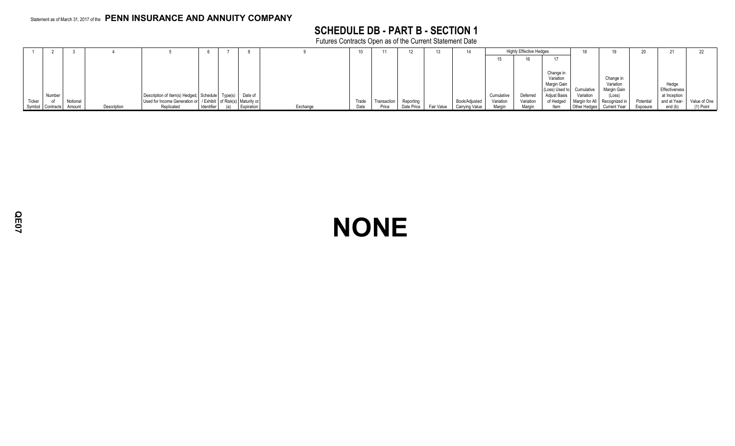Statement as of March 31, 2017 of the **PENN INSURANCE AND ANNUITY COMPANY**

# SCHEDULE DB - PART B - SECTION 1

Futures Contracts Open as of the Current Statement Date

| 1 | 2 | 3 | 4 | 5 | 6 | 7 | 8 | 9 | 10 | 11 | 12 | 13 | 14 | Highly Effective Hedges | | | 18 | 19 | 20 | 21 | 22 |
|---|---|---|---|---|---|---|---|---|---|---|---|---|---|---|---|---|---|---|---|---|---|
| | | | | | | | | | | | | | | 15 | 16 | 17 | | | | | |
| Ticker Symbol | Number of Contracts | Notional Amount | Description | Description of Item(s) Hedged, Used for Income Generation or Replicated | Schedule / Exhibit Identifier | Type(s) of Risk(s) (a) | Date of Maturity or Expiration | Exchange | Trade Date | Transaction Price | Reporting Date Price | Fair Value | Book/Adjusted Carrying Value | Cumulative Variation Margin | Deferred Variation Margin | Change in Variation Margin Gain (Loss) Used to Adjust Basis of Hedged Item | Cumulative Variation Margin for All Other Hedges | Change in Variation Margin Gain (Loss) Recognized in Current Year | Potential Exposure | Hedge Effectiveness at Inception and at Year-end (b) | Value of One (1) Point |

**NONE**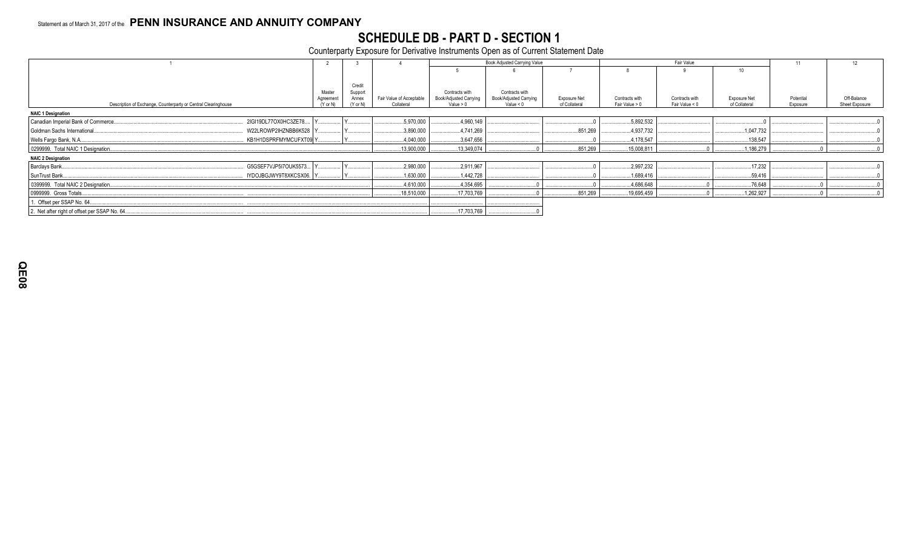Statement as of March 31, 2017 of the **PENN INSURANCE AND ANNUITY COMPANY**

# SCHEDULE DB - PART D - SECTION 1

Counterparty Exposure for Derivative Instruments Open as of Current Statement Date

| 1 | | 2 | 3 | 4 | Book Adjusted Carrying Value | | | Fair Value | | | 11 | 12 |
|---|---|---|---|---|---|---|---|---|---|---|---|---|
| | | | | | 5 | 6 | 7 | 8 | 9 | 10 | | |
| Description of Exchange, Counterparty or Central Clearinghouse | | Master Agreement (Y or N) | Credit Support Annex (Y or N) | Fair Value of Acceptable Collateral | Contracts with Book/Adjusted Carrying Value > 0 | Contracts with Book/Adjusted Carrying Value < 0 | Exposure Net of Collateral | Contracts with Fair Value > 0 | Contracts with Fair Value < 0 | Exposure Net of Collateral | Potential Exposure | Off-Balance Sheet Exposure |
| **NAIC 1 Designation** | | | | | | | | | | | | |
| Canadian Imperial Bank of Commerce | 2IGI19DL77OX0HC3ZE78 | Y | Y | 5,970,000 | 4,960,149 | | 0 | 5,892,532 | | 0 | | 0 |
| Goldman Sachs International | W22LROWP2IHZNBB6K528 | Y | Y | 3,890,000 | 4,741,269 | | 851,269 | 4,937,732 | | 1,047,732 | | 0 |
| Wells Fargo Bank, N.A. | KB1H1DSPRFMYMCUFXT09 | Y | Y | 4,040,000 | 3,647,656 | | 0 | 4,178,547 | | 138,547 | | 0 |
| 0299999. Total NAIC 1 Designation | | | | 13,900,000 | 13,349,074 | 0 | 851,269 | 15,008,811 | 0 | 1,186,279 | 0 | 0 |
| **NAIC 2 Designation** | | | | | | | | | | | | |
| Barclays Bank | G5GSEF7VJP5I7OUK5573 | Y | Y | 2,980,000 | 2,911,967 | | 0 | 2,997,232 | | 17,232 | | 0 |
| SunTrust Bank | IYDOJBGJWY9T8XKCSX06 | Y | Y | 1,630,000 | 1,442,728 | | 0 | 1,689,416 | | 59,416 | | 0 |
| 0399999. Total NAIC 2 Designation | | | | 4,610,000 | 4,354,695 | 0 | 0 | 4,686,648 | 0 | 76,648 | 0 | 0 |
| 0999999. Gross Totals | | | | 18,510,000 | 17,703,769 | 0 | 851,269 | 19,695,459 | 0 | 1,262,927 | 0 | 0 |
| 1. Offset per SSAP No. 64 | | | | | | | | | | | | |
| 2. Net after right of offset per SSAP No. 64 | | | | | 17,703,769 | 0 | | | | | | |

QE08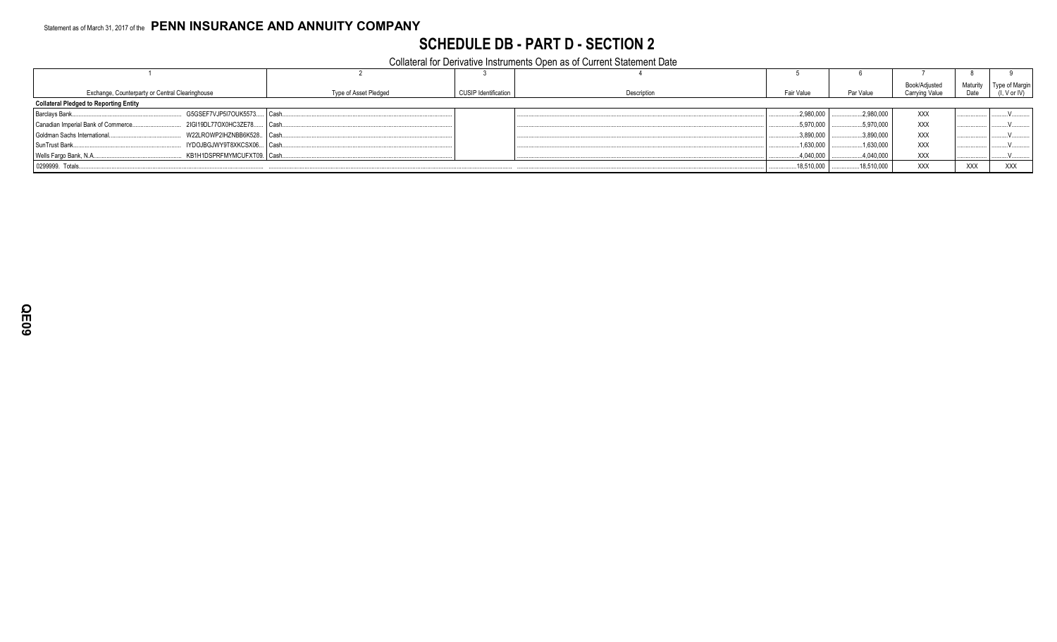Statement as of March 31, 2017 of the **PENN INSURANCE AND ANNUITY COMPANY**

# SCHEDULE DB - PART D - SECTION 2

Collateral for Derivative Instruments Open as of Current Statement Date

| 1 | | 2 | 3 | 4 | 5 | 6 | 7 | 8 | 9 |
|---|---|---|---|---|---|---|---|---|---|
| Exchange, Counterparty or Central Clearinghouse | | Type of Asset Pledged | CUSIP Identification | Description | Fair Value | Par Value | Book/Adjusted Carrying Value | Maturity Date | Type of Margin (I, V or IV) |
| **Collateral Pledged to Reporting Entity** | | | | | | | | | |
| Barclays Bank | G5GSEF7VJP5I7OUK5573 | Cash | | | 2,980,000 | 2,980,000 | XXX | | V |
| Canadian Imperial Bank of Commerce | 2IGI19DL77OX0HC3ZE78 | Cash | | | 5,970,000 | 5,970,000 | XXX | | V |
| Goldman Sachs International | W22LROWP2IHZNBB6K528 | Cash | | | 3,890,000 | 3,890,000 | XXX | | V |
| SunTrust Bank | IYDOJBGJWY9T8XKCSX06 | Cash | | | 1,630,000 | 1,630,000 | XXX | | V |
| Wells Fargo Bank, N.A. | KB1H1DSPRFMYMCUFXT09 | Cash | | | 4,040,000 | 4,040,000 | XXX | | V |
| 0299999. Totals | | | | | 18,510,000 | 18,510,000 | XXX | XXX | XXX |

QE09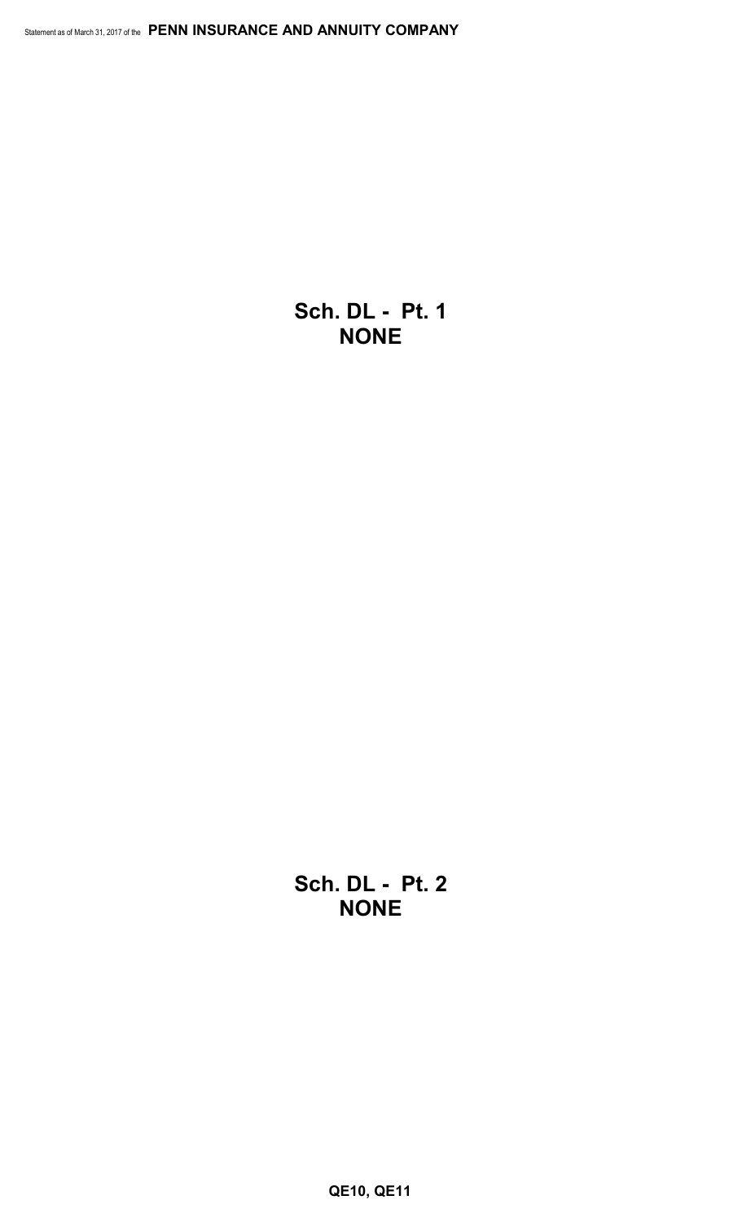## Sch. DL - Pt. 1
## NONE

## Sch. DL - Pt. 2
## NONE

**QE10, QE11**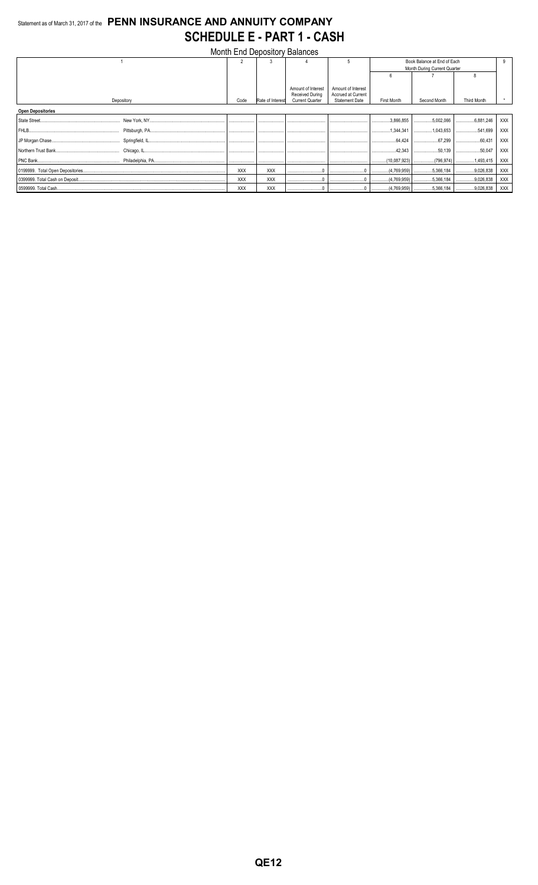Statement as of March 31, 2017 of the **PENN INSURANCE AND ANNUITY COMPANY**

# SCHEDULE E - PART 1 - CASH

Month End Depository Balances

| 1 | | 2 | 3 | 4 | 5 | Book Balance at End of Each Month During Current Quarter | | | 9 |
|---|---|---|---|---|---|---|---|---|---|
| | | | | | | 6 | 7 | 8 | |
| Depository | | Code | Rate of Interest | Amount of Interest Received During Current Quarter | Amount of Interest Accrued at Current Statement Date | First Month | Second Month | Third Month | * |
| **Open Depositories** | | | | | | | | | |
| State Street | New York, NY | | | | | 3,866,855 | 5,002,066 | 6,881,246 | XXX |
| FHLB | Pittsburgh, PA | | | | | 1,344,341 | 1,043,653 | 541,699 | XXX |
| JP Morgan Chase | Springfield, IL | | | | | 64,424 | 67,299 | 60,431 | XXX |
| Northern Trust Bank | Chicago, IL | | | | | 42,343 | 50,139 | 50,047 | XXX |
| PNC Bank | Philadelphia, PA | | | | | (10,087,923) | (796,974) | 1,493,415 | XXX |
| 0199999. Total Open Depositories | | XXX | XXX | 0 | 0 | (4,769,959) | 5,366,184 | 9,026,838 | XXX |
| 0399999. Total Cash on Deposit | | XXX | XXX | 0 | 0 | (4,769,959) | 5,366,184 | 9,026,838 | XXX |
| 0599999. Total Cash | | XXX | XXX | 0 | 0 | (4,769,959) | 5,366,184 | 9,026,838 | XXX |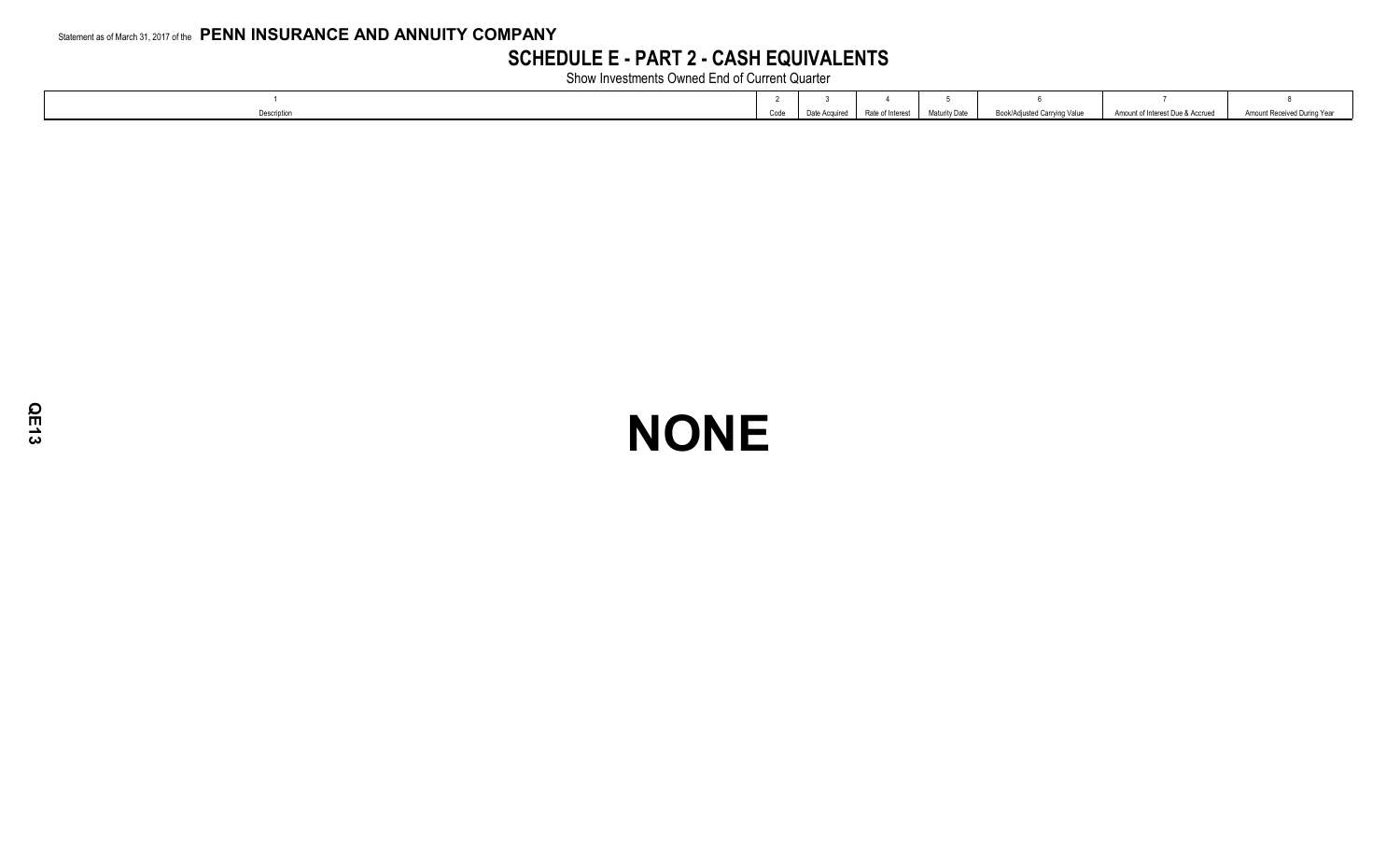Statement as of March 31, 2017 of the **PENN INSURANCE AND ANNUITY COMPANY**

# SCHEDULE E - PART 2 - CASH EQUIVALENTS

Show Investments Owned End of Current Quarter

| 1 | 2 | 3 | 4 | 5 | 6 | 7 | 8 |
|---|---|---|---|---|---|---|---|
| Description | Code | Date Acquired | Rate of Interest | Maturity Date | Book/Adjusted Carrying Value | Amount of Interest Due & Accrued | Amount Received During Year |

# NONE